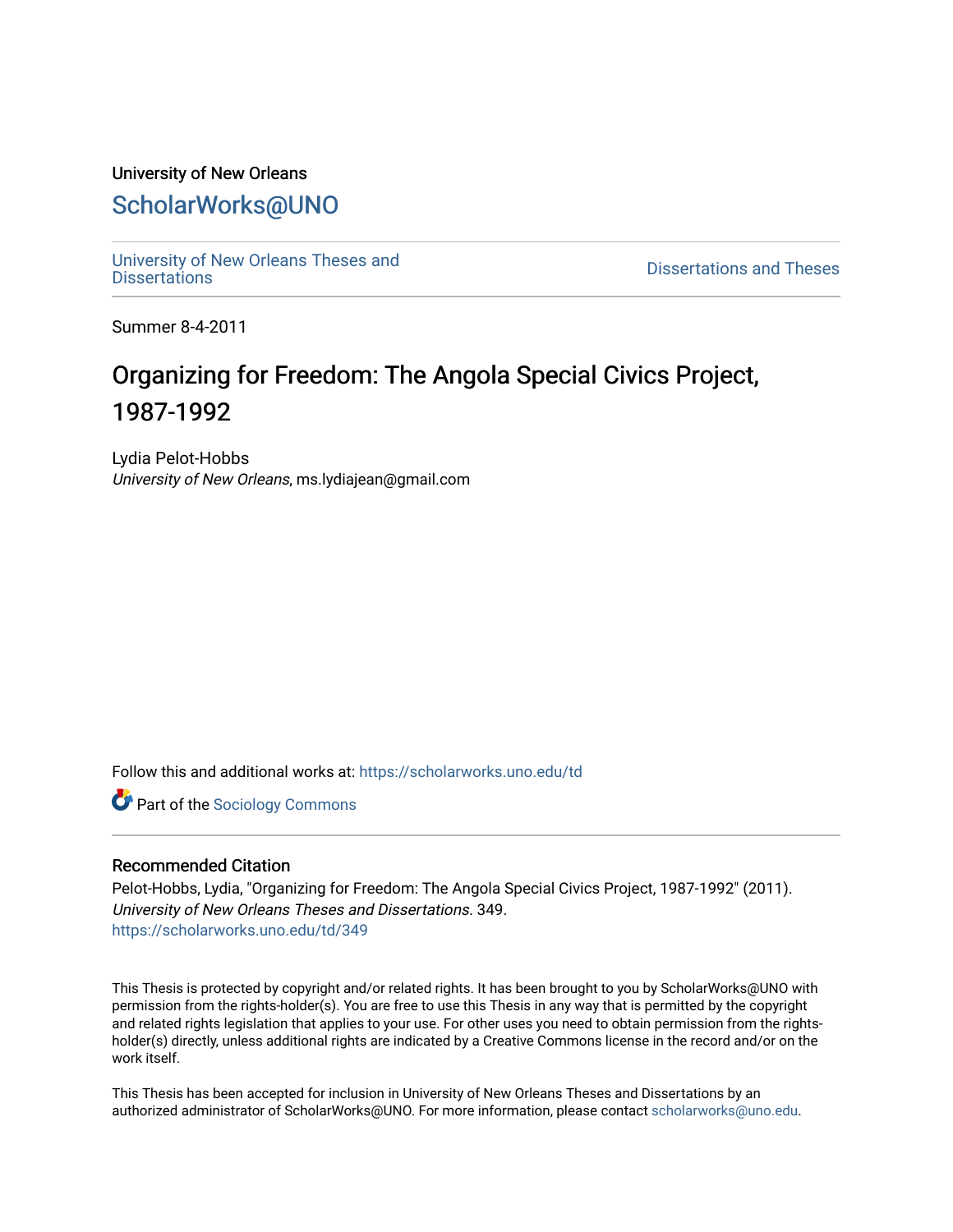University of New Orleans

# ScholarWorks@UNO

University of New Orleans Theses and Dissertations

Dissertations and Theses

Summer 8-4-2011

## Organizing for Freedom: The Angola Special Civics Project, 1987-1992

Lydia Pelot-Hobbs
*University of New Orleans*, ms.lydiajean@gmail.com

Follow this and additional works at: https://scholarworks.uno.edu/td

Part of the Sociology Commons

### Recommended Citation

Pelot-Hobbs, Lydia, "Organizing for Freedom: The Angola Special Civics Project, 1987-1992" (2011). *University of New Orleans Theses and Dissertations*. 349.
https://scholarworks.uno.edu/td/349

This Thesis is protected by copyright and/or related rights. It has been brought to you by ScholarWorks@UNO with permission from the rights-holder(s). You are free to use this Thesis in any way that is permitted by the copyright and related rights legislation that applies to your use. For other uses you need to obtain permission from the rights-holder(s) directly, unless additional rights are indicated by a Creative Commons license in the record and/or on the work itself.

This Thesis has been accepted for inclusion in University of New Orleans Theses and Dissertations by an authorized administrator of ScholarWorks@UNO. For more information, please contact scholarworks@uno.edu.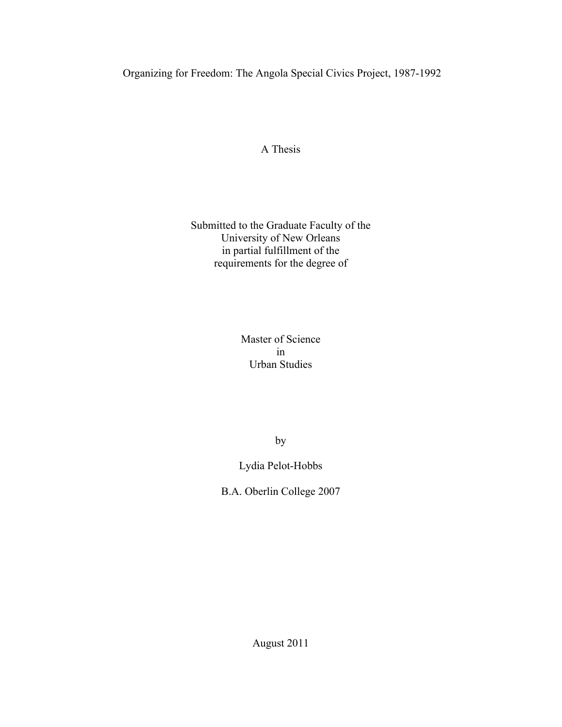# Organizing for Freedom: The Angola Special Civics Project, 1987-1992

A Thesis

Submitted to the Graduate Faculty of the
University of New Orleans
in partial fulfillment of the
requirements for the degree of

Master of Science
in
Urban Studies

by

Lydia Pelot-Hobbs

B.A. Oberlin College 2007

August 2011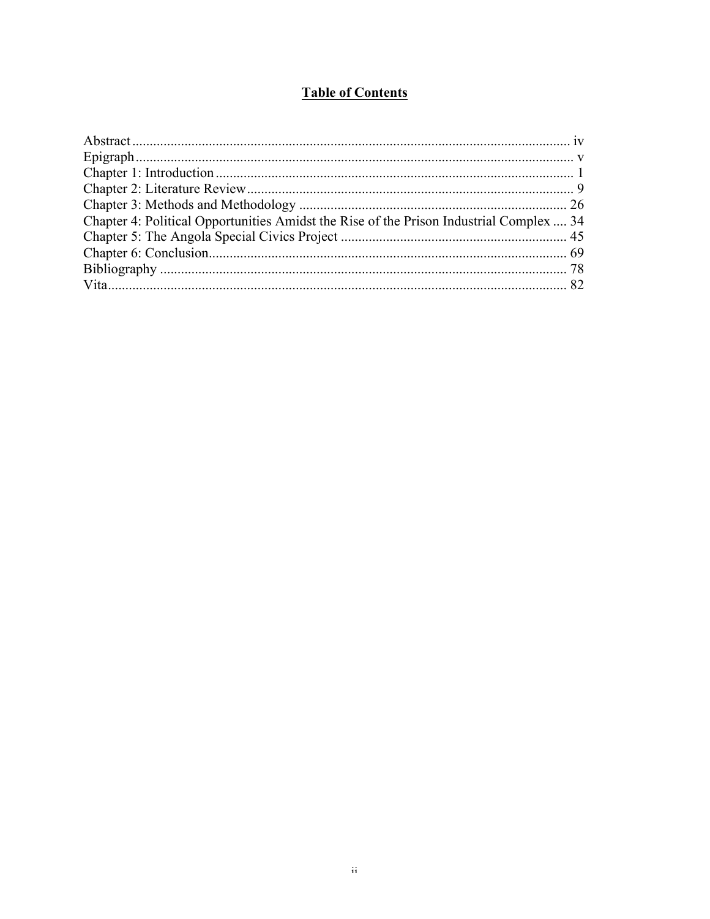# Table of Contents

Abstract .............................................................................................................................. iv
Epigraph .............................................................................................................................. v
Chapter 1: Introduction ....................................................................................................... 1
Chapter 2: Literature Review .............................................................................................. 9
Chapter 3: Methods and Methodology .............................................................................. 26
Chapter 4: Political Opportunities Amidst the Rise of the Prison Industrial Complex .... 34
Chapter 5: The Angola Special Civics Project .................................................................. 45
Chapter 6: Conclusion ....................................................................................................... 69
Bibliography ...................................................................................................................... 78
Vita .................................................................................................................................... 82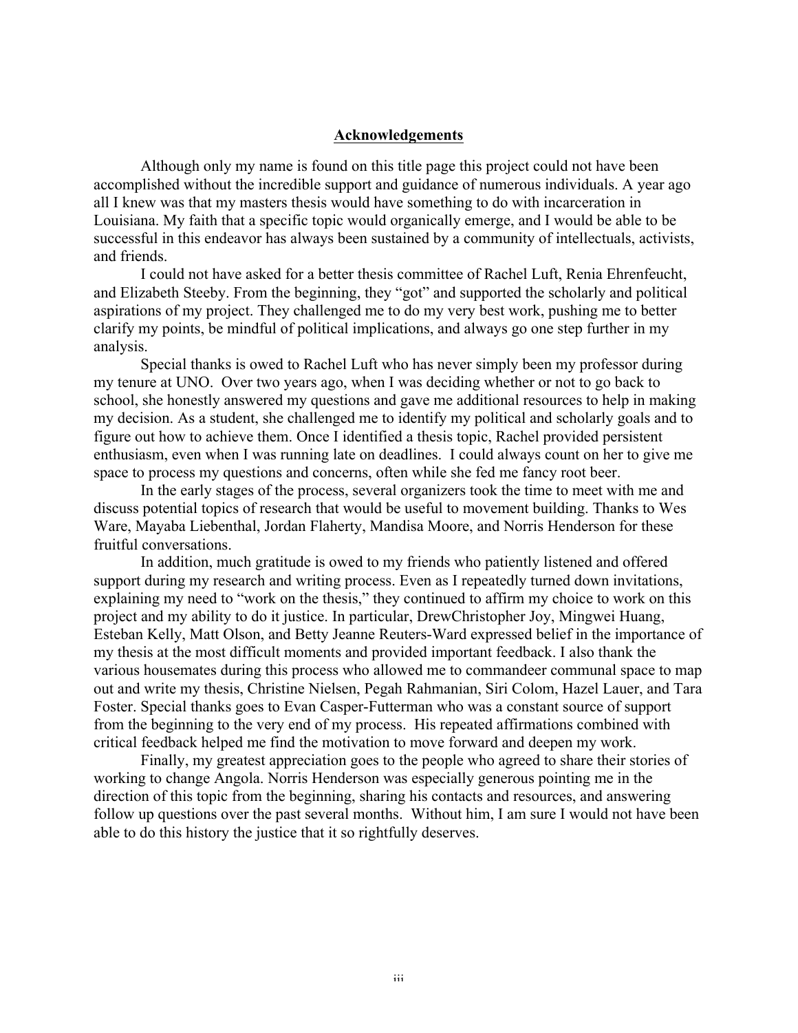## Acknowledgements

Although only my name is found on this title page this project could not have been accomplished without the incredible support and guidance of numerous individuals. A year ago all I knew was that my masters thesis would have something to do with incarceration in Louisiana. My faith that a specific topic would organically emerge, and I would be able to be successful in this endeavor has always been sustained by a community of intellectuals, activists, and friends.

I could not have asked for a better thesis committee of Rachel Luft, Renia Ehrenfeucht, and Elizabeth Steeby. From the beginning, they "got" and supported the scholarly and political aspirations of my project. They challenged me to do my very best work, pushing me to better clarify my points, be mindful of political implications, and always go one step further in my analysis.

Special thanks is owed to Rachel Luft who has never simply been my professor during my tenure at UNO. Over two years ago, when I was deciding whether or not to go back to school, she honestly answered my questions and gave me additional resources to help in making my decision. As a student, she challenged me to identify my political and scholarly goals and to figure out how to achieve them. Once I identified a thesis topic, Rachel provided persistent enthusiasm, even when I was running late on deadlines. I could always count on her to give me space to process my questions and concerns, often while she fed me fancy root beer.

In the early stages of the process, several organizers took the time to meet with me and discuss potential topics of research that would be useful to movement building. Thanks to Wes Ware, Mayaba Liebenthal, Jordan Flaherty, Mandisa Moore, and Norris Henderson for these fruitful conversations.

In addition, much gratitude is owed to my friends who patiently listened and offered support during my research and writing process. Even as I repeatedly turned down invitations, explaining my need to "work on the thesis," they continued to affirm my choice to work on this project and my ability to do it justice. In particular, DrewChristopher Joy, Mingwei Huang, Esteban Kelly, Matt Olson, and Betty Jeanne Reuters-Ward expressed belief in the importance of my thesis at the most difficult moments and provided important feedback. I also thank the various housemates during this process who allowed me to commandeer communal space to map out and write my thesis, Christine Nielsen, Pegah Rahmanian, Siri Colom, Hazel Lauer, and Tara Foster. Special thanks goes to Evan Casper-Futterman who was a constant source of support from the beginning to the very end of my process. His repeated affirmations combined with critical feedback helped me find the motivation to move forward and deepen my work.

Finally, my greatest appreciation goes to the people who agreed to share their stories of working to change Angola. Norris Henderson was especially generous pointing me in the direction of this topic from the beginning, sharing his contacts and resources, and answering follow up questions over the past several months. Without him, I am sure I would not have been able to do this history the justice that it so rightfully deserves.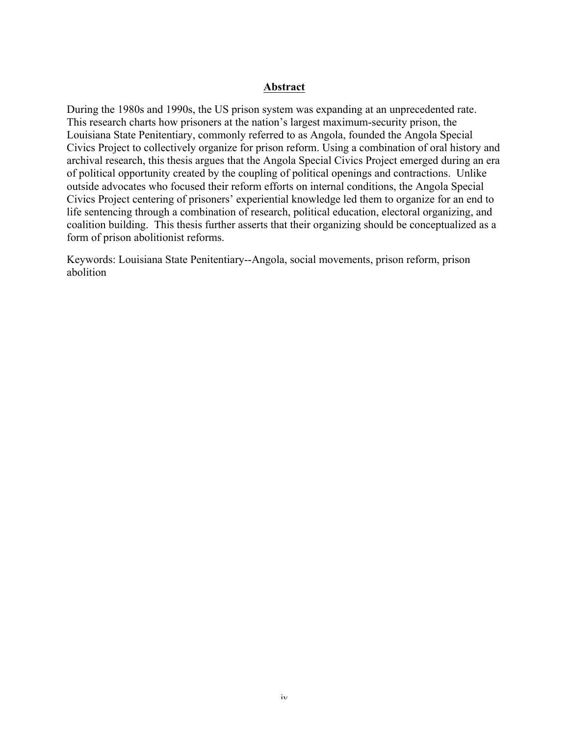## Abstract

During the 1980s and 1990s, the US prison system was expanding at an unprecedented rate. This research charts how prisoners at the nation's largest maximum-security prison, the Louisiana State Penitentiary, commonly referred to as Angola, founded the Angola Special Civics Project to collectively organize for prison reform. Using a combination of oral history and archival research, this thesis argues that the Angola Special Civics Project emerged during an era of political opportunity created by the coupling of political openings and contractions. Unlike outside advocates who focused their reform efforts on internal conditions, the Angola Special Civics Project centering of prisoners' experiential knowledge led them to organize for an end to life sentencing through a combination of research, political education, electoral organizing, and coalition building. This thesis further asserts that their organizing should be conceptualized as a form of prison abolitionist reforms.

Keywords: Louisiana State Penitentiary--Angola, social movements, prison reform, prison abolition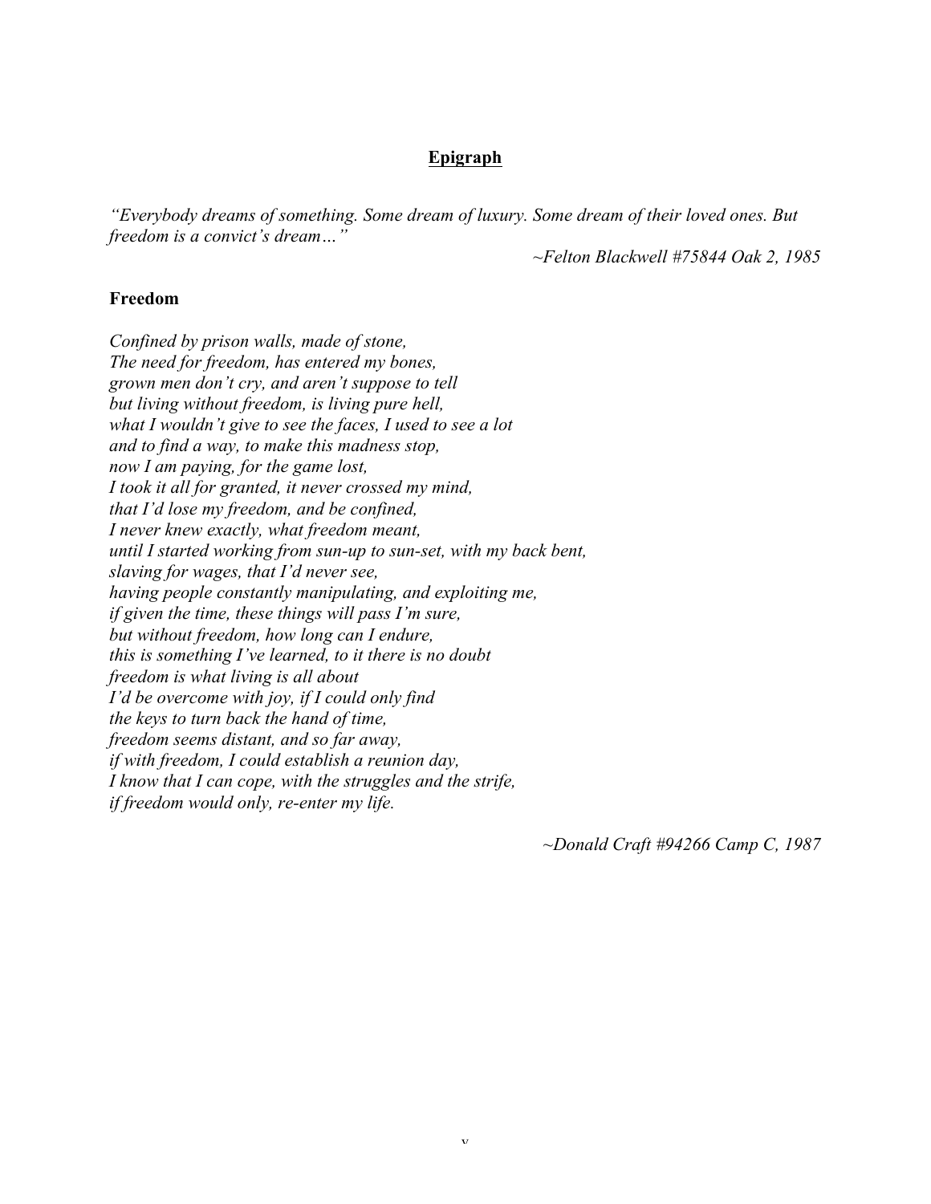## Epigraph

*"Everybody dreams of something. Some dream of luxury. Some dream of their loved ones. But freedom is a convict's dream…"*

*~Felton Blackwell #75844 Oak 2, 1985*

**Freedom**

*Confined by prison walls, made of stone,*
*The need for freedom, has entered my bones,*
*grown men don't cry, and aren't suppose to tell*
*but living without freedom, is living pure hell,*
*what I wouldn't give to see the faces, I used to see a lot*
*and to find a way, to make this madness stop,*
*now I am paying, for the game lost,*
*I took it all for granted, it never crossed my mind,*
*that I'd lose my freedom, and be confined,*
*I never knew exactly, what freedom meant,*
*until I started working from sun-up to sun-set, with my back bent,*
*slaving for wages, that I'd never see,*
*having people constantly manipulating, and exploiting me,*
*if given the time, these things will pass I'm sure,*
*but without freedom, how long can I endure,*
*this is something I've learned, to it there is no doubt*
*freedom is what living is all about*
*I'd be overcome with joy, if I could only find*
*the keys to turn back the hand of time,*
*freedom seems distant, and so far away,*
*if with freedom, I could establish a reunion day,*
*I know that I can cope, with the struggles and the strife,*
*if freedom would only, re-enter my life.*

*~Donald Craft #94266 Camp C, 1987*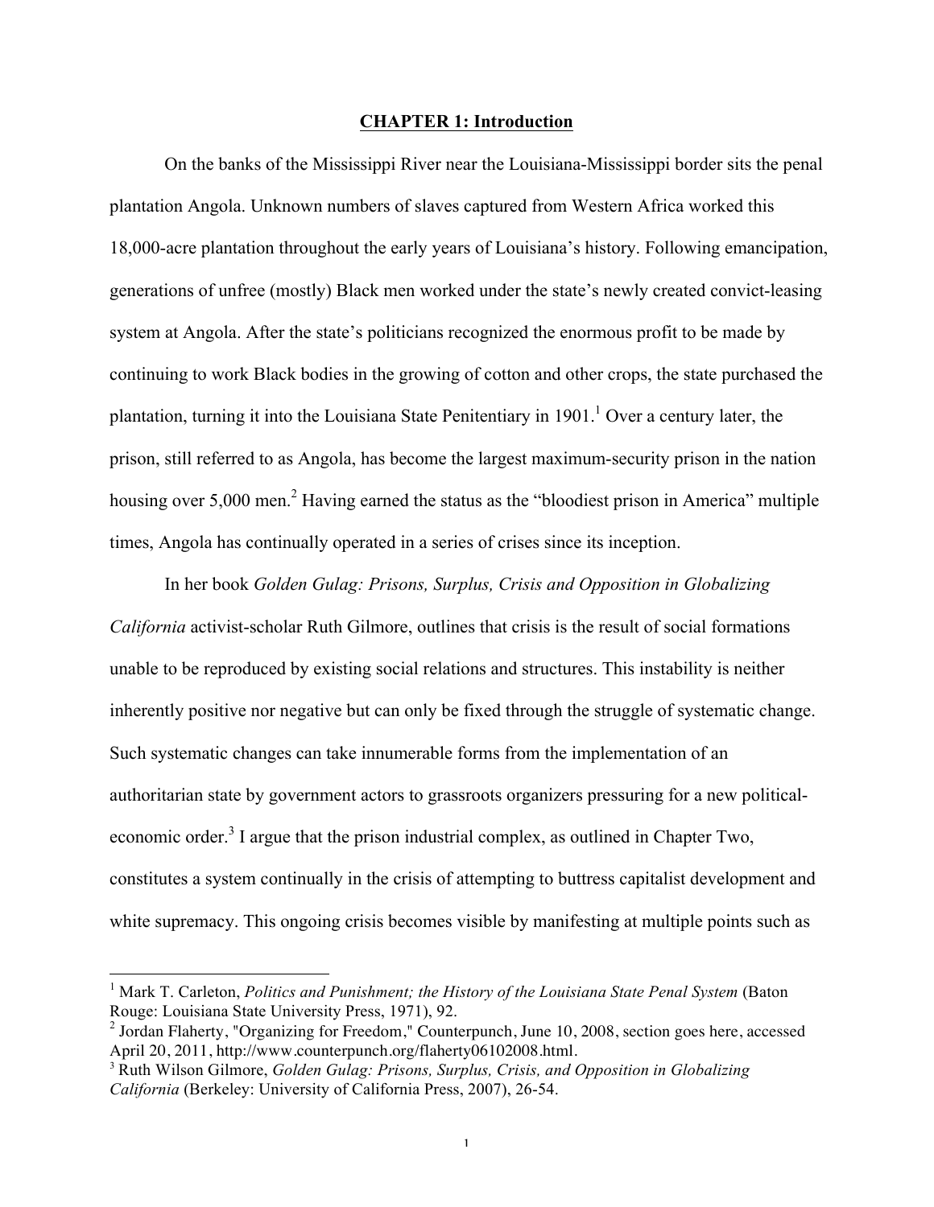# CHAPTER 1: Introduction

On the banks of the Mississippi River near the Louisiana-Mississippi border sits the penal plantation Angola. Unknown numbers of slaves captured from Western Africa worked this 18,000-acre plantation throughout the early years of Louisiana's history. Following emancipation, generations of unfree (mostly) Black men worked under the state's newly created convict-leasing system at Angola. After the state's politicians recognized the enormous profit to be made by continuing to work Black bodies in the growing of cotton and other crops, the state purchased the plantation, turning it into the Louisiana State Penitentiary in 1901.[1] Over a century later, the prison, still referred to as Angola, has become the largest maximum-security prison in the nation housing over 5,000 men.[2] Having earned the status as the "bloodiest prison in America" multiple times, Angola has continually operated in a series of crises since its inception.

In her book *Golden Gulag: Prisons, Surplus, Crisis and Opposition in Globalizing California* activist-scholar Ruth Gilmore, outlines that crisis is the result of social formations unable to be reproduced by existing social relations and structures. This instability is neither inherently positive nor negative but can only be fixed through the struggle of systematic change. Such systematic changes can take innumerable forms from the implementation of an authoritarian state by government actors to grassroots organizers pressuring for a new political-economic order.[3] I argue that the prison industrial complex, as outlined in Chapter Two, constitutes a system continually in the crisis of attempting to buttress capitalist development and white supremacy. This ongoing crisis becomes visible by manifesting at multiple points such as

---

[1] Mark T. Carleton, *Politics and Punishment; the History of the Louisiana State Penal System* (Baton Rouge: Louisiana State University Press, 1971), 92.

[2] Jordan Flaherty, "Organizing for Freedom," Counterpunch, June 10, 2008, section goes here, accessed April 20, 2011, http://www.counterpunch.org/flaherty06102008.html.

[3] Ruth Wilson Gilmore, *Golden Gulag: Prisons, Surplus, Crisis, and Opposition in Globalizing California* (Berkeley: University of California Press, 2007), 26-54.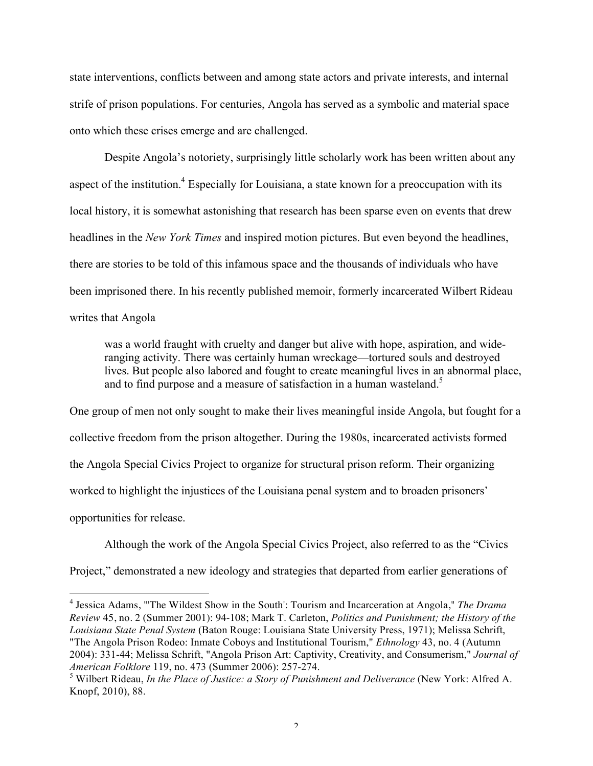state interventions, conflicts between and among state actors and private interests, and internal strife of prison populations. For centuries, Angola has served as a symbolic and material space onto which these crises emerge and are challenged.

Despite Angola's notoriety, surprisingly little scholarly work has been written about any aspect of the institution.[4] Especially for Louisiana, a state known for a preoccupation with its local history, it is somewhat astonishing that research has been sparse even on events that drew headlines in the *New York Times* and inspired motion pictures. But even beyond the headlines, there are stories to be told of this infamous space and the thousands of individuals who have been imprisoned there. In his recently published memoir, formerly incarcerated Wilbert Rideau writes that Angola

> was a world fraught with cruelty and danger but alive with hope, aspiration, and wide-ranging activity. There was certainly human wreckage—tortured souls and destroyed lives. But people also labored and fought to create meaningful lives in an abnormal place, and to find purpose and a measure of satisfaction in a human wasteland.[5]

One group of men not only sought to make their lives meaningful inside Angola, but fought for a collective freedom from the prison altogether. During the 1980s, incarcerated activists formed the Angola Special Civics Project to organize for structural prison reform. Their organizing worked to highlight the injustices of the Louisiana penal system and to broaden prisoners' opportunities for release.

Although the work of the Angola Special Civics Project, also referred to as the "Civics Project," demonstrated a new ideology and strategies that departed from earlier generations of

---

[4] Jessica Adams, "'The Wildest Show in the South': Tourism and Incarceration at Angola," *The Drama Review* 45, no. 2 (Summer 2001): 94-108; Mark T. Carleton, *Politics and Punishment; the History of the Louisiana State Penal System* (Baton Rouge: Louisiana State University Press, 1971); Melissa Schrift, "The Angola Prison Rodeo: Inmate Coboys and Institutional Tourism," *Ethnology* 43, no. 4 (Autumn 2004): 331-44; Melissa Schrift, "Angola Prison Art: Captivity, Creativity, and Consumerism," *Journal of American Folklore* 119, no. 473 (Summer 2006): 257-274.

[5] Wilbert Rideau, *In the Place of Justice: a Story of Punishment and Deliverance* (New York: Alfred A. Knopf, 2010), 88.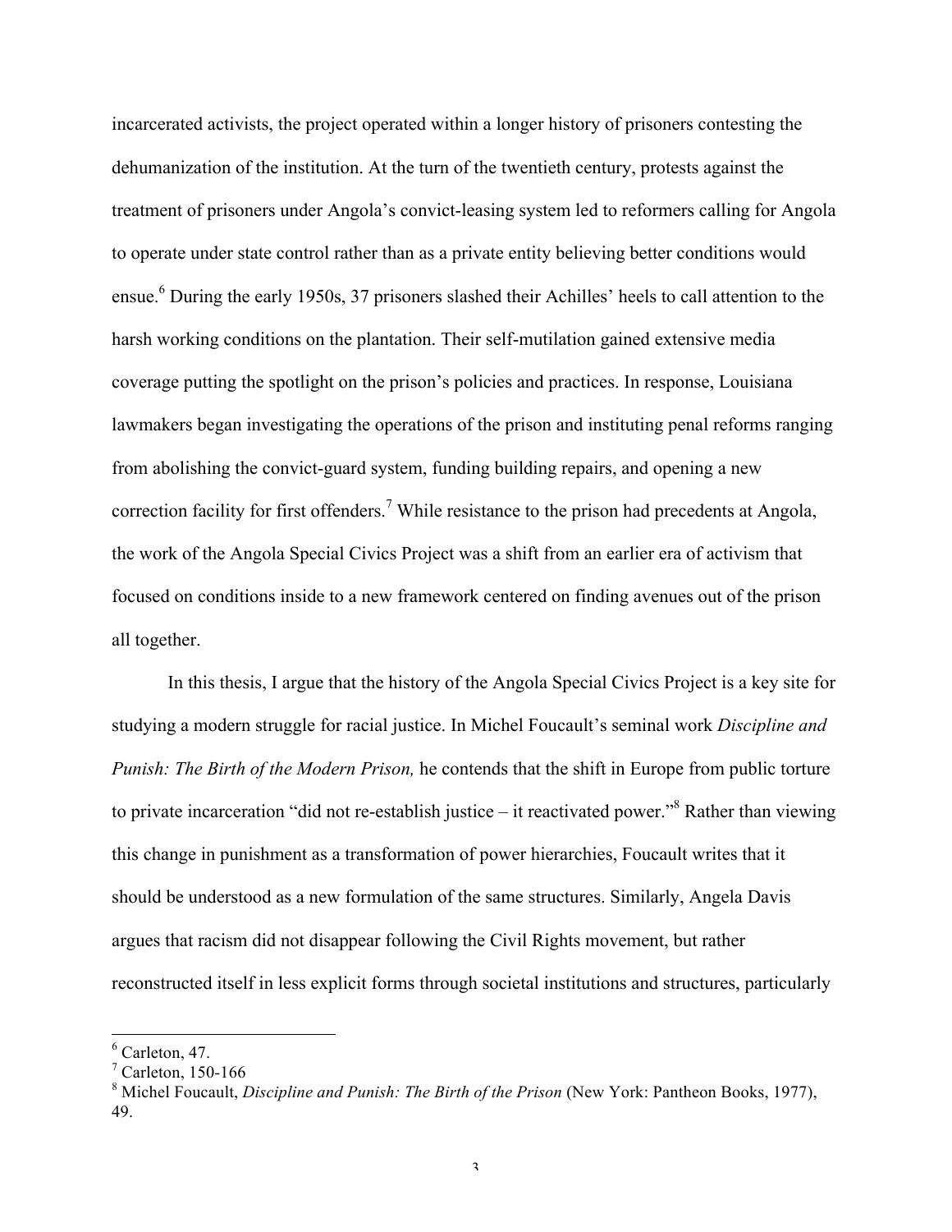incarcerated activists, the project operated within a longer history of prisoners contesting the dehumanization of the institution. At the turn of the twentieth century, protests against the treatment of prisoners under Angola's convict-leasing system led to reformers calling for Angola to operate under state control rather than as a private entity believing better conditions would ensue.[6] During the early 1950s, 37 prisoners slashed their Achilles' heels to call attention to the harsh working conditions on the plantation. Their self-mutilation gained extensive media coverage putting the spotlight on the prison's policies and practices. In response, Louisiana lawmakers began investigating the operations of the prison and instituting penal reforms ranging from abolishing the convict-guard system, funding building repairs, and opening a new correction facility for first offenders.[7] While resistance to the prison had precedents at Angola, the work of the Angola Special Civics Project was a shift from an earlier era of activism that focused on conditions inside to a new framework centered on finding avenues out of the prison all together.

In this thesis, I argue that the history of the Angola Special Civics Project is a key site for studying a modern struggle for racial justice. In Michel Foucault's seminal work *Discipline and Punish: The Birth of the Modern Prison,* he contends that the shift in Europe from public torture to private incarceration "did not re-establish justice – it reactivated power."[8] Rather than viewing this change in punishment as a transformation of power hierarchies, Foucault writes that it should be understood as a new formulation of the same structures. Similarly, Angela Davis argues that racism did not disappear following the Civil Rights movement, but rather reconstructed itself in less explicit forms through societal institutions and structures, particularly

---

[6] Carleton, 47.

[7] Carleton, 150-166

[8] Michel Foucault, *Discipline and Punish: The Birth of the Prison* (New York: Pantheon Books, 1977), 49.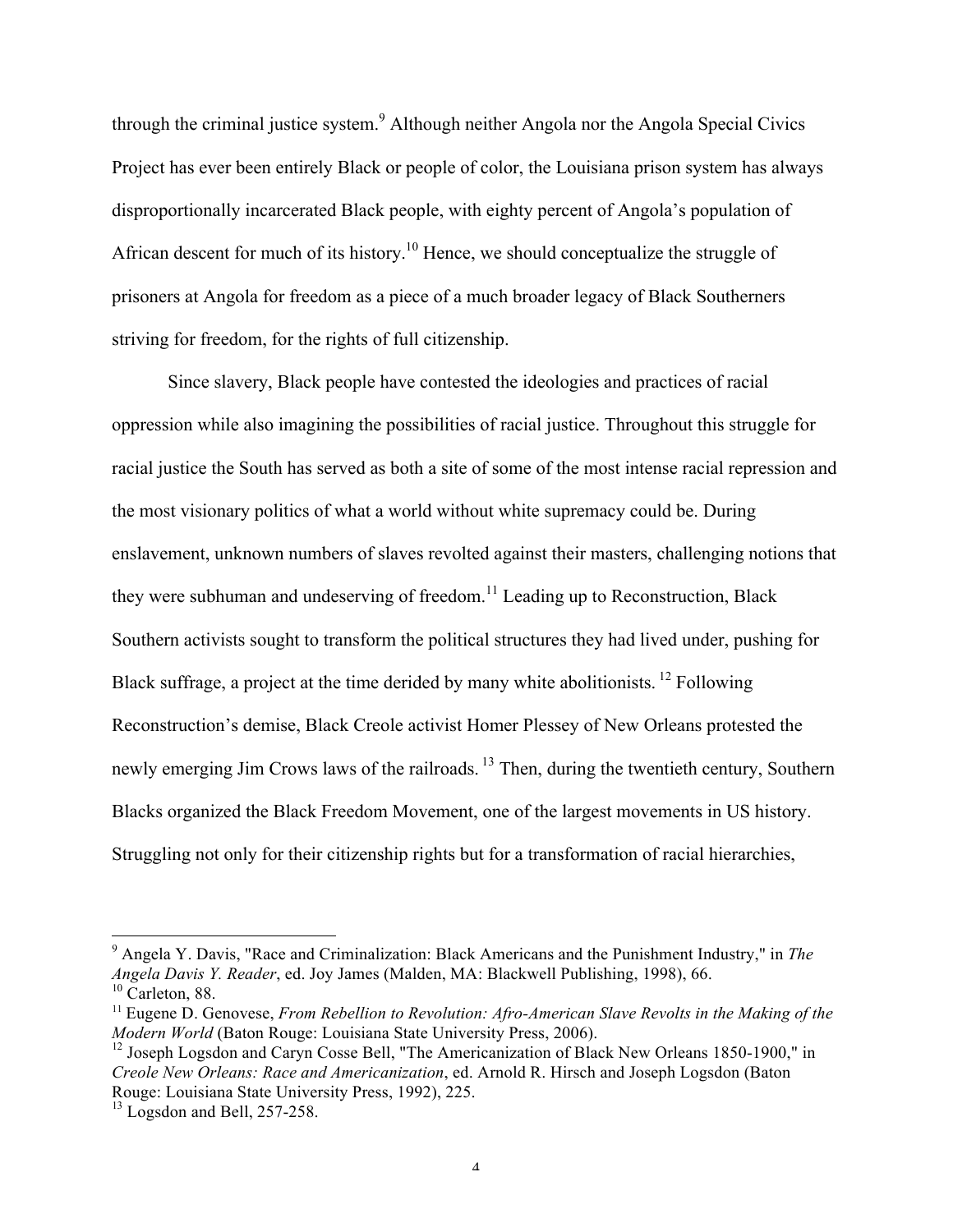through the criminal justice system.[9] Although neither Angola nor the Angola Special Civics Project has ever been entirely Black or people of color, the Louisiana prison system has always disproportionally incarcerated Black people, with eighty percent of Angola's population of African descent for much of its history.[10] Hence, we should conceptualize the struggle of prisoners at Angola for freedom as a piece of a much broader legacy of Black Southerners striving for freedom, for the rights of full citizenship.

Since slavery, Black people have contested the ideologies and practices of racial oppression while also imagining the possibilities of racial justice. Throughout this struggle for racial justice the South has served as both a site of some of the most intense racial repression and the most visionary politics of what a world without white supremacy could be. During enslavement, unknown numbers of slaves revolted against their masters, challenging notions that they were subhuman and undeserving of freedom.[11] Leading up to Reconstruction, Black Southern activists sought to transform the political structures they had lived under, pushing for Black suffrage, a project at the time derided by many white abolitionists. [12] Following Reconstruction's demise, Black Creole activist Homer Plessey of New Orleans protested the newly emerging Jim Crows laws of the railroads. [13] Then, during the twentieth century, Southern Blacks organized the Black Freedom Movement, one of the largest movements in US history. Struggling not only for their citizenship rights but for a transformation of racial hierarchies,

---

[9] Angela Y. Davis, "Race and Criminalization: Black Americans and the Punishment Industry," in *The Angela Davis Y. Reader*, ed. Joy James (Malden, MA: Blackwell Publishing, 1998), 66.

[10] Carleton, 88.

[11] Eugene D. Genovese, *From Rebellion to Revolution: Afro-American Slave Revolts in the Making of the Modern World* (Baton Rouge: Louisiana State University Press, 2006).

[12] Joseph Logsdon and Caryn Cosse Bell, "The Americanization of Black New Orleans 1850-1900," in *Creole New Orleans: Race and Americanization*, ed. Arnold R. Hirsch and Joseph Logsdon (Baton Rouge: Louisiana State University Press, 1992), 225.

[13] Logsdon and Bell, 257-258.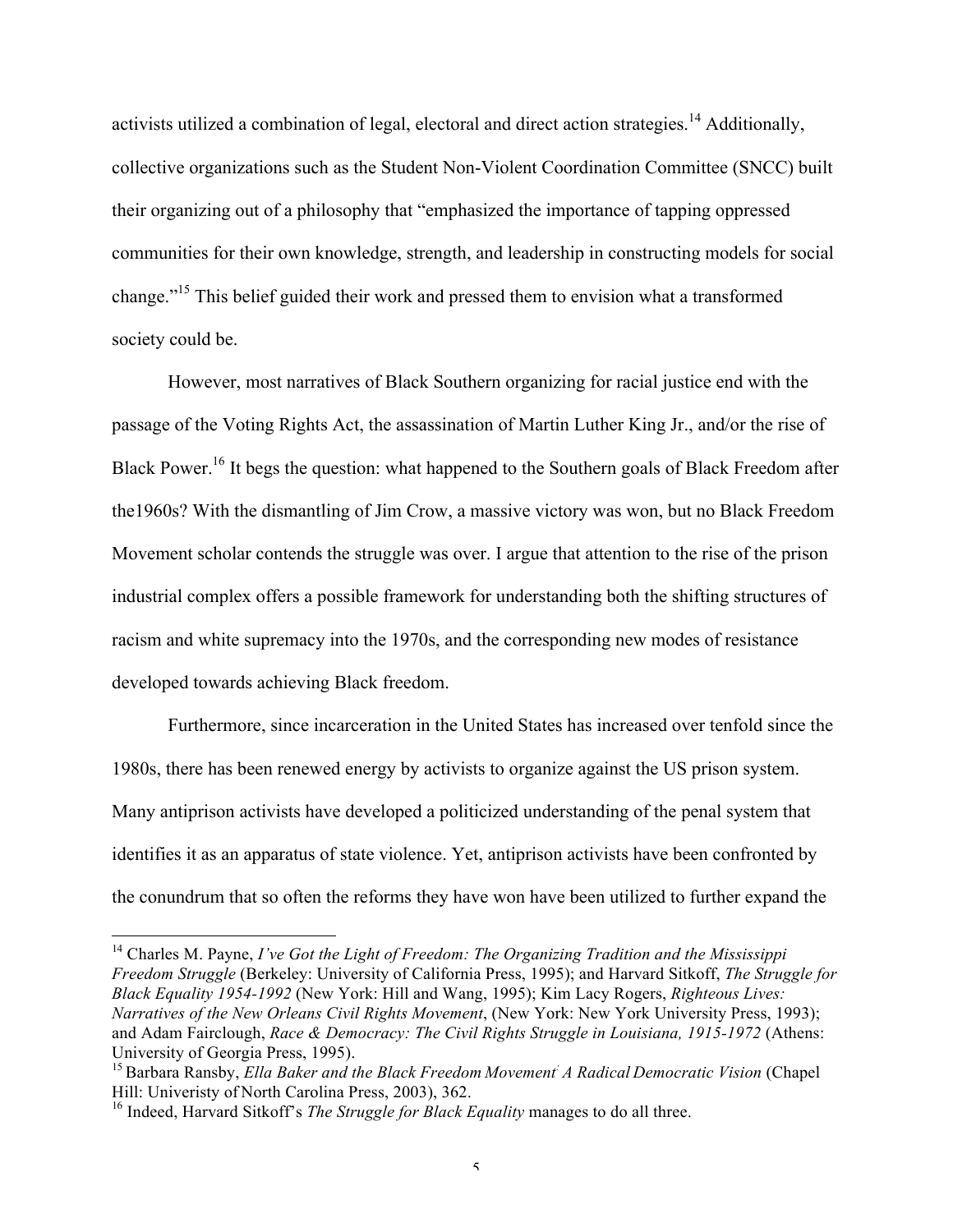activists utilized a combination of legal, electoral and direct action strategies.[14] Additionally, collective organizations such as the Student Non-Violent Coordination Committee (SNCC) built their organizing out of a philosophy that "emphasized the importance of tapping oppressed communities for their own knowledge, strength, and leadership in constructing models for social change."[15] This belief guided their work and pressed them to envision what a transformed society could be.

However, most narratives of Black Southern organizing for racial justice end with the passage of the Voting Rights Act, the assassination of Martin Luther King Jr., and/or the rise of Black Power.[16] It begs the question: what happened to the Southern goals of Black Freedom after the1960s? With the dismantling of Jim Crow, a massive victory was won, but no Black Freedom Movement scholar contends the struggle was over. I argue that attention to the rise of the prison industrial complex offers a possible framework for understanding both the shifting structures of racism and white supremacy into the 1970s, and the corresponding new modes of resistance developed towards achieving Black freedom.

Furthermore, since incarceration in the United States has increased over tenfold since the 1980s, there has been renewed energy by activists to organize against the US prison system. Many antiprison activists have developed a politicized understanding of the penal system that identifies it as an apparatus of state violence. Yet, antiprison activists have been confronted by the conundrum that so often the reforms they have won have been utilized to further expand the

---

[14] Charles M. Payne, *I've Got the Light of Freedom: The Organizing Tradition and the Mississippi Freedom Struggle* (Berkeley: University of California Press, 1995); and Harvard Sitkoff, *The Struggle for Black Equality 1954-1992* (New York: Hill and Wang, 1995); Kim Lacy Rogers, *Righteous Lives: Narratives of the New Orleans Civil Rights Movement*, (New York: New York University Press, 1993); and Adam Fairclough, *Race & Democracy: The Civil Rights Struggle in Louisiana, 1915-1972* (Athens: University of Georgia Press, 1995).

[15] Barbara Ransby, *Ella Baker and the Black Freedom Movement: A Radical Democratic Vision* (Chapel Hill: Univeristy of North Carolina Press, 2003), 362.

[16] Indeed, Harvard Sitkoff's *The Struggle for Black Equality* manages to do all three.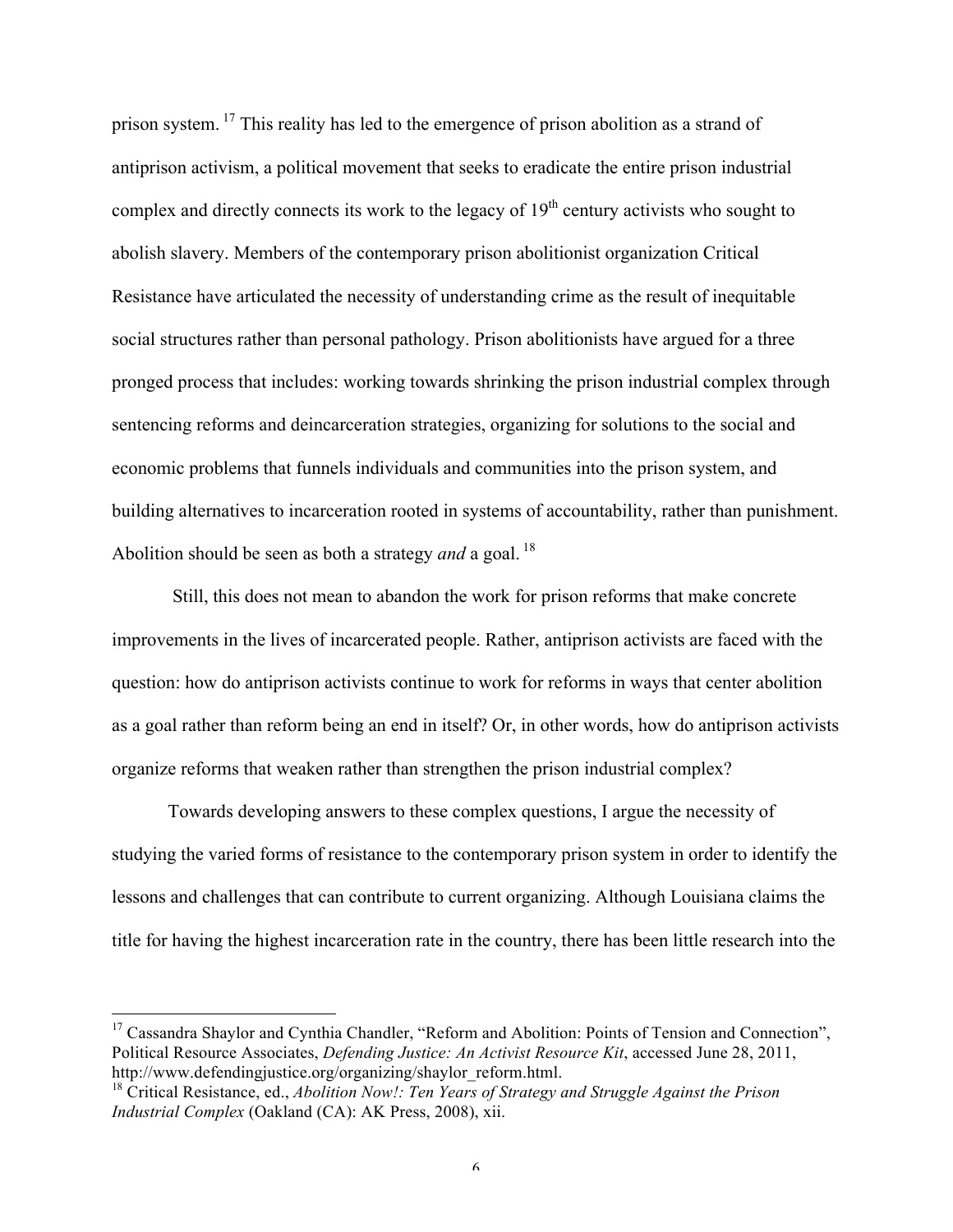prison system.[17] This reality has led to the emergence of prison abolition as a strand of antiprison activism, a political movement that seeks to eradicate the entire prison industrial complex and directly connects its work to the legacy of 19th century activists who sought to abolish slavery. Members of the contemporary prison abolitionist organization Critical Resistance have articulated the necessity of understanding crime as the result of inequitable social structures rather than personal pathology. Prison abolitionists have argued for a three pronged process that includes: working towards shrinking the prison industrial complex through sentencing reforms and deincarceration strategies, organizing for solutions to the social and economic problems that funnels individuals and communities into the prison system, and building alternatives to incarceration rooted in systems of accountability, rather than punishment. Abolition should be seen as both a strategy *and* a goal.[18]

Still, this does not mean to abandon the work for prison reforms that make concrete improvements in the lives of incarcerated people. Rather, antiprison activists are faced with the question: how do antiprison activists continue to work for reforms in ways that center abolition as a goal rather than reform being an end in itself? Or, in other words, how do antiprison activists organize reforms that weaken rather than strengthen the prison industrial complex?

Towards developing answers to these complex questions, I argue the necessity of studying the varied forms of resistance to the contemporary prison system in order to identify the lessons and challenges that can contribute to current organizing. Although Louisiana claims the title for having the highest incarceration rate in the country, there has been little research into the

---

[17] Cassandra Shaylor and Cynthia Chandler, "Reform and Abolition: Points of Tension and Connection", Political Resource Associates, *Defending Justice: An Activist Resource Kit*, accessed June 28, 2011, http://www.defendingjustice.org/organizing/shaylor_reform.html.

[18] Critical Resistance, ed., *Abolition Now!: Ten Years of Strategy and Struggle Against the Prison Industrial Complex* (Oakland (CA): AK Press, 2008), xii.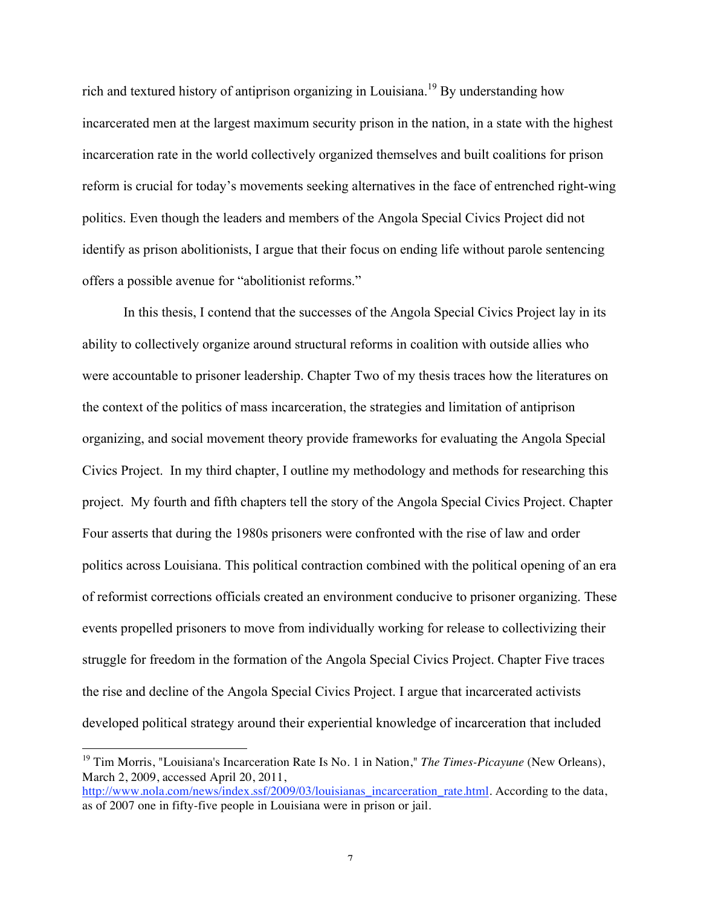rich and textured history of antiprison organizing in Louisiana.[19] By understanding how incarcerated men at the largest maximum security prison in the nation, in a state with the highest incarceration rate in the world collectively organized themselves and built coalitions for prison reform is crucial for today's movements seeking alternatives in the face of entrenched right-wing politics. Even though the leaders and members of the Angola Special Civics Project did not identify as prison abolitionists, I argue that their focus on ending life without parole sentencing offers a possible avenue for "abolitionist reforms."

In this thesis, I contend that the successes of the Angola Special Civics Project lay in its ability to collectively organize around structural reforms in coalition with outside allies who were accountable to prisoner leadership. Chapter Two of my thesis traces how the literatures on the context of the politics of mass incarceration, the strategies and limitation of antiprison organizing, and social movement theory provide frameworks for evaluating the Angola Special Civics Project. In my third chapter, I outline my methodology and methods for researching this project. My fourth and fifth chapters tell the story of the Angola Special Civics Project. Chapter Four asserts that during the 1980s prisoners were confronted with the rise of law and order politics across Louisiana. This political contraction combined with the political opening of an era of reformist corrections officials created an environment conducive to prisoner organizing. These events propelled prisoners to move from individually working for release to collectivizing their struggle for freedom in the formation of the Angola Special Civics Project. Chapter Five traces the rise and decline of the Angola Special Civics Project. I argue that incarcerated activists developed political strategy around their experiential knowledge of incarceration that included

---

[19] Tim Morris, "Louisiana's Incarceration Rate Is No. 1 in Nation," *The Times-Picayune* (New Orleans), March 2, 2009, accessed April 20, 2011, http://www.nola.com/news/index.ssf/2009/03/louisianas_incarceration_rate.html. According to the data, as of 2007 one in fifty-five people in Louisiana were in prison or jail.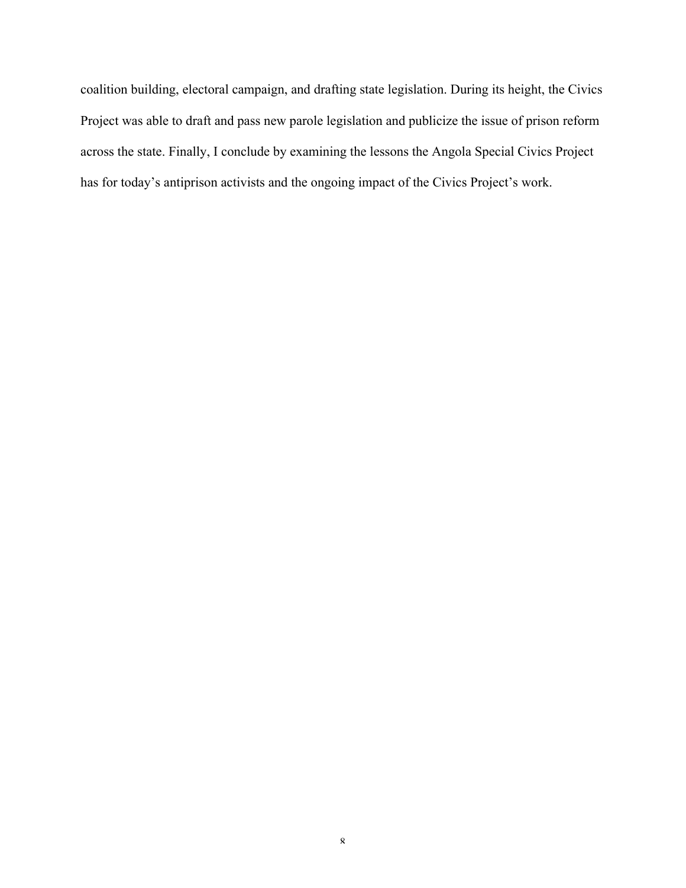coalition building, electoral campaign, and drafting state legislation. During its height, the Civics Project was able to draft and pass new parole legislation and publicize the issue of prison reform across the state. Finally, I conclude by examining the lessons the Angola Special Civics Project has for today's antiprison activists and the ongoing impact of the Civics Project's work.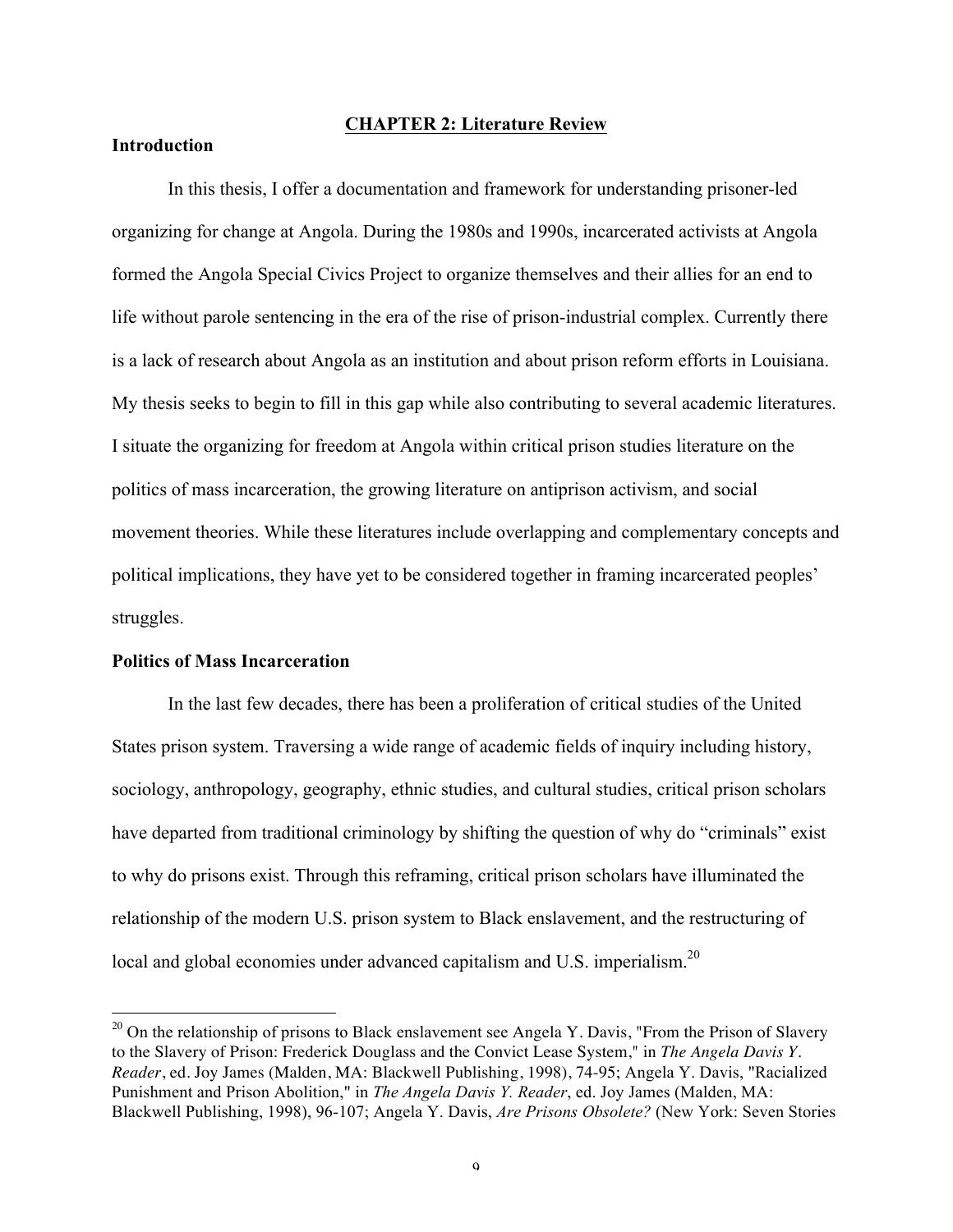## CHAPTER 2: Literature Review

### Introduction

In this thesis, I offer a documentation and framework for understanding prisoner-led organizing for change at Angola. During the 1980s and 1990s, incarcerated activists at Angola formed the Angola Special Civics Project to organize themselves and their allies for an end to life without parole sentencing in the era of the rise of prison-industrial complex. Currently there is a lack of research about Angola as an institution and about prison reform efforts in Louisiana. My thesis seeks to begin to fill in this gap while also contributing to several academic literatures. I situate the organizing for freedom at Angola within critical prison studies literature on the politics of mass incarceration, the growing literature on antiprison activism, and social movement theories. While these literatures include overlapping and complementary concepts and political implications, they have yet to be considered together in framing incarcerated peoples' struggles.

### Politics of Mass Incarceration

In the last few decades, there has been a proliferation of critical studies of the United States prison system. Traversing a wide range of academic fields of inquiry including history, sociology, anthropology, geography, ethnic studies, and cultural studies, critical prison scholars have departed from traditional criminology by shifting the question of why do "criminals" exist to why do prisons exist. Through this reframing, critical prison scholars have illuminated the relationship of the modern U.S. prison system to Black enslavement, and the restructuring of local and global economies under advanced capitalism and U.S. imperialism.[20]

---

[20] On the relationship of prisons to Black enslavement see Angela Y. Davis, "From the Prison of Slavery to the Slavery of Prison: Frederick Douglass and the Convict Lease System," in *The Angela Davis Y. Reader*, ed. Joy James (Malden, MA: Blackwell Publishing, 1998), 74-95; Angela Y. Davis, "Racialized Punishment and Prison Abolition," in *The Angela Davis Y. Reader*, ed. Joy James (Malden, MA: Blackwell Publishing, 1998), 96-107; Angela Y. Davis, *Are Prisons Obsolete?* (New York: Seven Stories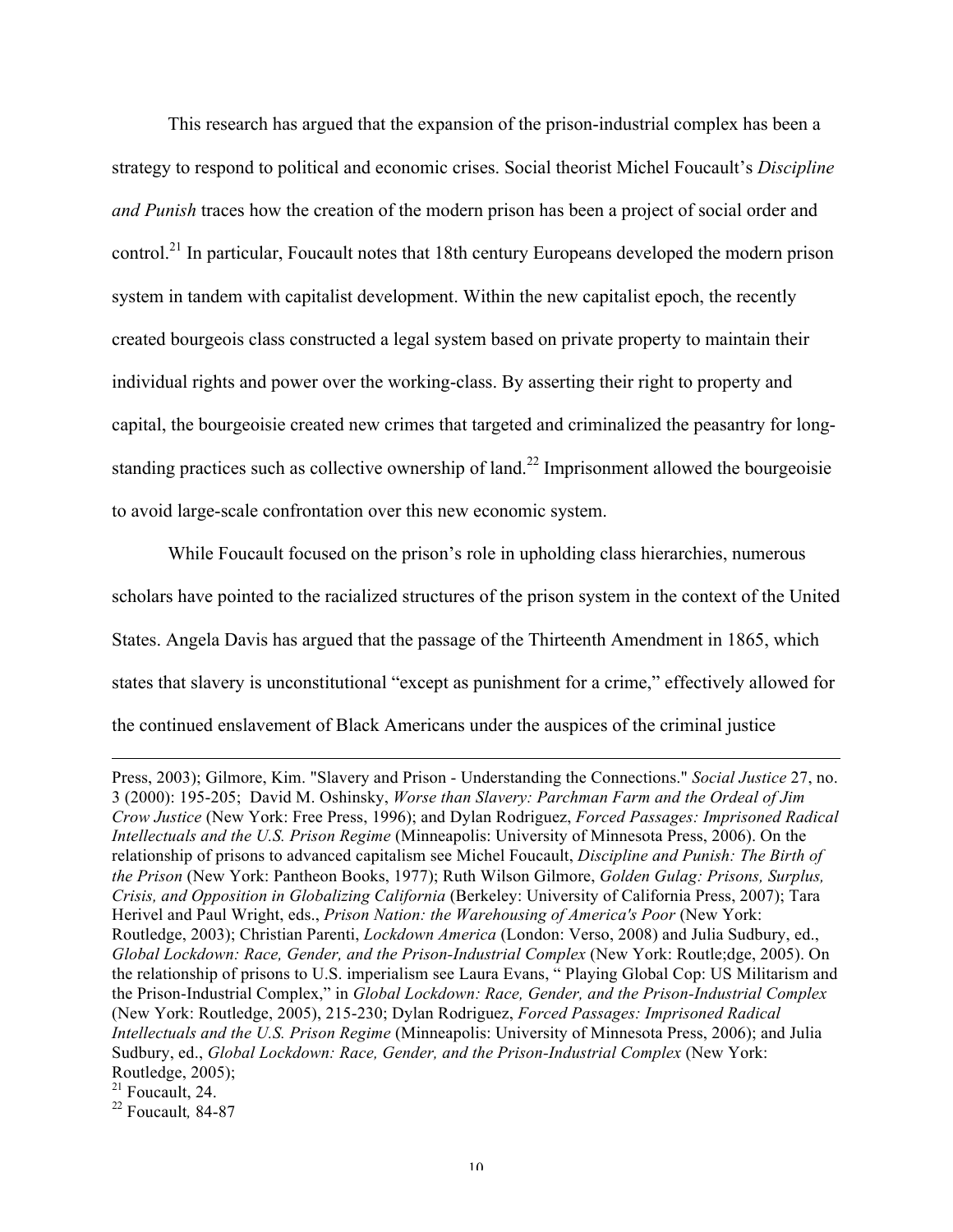This research has argued that the expansion of the prison-industrial complex has been a strategy to respond to political and economic crises. Social theorist Michel Foucault's *Discipline and Punish* traces how the creation of the modern prison has been a project of social order and control.[21] In particular, Foucault notes that 18th century Europeans developed the modern prison system in tandem with capitalist development. Within the new capitalist epoch, the recently created bourgeois class constructed a legal system based on private property to maintain their individual rights and power over the working-class. By asserting their right to property and capital, the bourgeoisie created new crimes that targeted and criminalized the peasantry for long-standing practices such as collective ownership of land.[22] Imprisonment allowed the bourgeoisie to avoid large-scale confrontation over this new economic system.

While Foucault focused on the prison's role in upholding class hierarchies, numerous scholars have pointed to the racialized structures of the prison system in the context of the United States. Angela Davis has argued that the passage of the Thirteenth Amendment in 1865, which states that slavery is unconstitutional "except as punishment for a crime," effectively allowed for the continued enslavement of Black Americans under the auspices of the criminal justice

---

Press, 2003); Gilmore, Kim. "Slavery and Prison - Understanding the Connections." *Social Justice* 27, no. 3 (2000): 195-205; David M. Oshinsky, *Worse than Slavery: Parchman Farm and the Ordeal of Jim Crow Justice* (New York: Free Press, 1996); and Dylan Rodriguez, *Forced Passages: Imprisoned Radical Intellectuals and the U.S. Prison Regime* (Minneapolis: University of Minnesota Press, 2006). On the relationship of prisons to advanced capitalism see Michel Foucault, *Discipline and Punish: The Birth of the Prison* (New York: Pantheon Books, 1977); Ruth Wilson Gilmore, *Golden Gulag: Prisons, Surplus, Crisis, and Opposition in Globalizing California* (Berkeley: University of California Press, 2007); Tara Herivel and Paul Wright, eds., *Prison Nation: the Warehousing of America's Poor* (New York: Routledge, 2003); Christian Parenti, *Lockdown America* (London: Verso, 2008) and Julia Sudbury, ed., *Global Lockdown: Race, Gender, and the Prison-Industrial Complex* (New York: Routle;dge, 2005). On the relationship of prisons to U.S. imperialism see Laura Evans, " Playing Global Cop: US Militarism and the Prison-Industrial Complex," in *Global Lockdown: Race, Gender, and the Prison-Industrial Complex* (New York: Routledge, 2005), 215-230; Dylan Rodriguez, *Forced Passages: Imprisoned Radical Intellectuals and the U.S. Prison Regime* (Minneapolis: University of Minnesota Press, 2006); and Julia Sudbury, ed., *Global Lockdown: Race, Gender, and the Prison-Industrial Complex* (New York: Routledge, 2005);

[21] Foucault, 24.

[22] Foucault*,* 84-87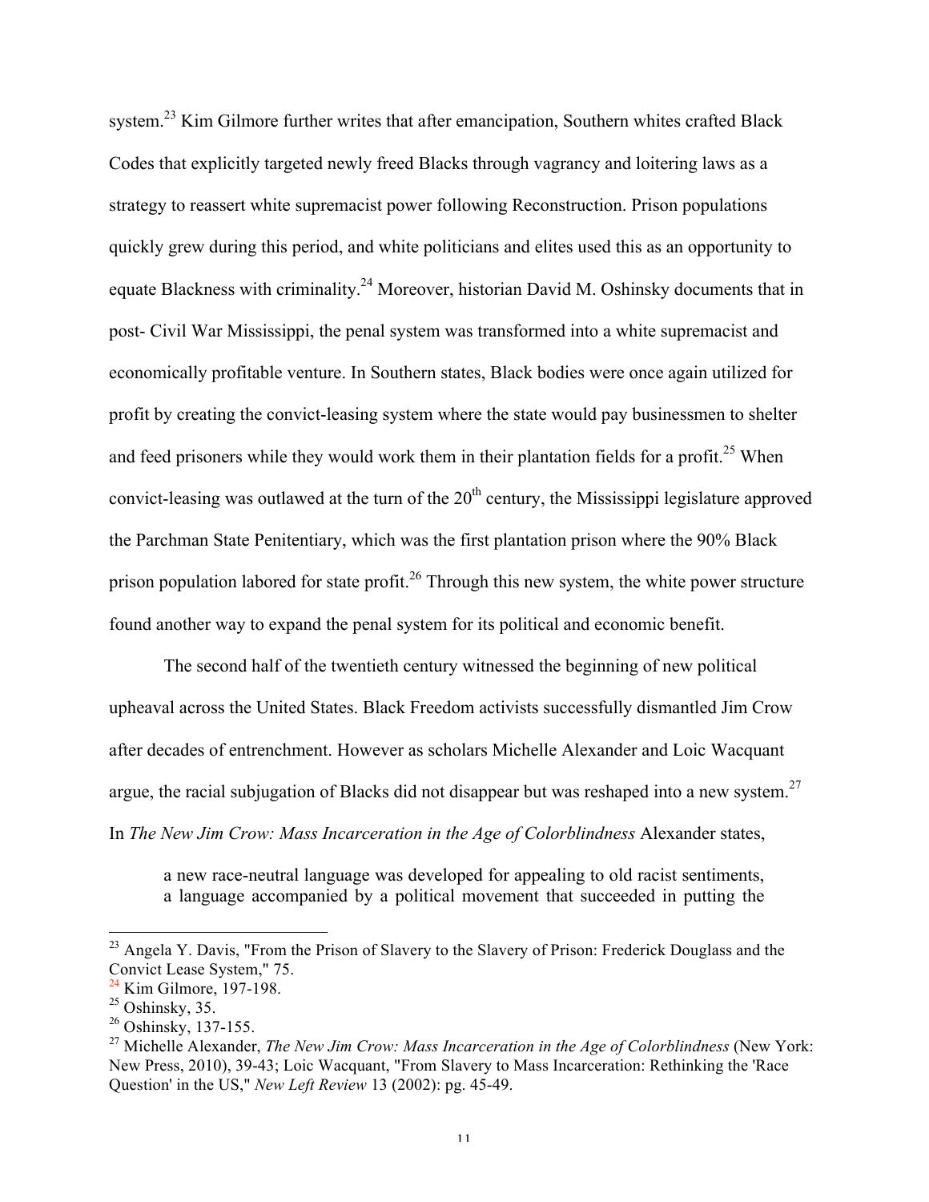system.[23] Kim Gilmore further writes that after emancipation, Southern whites crafted Black Codes that explicitly targeted newly freed Blacks through vagrancy and loitering laws as a strategy to reassert white supremacist power following Reconstruction. Prison populations quickly grew during this period, and white politicians and elites used this as an opportunity to equate Blackness with criminality.[24] Moreover, historian David M. Oshinsky documents that in post- Civil War Mississippi, the penal system was transformed into a white supremacist and economically profitable venture. In Southern states, Black bodies were once again utilized for profit by creating the convict-leasing system where the state would pay businessmen to shelter and feed prisoners while they would work them in their plantation fields for a profit.[25] When convict-leasing was outlawed at the turn of the 20th century, the Mississippi legislature approved the Parchman State Penitentiary, which was the first plantation prison where the 90% Black prison population labored for state profit.[26] Through this new system, the white power structure found another way to expand the penal system for its political and economic benefit.

The second half of the twentieth century witnessed the beginning of new political upheaval across the United States. Black Freedom activists successfully dismantled Jim Crow after decades of entrenchment. However as scholars Michelle Alexander and Loic Wacquant argue, the racial subjugation of Blacks did not disappear but was reshaped into a new system.[27] In *The New Jim Crow: Mass Incarceration in the Age of Colorblindness* Alexander states,

> a new race-neutral language was developed for appealing to old racist sentiments, a language accompanied by a political movement that succeeded in putting the

---

[23] Angela Y. Davis, "From the Prison of Slavery to the Slavery of Prison: Frederick Douglass and the Convict Lease System," 75.

[24] Kim Gilmore, 197-198.

[25] Oshinsky, 35.

[26] Oshinsky, 137-155.

[27] Michelle Alexander, *The New Jim Crow: Mass Incarceration in the Age of Colorblindness* (New York: New Press, 2010), 39-43; Loic Wacquant, "From Slavery to Mass Incarceration: Rethinking the 'Race Question' in the US," *New Left Review* 13 (2002): pg. 45-49.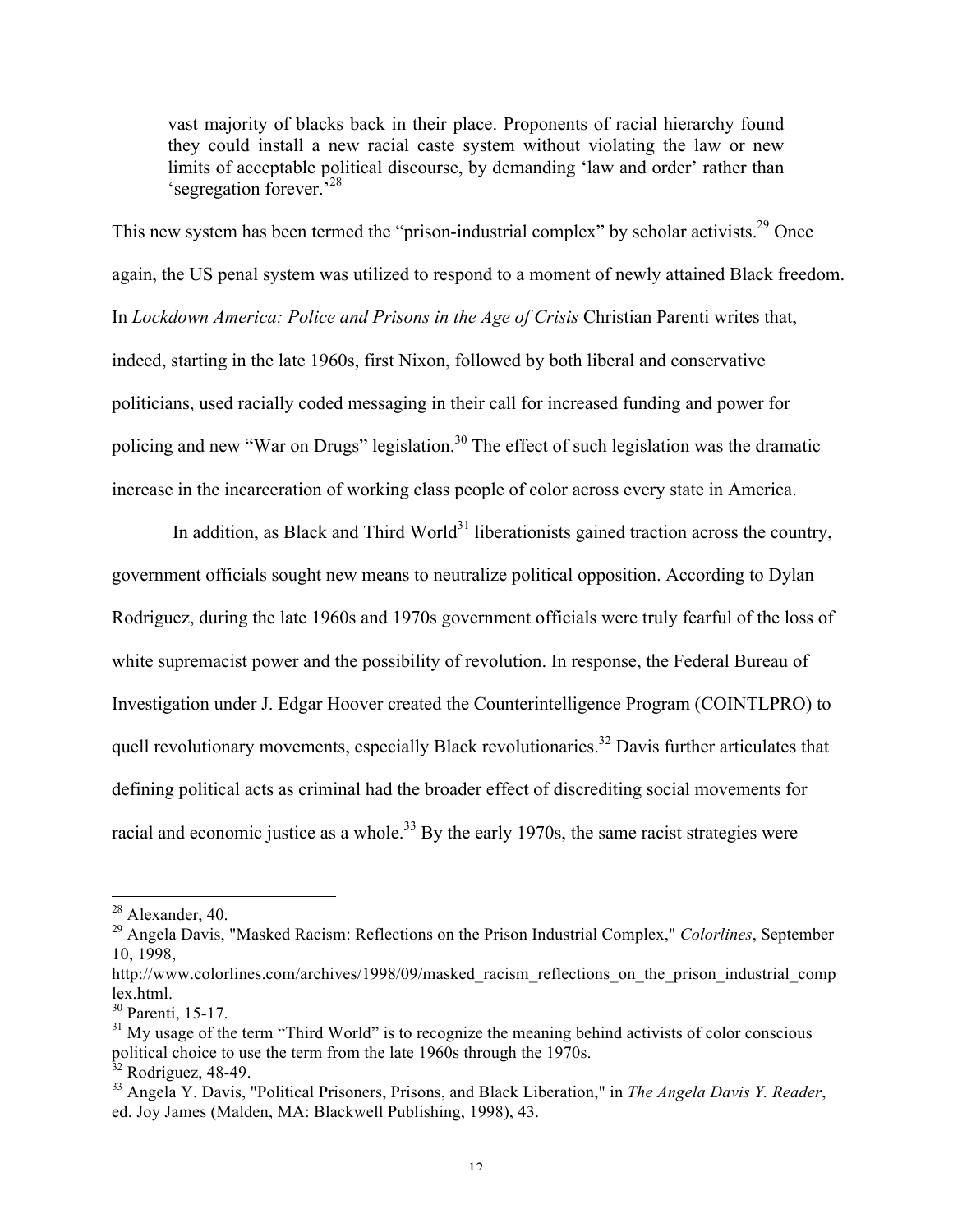> vast majority of blacks back in their place. Proponents of racial hierarchy found they could install a new racial caste system without violating the law or new limits of acceptable political discourse, by demanding 'law and order' rather than 'segregation forever.'[28]

This new system has been termed the "prison-industrial complex" by scholar activists.[29] Once again, the US penal system was utilized to respond to a moment of newly attained Black freedom. In *Lockdown America: Police and Prisons in the Age of Crisis* Christian Parenti writes that, indeed, starting in the late 1960s, first Nixon, followed by both liberal and conservative politicians, used racially coded messaging in their call for increased funding and power for policing and new "War on Drugs" legislation.[30] The effect of such legislation was the dramatic increase in the incarceration of working class people of color across every state in America.

In addition, as Black and Third World[31] liberationists gained traction across the country, government officials sought new means to neutralize political opposition. According to Dylan Rodriguez, during the late 1960s and 1970s government officials were truly fearful of the loss of white supremacist power and the possibility of revolution. In response, the Federal Bureau of Investigation under J. Edgar Hoover created the Counterintelligence Program (COINTLPRO) to quell revolutionary movements, especially Black revolutionaries.[32] Davis further articulates that defining political acts as criminal had the broader effect of discrediting social movements for racial and economic justice as a whole.[33] By the early 1970s, the same racist strategies were

---

[28] Alexander, 40.

[29] Angela Davis, "Masked Racism: Reflections on the Prison Industrial Complex," *Colorlines*, September 10, 1998, http://www.colorlines.com/archives/1998/09/masked_racism_reflections_on_the_prison_industrial_complex.html.

[30] Parenti, 15-17.

[31] My usage of the term "Third World" is to recognize the meaning behind activists of color conscious political choice to use the term from the late 1960s through the 1970s.

[32] Rodriguez, 48-49.

[33] Angela Y. Davis, "Political Prisoners, Prisons, and Black Liberation," in *The Angela Davis Y. Reader*, ed. Joy James (Malden, MA: Blackwell Publishing, 1998), 43.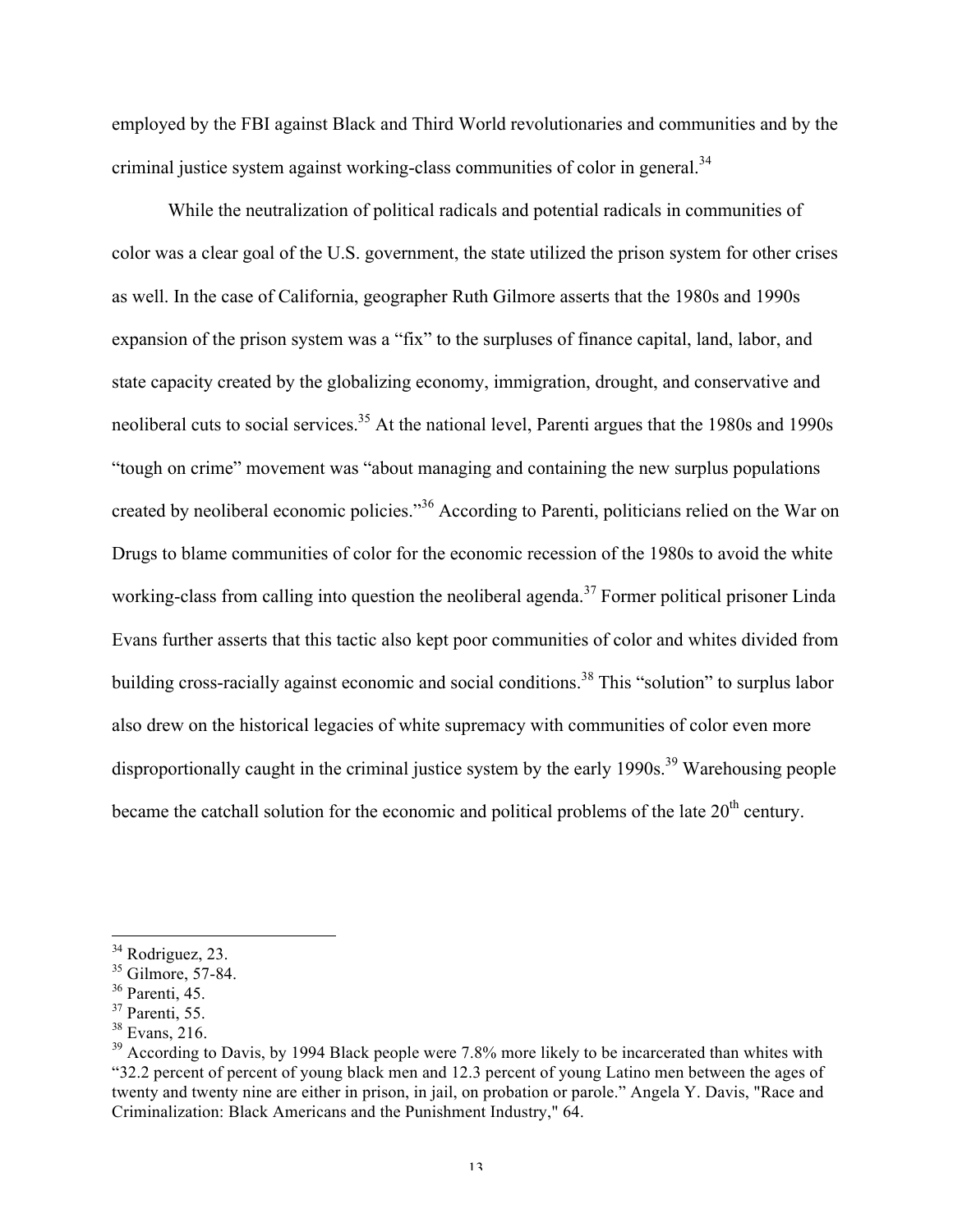employed by the FBI against Black and Third World revolutionaries and communities and by the criminal justice system against working-class communities of color in general.[34]

While the neutralization of political radicals and potential radicals in communities of color was a clear goal of the U.S. government, the state utilized the prison system for other crises as well. In the case of California, geographer Ruth Gilmore asserts that the 1980s and 1990s expansion of the prison system was a "fix" to the surpluses of finance capital, land, labor, and state capacity created by the globalizing economy, immigration, drought, and conservative and neoliberal cuts to social services.[35] At the national level, Parenti argues that the 1980s and 1990s "tough on crime" movement was "about managing and containing the new surplus populations created by neoliberal economic policies."[36] According to Parenti, politicians relied on the War on Drugs to blame communities of color for the economic recession of the 1980s to avoid the white working-class from calling into question the neoliberal agenda.[37] Former political prisoner Linda Evans further asserts that this tactic also kept poor communities of color and whites divided from building cross-racially against economic and social conditions.[38] This "solution" to surplus labor also drew on the historical legacies of white supremacy with communities of color even more disproportionally caught in the criminal justice system by the early 1990s.[39] Warehousing people became the catchall solution for the economic and political problems of the late 20th century.

---

[34] Rodriguez, 23.
[35] Gilmore, 57-84.
[36] Parenti, 45.
[37] Parenti, 55.
[38] Evans, 216.
[39] According to Davis, by 1994 Black people were 7.8% more likely to be incarcerated than whites with "32.2 percent of percent of young black men and 12.3 percent of young Latino men between the ages of twenty and twenty nine are either in prison, in jail, on probation or parole." Angela Y. Davis, "Race and Criminalization: Black Americans and the Punishment Industry," 64.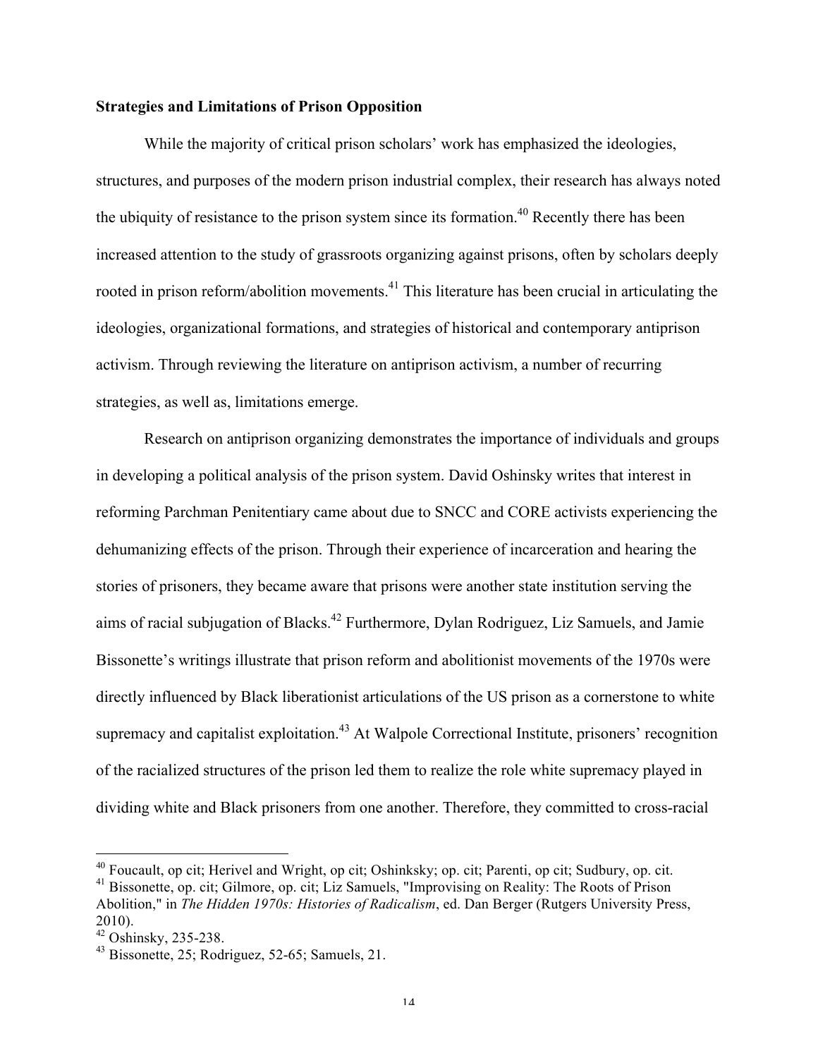**Strategies and Limitations of Prison Opposition**

While the majority of critical prison scholars' work has emphasized the ideologies, structures, and purposes of the modern prison industrial complex, their research has always noted the ubiquity of resistance to the prison system since its formation.[40] Recently there has been increased attention to the study of grassroots organizing against prisons, often by scholars deeply rooted in prison reform/abolition movements.[41] This literature has been crucial in articulating the ideologies, organizational formations, and strategies of historical and contemporary antiprison activism. Through reviewing the literature on antiprison activism, a number of recurring strategies, as well as, limitations emerge.

Research on antiprison organizing demonstrates the importance of individuals and groups in developing a political analysis of the prison system. David Oshinsky writes that interest in reforming Parchman Penitentiary came about due to SNCC and CORE activists experiencing the dehumanizing effects of the prison. Through their experience of incarceration and hearing the stories of prisoners, they became aware that prisons were another state institution serving the aims of racial subjugation of Blacks.[42] Furthermore, Dylan Rodriguez, Liz Samuels, and Jamie Bissonette's writings illustrate that prison reform and abolitionist movements of the 1970s were directly influenced by Black liberationist articulations of the US prison as a cornerstone to white supremacy and capitalist exploitation.[43] At Walpole Correctional Institute, prisoners' recognition of the racialized structures of the prison led them to realize the role white supremacy played in dividing white and Black prisoners from one another. Therefore, they committed to cross-racial

---

[40] Foucault, op cit; Herivel and Wright, op cit; Oshinksky; op. cit; Parenti, op cit; Sudbury, op. cit.

[41] Bissonette, op. cit; Gilmore, op. cit; Liz Samuels, "Improvising on Reality: The Roots of Prison Abolition," in *The Hidden 1970s: Histories of Radicalism*, ed. Dan Berger (Rutgers University Press, 2010).

[42] Oshinsky, 235-238.

[43] Bissonette, 25; Rodriguez, 52-65; Samuels, 21.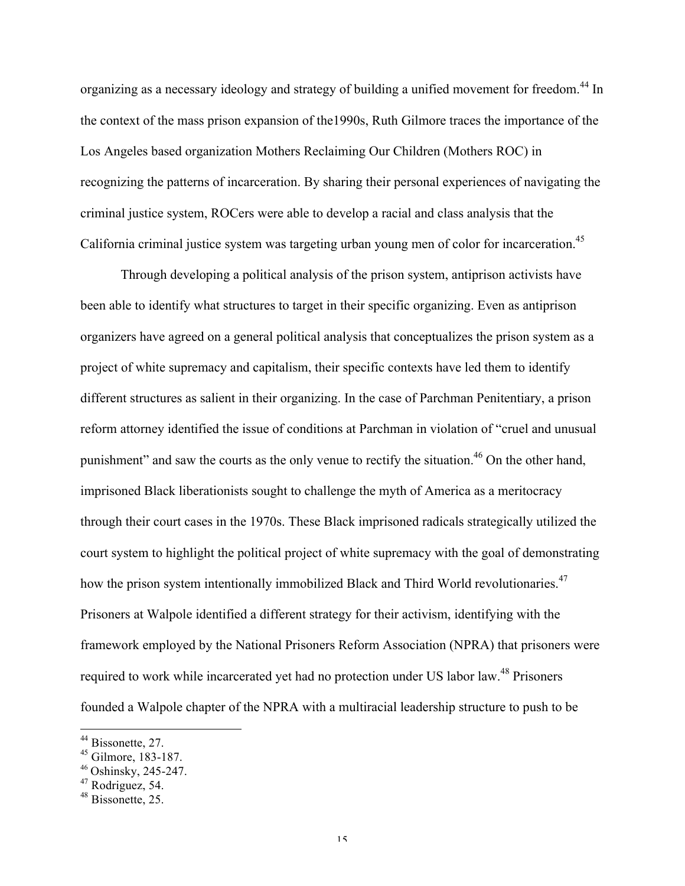organizing as a necessary ideology and strategy of building a unified movement for freedom.[44] In the context of the mass prison expansion of the1990s, Ruth Gilmore traces the importance of the Los Angeles based organization Mothers Reclaiming Our Children (Mothers ROC) in recognizing the patterns of incarceration. By sharing their personal experiences of navigating the criminal justice system, ROCers were able to develop a racial and class analysis that the California criminal justice system was targeting urban young men of color for incarceration.[45]

Through developing a political analysis of the prison system, antiprison activists have been able to identify what structures to target in their specific organizing. Even as antiprison organizers have agreed on a general political analysis that conceptualizes the prison system as a project of white supremacy and capitalism, their specific contexts have led them to identify different structures as salient in their organizing. In the case of Parchman Penitentiary, a prison reform attorney identified the issue of conditions at Parchman in violation of "cruel and unusual punishment" and saw the courts as the only venue to rectify the situation.[46] On the other hand, imprisoned Black liberationists sought to challenge the myth of America as a meritocracy through their court cases in the 1970s. These Black imprisoned radicals strategically utilized the court system to highlight the political project of white supremacy with the goal of demonstrating how the prison system intentionally immobilized Black and Third World revolutionaries.[47] Prisoners at Walpole identified a different strategy for their activism, identifying with the framework employed by the National Prisoners Reform Association (NPRA) that prisoners were required to work while incarcerated yet had no protection under US labor law.[48] Prisoners founded a Walpole chapter of the NPRA with a multiracial leadership structure to push to be

[44] Bissonette, 27.
[45] Gilmore, 183-187.
[46] Oshinsky, 245-247.
[47] Rodriguez, 54.
[48] Bissonette, 25.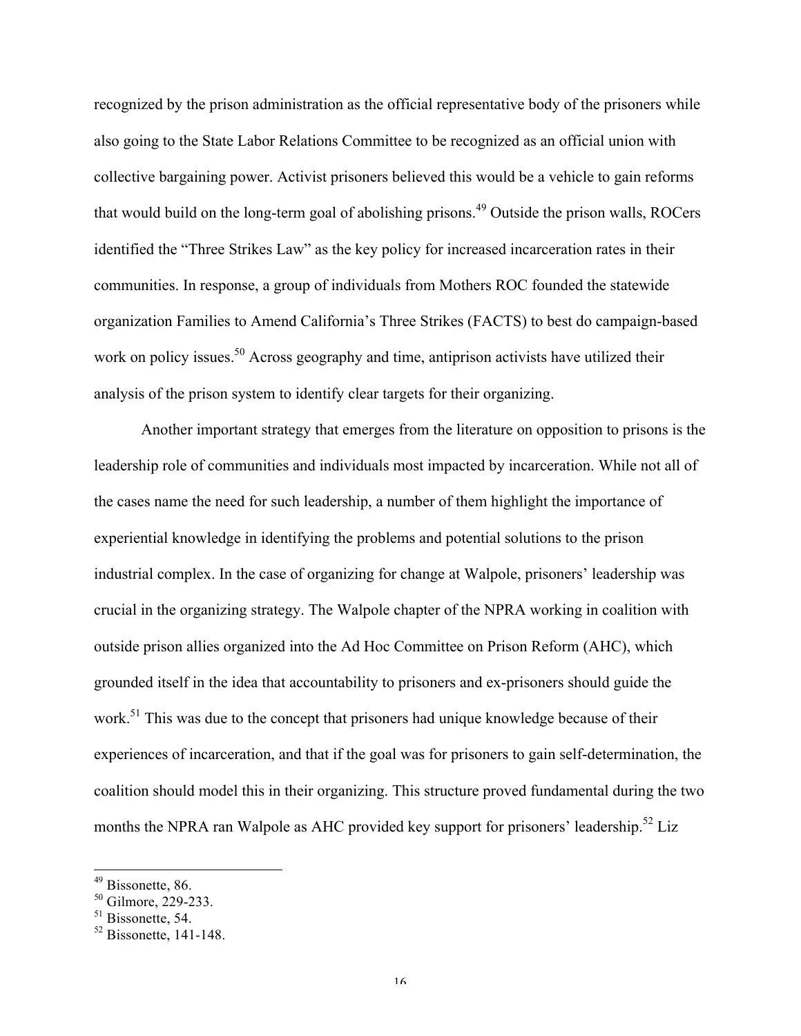recognized by the prison administration as the official representative body of the prisoners while also going to the State Labor Relations Committee to be recognized as an official union with collective bargaining power. Activist prisoners believed this would be a vehicle to gain reforms that would build on the long-term goal of abolishing prisons.[49] Outside the prison walls, ROCers identified the "Three Strikes Law" as the key policy for increased incarceration rates in their communities. In response, a group of individuals from Mothers ROC founded the statewide organization Families to Amend California's Three Strikes (FACTS) to best do campaign-based work on policy issues.[50] Across geography and time, antiprison activists have utilized their analysis of the prison system to identify clear targets for their organizing.

Another important strategy that emerges from the literature on opposition to prisons is the leadership role of communities and individuals most impacted by incarceration. While not all of the cases name the need for such leadership, a number of them highlight the importance of experiential knowledge in identifying the problems and potential solutions to the prison industrial complex. In the case of organizing for change at Walpole, prisoners' leadership was crucial in the organizing strategy. The Walpole chapter of the NPRA working in coalition with outside prison allies organized into the Ad Hoc Committee on Prison Reform (AHC), which grounded itself in the idea that accountability to prisoners and ex-prisoners should guide the work.[51] This was due to the concept that prisoners had unique knowledge because of their experiences of incarceration, and that if the goal was for prisoners to gain self-determination, the coalition should model this in their organizing. This structure proved fundamental during the two months the NPRA ran Walpole as AHC provided key support for prisoners' leadership.[52] Liz

[49] Bissonette, 86.
[50] Gilmore, 229-233.
[51] Bissonette, 54.
[52] Bissonette, 141-148.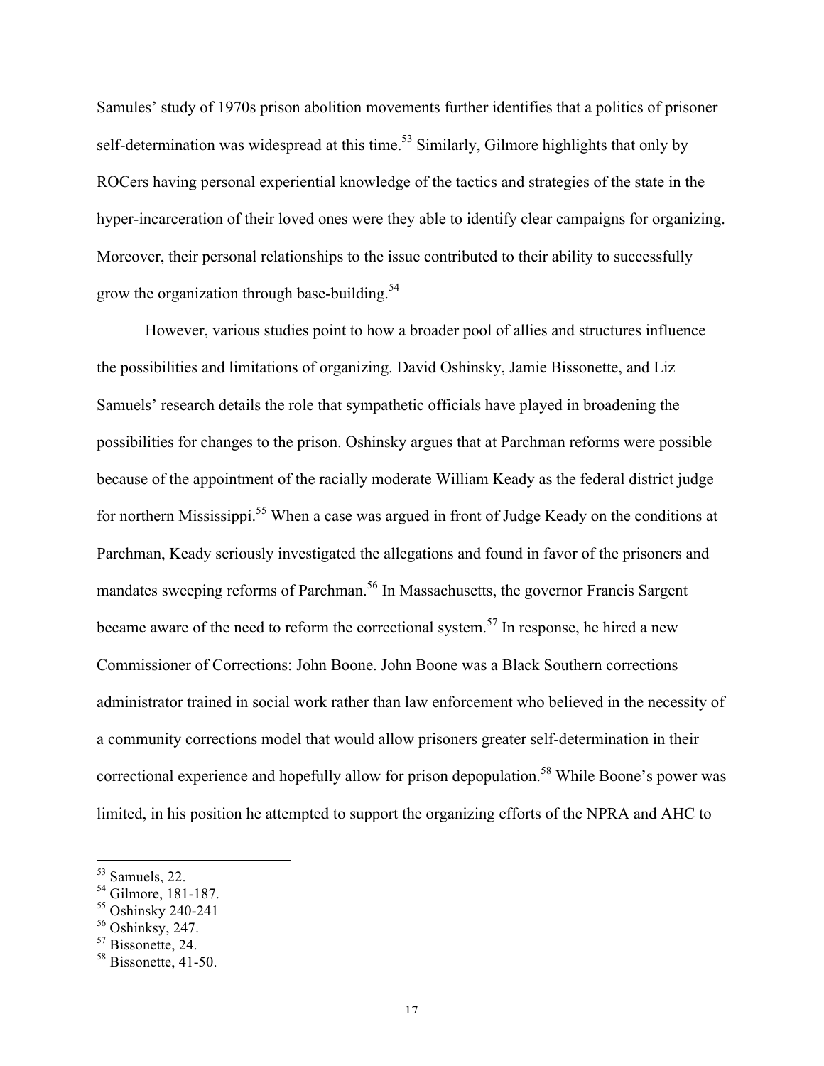Samules' study of 1970s prison abolition movements further identifies that a politics of prisoner self-determination was widespread at this time.[53] Similarly, Gilmore highlights that only by ROCers having personal experiential knowledge of the tactics and strategies of the state in the hyper-incarceration of their loved ones were they able to identify clear campaigns for organizing. Moreover, their personal relationships to the issue contributed to their ability to successfully grow the organization through base-building.[54]

However, various studies point to how a broader pool of allies and structures influence the possibilities and limitations of organizing. David Oshinsky, Jamie Bissonette, and Liz Samuels' research details the role that sympathetic officials have played in broadening the possibilities for changes to the prison. Oshinsky argues that at Parchman reforms were possible because of the appointment of the racially moderate William Keady as the federal district judge for northern Mississippi.[55] When a case was argued in front of Judge Keady on the conditions at Parchman, Keady seriously investigated the allegations and found in favor of the prisoners and mandates sweeping reforms of Parchman.[56] In Massachusetts, the governor Francis Sargent became aware of the need to reform the correctional system.[57] In response, he hired a new Commissioner of Corrections: John Boone. John Boone was a Black Southern corrections administrator trained in social work rather than law enforcement who believed in the necessity of a community corrections model that would allow prisoners greater self-determination in their correctional experience and hopefully allow for prison depopulation.[58] While Boone's power was limited, in his position he attempted to support the organizing efforts of the NPRA and AHC to

---

[53] Samuels, 22.
[54] Gilmore, 181-187.
[55] Oshinsky 240-241
[56] Oshinksy, 247.
[57] Bissonette, 24.
[58] Bissonette, 41-50.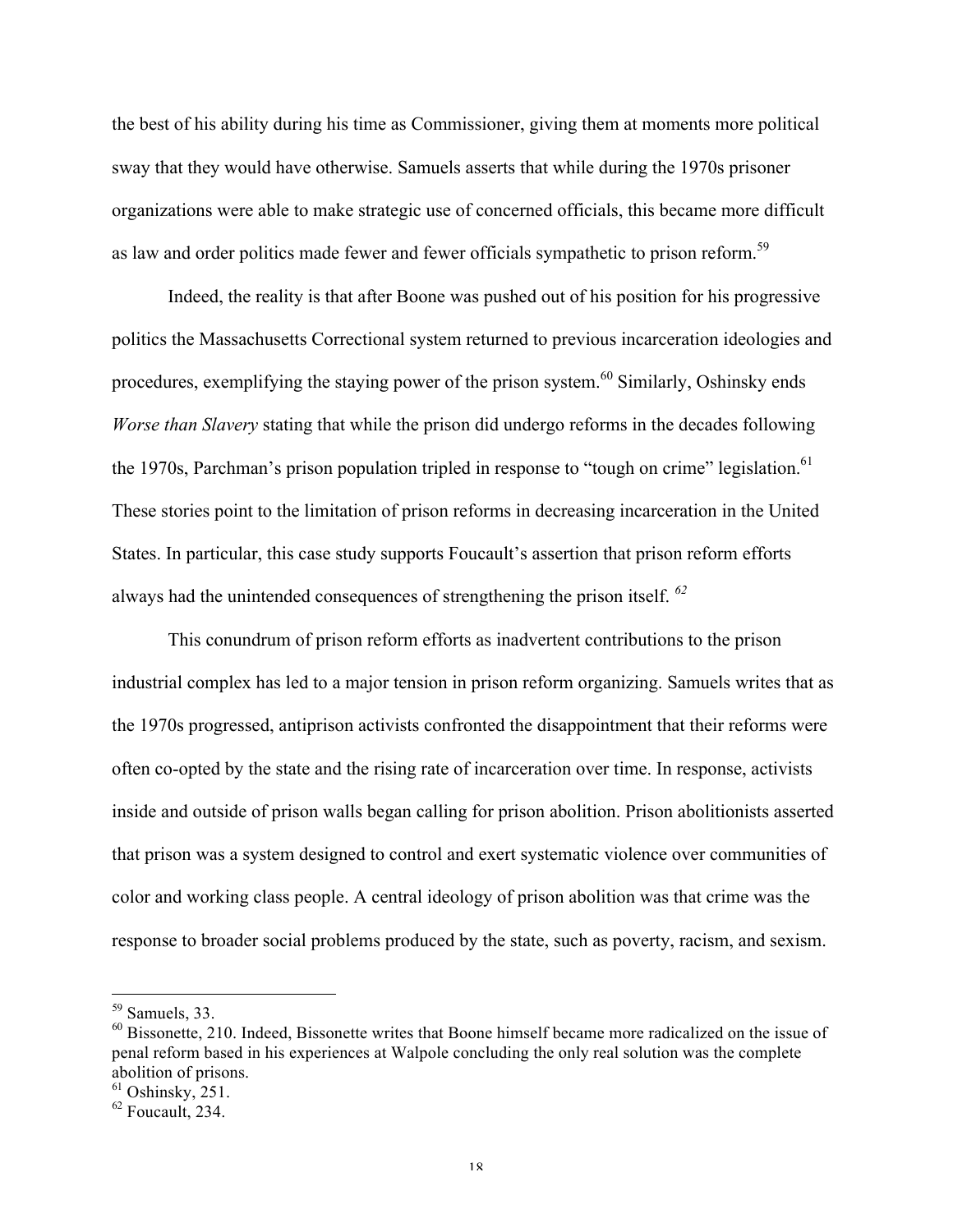the best of his ability during his time as Commissioner, giving them at moments more political sway that they would have otherwise. Samuels asserts that while during the 1970s prisoner organizations were able to make strategic use of concerned officials, this became more difficult as law and order politics made fewer and fewer officials sympathetic to prison reform.[59]

Indeed, the reality is that after Boone was pushed out of his position for his progressive politics the Massachusetts Correctional system returned to previous incarceration ideologies and procedures, exemplifying the staying power of the prison system.[60] Similarly, Oshinsky ends *Worse than Slavery* stating that while the prison did undergo reforms in the decades following the 1970s, Parchman's prison population tripled in response to "tough on crime" legislation.[61] These stories point to the limitation of prison reforms in decreasing incarceration in the United States. In particular, this case study supports Foucault's assertion that prison reform efforts always had the unintended consequences of strengthening the prison itself.[62]

This conundrum of prison reform efforts as inadvertent contributions to the prison industrial complex has led to a major tension in prison reform organizing. Samuels writes that as the 1970s progressed, antiprison activists confronted the disappointment that their reforms were often co-opted by the state and the rising rate of incarceration over time. In response, activists inside and outside of prison walls began calling for prison abolition. Prison abolitionists asserted that prison was a system designed to control and exert systematic violence over communities of color and working class people. A central ideology of prison abolition was that crime was the response to broader social problems produced by the state, such as poverty, racism, and sexism.

---

[59] Samuels, 33.

[60] Bissonette, 210. Indeed, Bissonette writes that Boone himself became more radicalized on the issue of penal reform based in his experiences at Walpole concluding the only real solution was the complete abolition of prisons.

[61] Oshinsky, 251.

[62] Foucault, 234.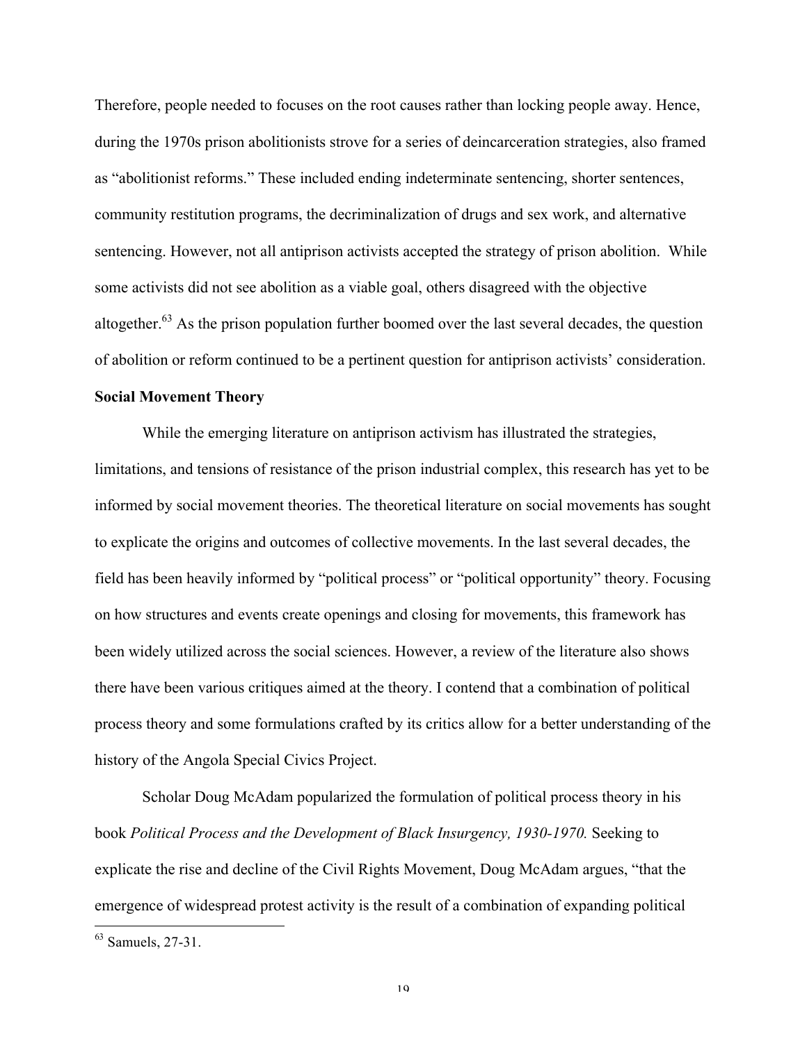Therefore, people needed to focuses on the root causes rather than locking people away. Hence, during the 1970s prison abolitionists strove for a series of deincarceration strategies, also framed as "abolitionist reforms." These included ending indeterminate sentencing, shorter sentences, community restitution programs, the decriminalization of drugs and sex work, and alternative sentencing. However, not all antiprison activists accepted the strategy of prison abolition. While some activists did not see abolition as a viable goal, others disagreed with the objective altogether.[63] As the prison population further boomed over the last several decades, the question of abolition or reform continued to be a pertinent question for antiprison activists' consideration.

**Social Movement Theory**

While the emerging literature on antiprison activism has illustrated the strategies, limitations, and tensions of resistance of the prison industrial complex, this research has yet to be informed by social movement theories. The theoretical literature on social movements has sought to explicate the origins and outcomes of collective movements. In the last several decades, the field has been heavily informed by "political process" or "political opportunity" theory. Focusing on how structures and events create openings and closing for movements, this framework has been widely utilized across the social sciences. However, a review of the literature also shows there have been various critiques aimed at the theory. I contend that a combination of political process theory and some formulations crafted by its critics allow for a better understanding of the history of the Angola Special Civics Project.

Scholar Doug McAdam popularized the formulation of political process theory in his book *Political Process and the Development of Black Insurgency, 1930-1970.* Seeking to explicate the rise and decline of the Civil Rights Movement, Doug McAdam argues, "that the emergence of widespread protest activity is the result of a combination of expanding political

[63] Samuels, 27-31.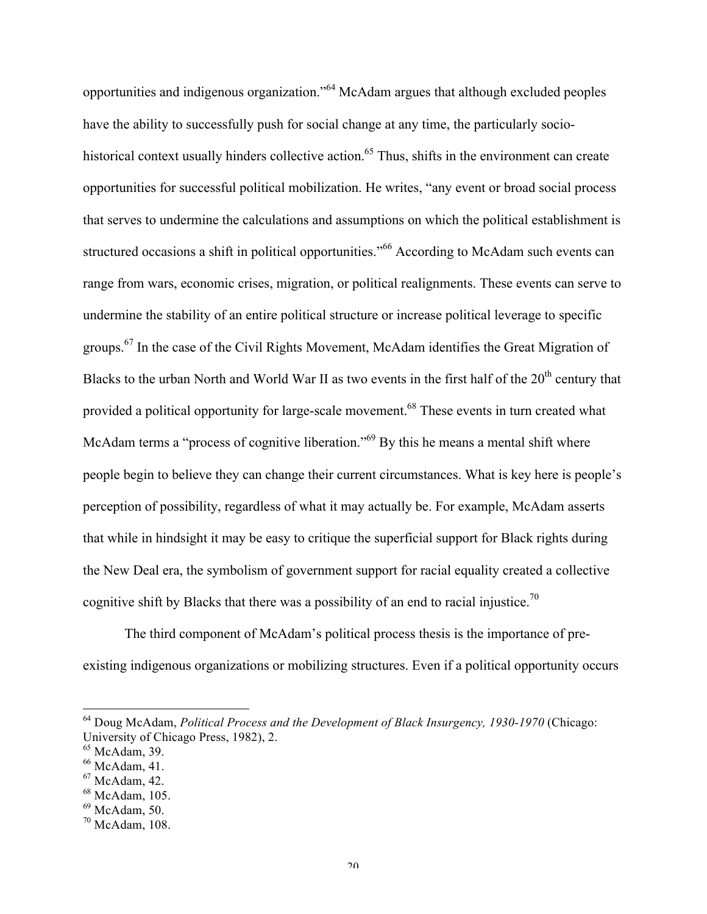opportunities and indigenous organization."[64] McAdam argues that although excluded peoples have the ability to successfully push for social change at any time, the particularly socio-historical context usually hinders collective action.[65] Thus, shifts in the environment can create opportunities for successful political mobilization. He writes, "any event or broad social process that serves to undermine the calculations and assumptions on which the political establishment is structured occasions a shift in political opportunities."[66] According to McAdam such events can range from wars, economic crises, migration, or political realignments. These events can serve to undermine the stability of an entire political structure or increase political leverage to specific groups.[67] In the case of the Civil Rights Movement, McAdam identifies the Great Migration of Blacks to the urban North and World War II as two events in the first half of the 20th century that provided a political opportunity for large-scale movement.[68] These events in turn created what McAdam terms a "process of cognitive liberation."[69] By this he means a mental shift where people begin to believe they can change their current circumstances. What is key here is people's perception of possibility, regardless of what it may actually be. For example, McAdam asserts that while in hindsight it may be easy to critique the superficial support for Black rights during the New Deal era, the symbolism of government support for racial equality created a collective cognitive shift by Blacks that there was a possibility of an end to racial injustice.[70]

The third component of McAdam's political process thesis is the importance of pre-existing indigenous organizations or mobilizing structures. Even if a political opportunity occurs

---

[64] Doug McAdam, *Political Process and the Development of Black Insurgency, 1930-1970* (Chicago: University of Chicago Press, 1982), 2.

[65] McAdam, 39.

[66] McAdam, 41.

[67] McAdam, 42.

[68] McAdam, 105.

[69] McAdam, 50.

[70] McAdam, 108.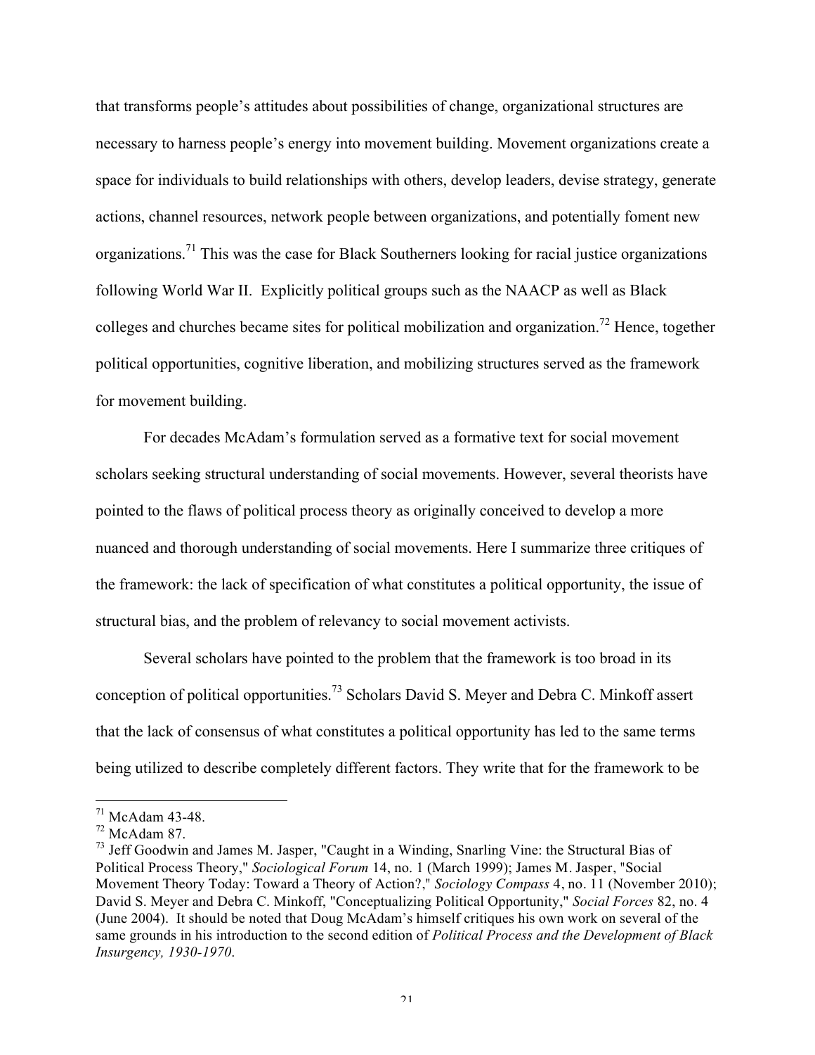that transforms people's attitudes about possibilities of change, organizational structures are necessary to harness people's energy into movement building. Movement organizations create a space for individuals to build relationships with others, develop leaders, devise strategy, generate actions, channel resources, network people between organizations, and potentially foment new organizations.[71] This was the case for Black Southerners looking for racial justice organizations following World War II. Explicitly political groups such as the NAACP as well as Black colleges and churches became sites for political mobilization and organization.[72] Hence, together political opportunities, cognitive liberation, and mobilizing structures served as the framework for movement building.

For decades McAdam's formulation served as a formative text for social movement scholars seeking structural understanding of social movements. However, several theorists have pointed to the flaws of political process theory as originally conceived to develop a more nuanced and thorough understanding of social movements. Here I summarize three critiques of the framework: the lack of specification of what constitutes a political opportunity, the issue of structural bias, and the problem of relevancy to social movement activists.

Several scholars have pointed to the problem that the framework is too broad in its conception of political opportunities.[73] Scholars David S. Meyer and Debra C. Minkoff assert that the lack of consensus of what constitutes a political opportunity has led to the same terms being utilized to describe completely different factors. They write that for the framework to be

---

[71] McAdam 43-48.

[72] McAdam 87.

[73] Jeff Goodwin and James M. Jasper, "Caught in a Winding, Snarling Vine: the Structural Bias of Political Process Theory," *Sociological Forum* 14, no. 1 (March 1999); James M. Jasper, "Social Movement Theory Today: Toward a Theory of Action?," *Sociology Compass* 4, no. 11 (November 2010); David S. Meyer and Debra C. Minkoff, "Conceptualizing Political Opportunity," *Social Forces* 82, no. 4 (June 2004). It should be noted that Doug McAdam's himself critiques his own work on several of the same grounds in his introduction to the second edition of *Political Process and the Development of Black Insurgency, 1930-1970*.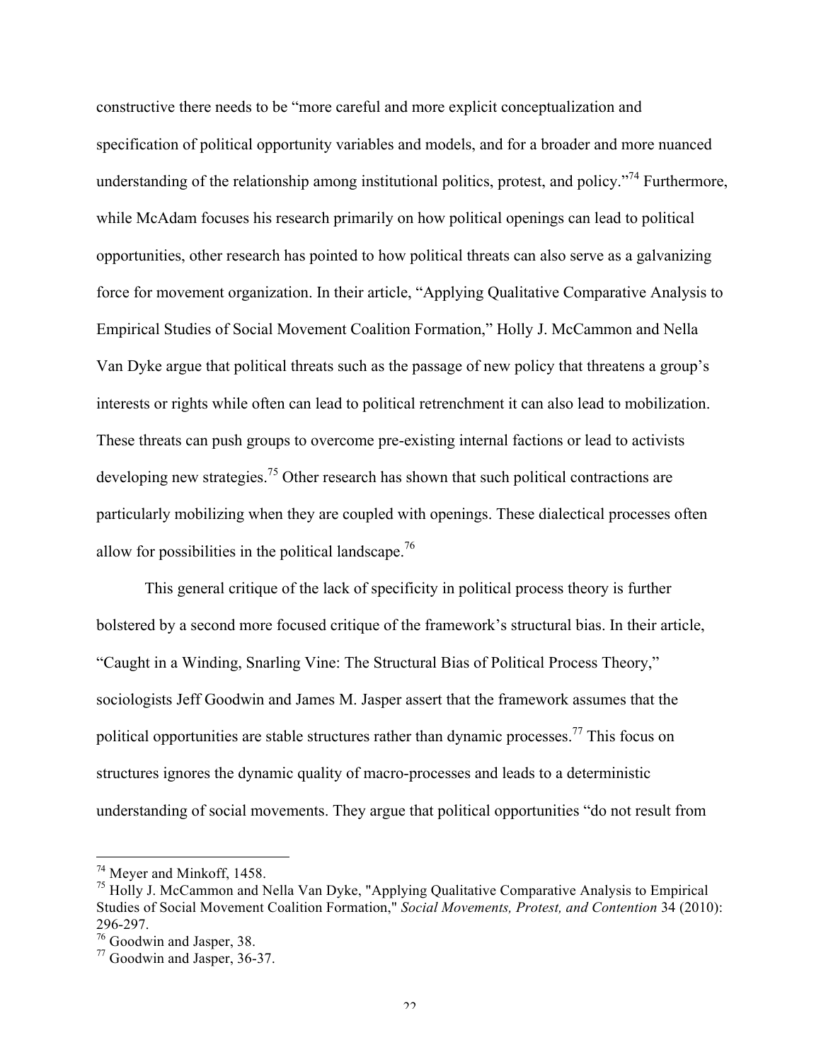constructive there needs to be "more careful and more explicit conceptualization and specification of political opportunity variables and models, and for a broader and more nuanced understanding of the relationship among institutional politics, protest, and policy."[74] Furthermore, while McAdam focuses his research primarily on how political openings can lead to political opportunities, other research has pointed to how political threats can also serve as a galvanizing force for movement organization. In their article, "Applying Qualitative Comparative Analysis to Empirical Studies of Social Movement Coalition Formation," Holly J. McCammon and Nella Van Dyke argue that political threats such as the passage of new policy that threatens a group's interests or rights while often can lead to political retrenchment it can also lead to mobilization. These threats can push groups to overcome pre-existing internal factions or lead to activists developing new strategies.[75] Other research has shown that such political contractions are particularly mobilizing when they are coupled with openings. These dialectical processes often allow for possibilities in the political landscape.[76]

This general critique of the lack of specificity in political process theory is further bolstered by a second more focused critique of the framework's structural bias. In their article, "Caught in a Winding, Snarling Vine: The Structural Bias of Political Process Theory," sociologists Jeff Goodwin and James M. Jasper assert that the framework assumes that the political opportunities are stable structures rather than dynamic processes.[77] This focus on structures ignores the dynamic quality of macro-processes and leads to a deterministic understanding of social movements. They argue that political opportunities "do not result from

---

[74] Meyer and Minkoff, 1458.

[75] Holly J. McCammon and Nella Van Dyke, "Applying Qualitative Comparative Analysis to Empirical Studies of Social Movement Coalition Formation," *Social Movements, Protest, and Contention* 34 (2010): 296-297.

[76] Goodwin and Jasper, 38.

[77] Goodwin and Jasper, 36-37.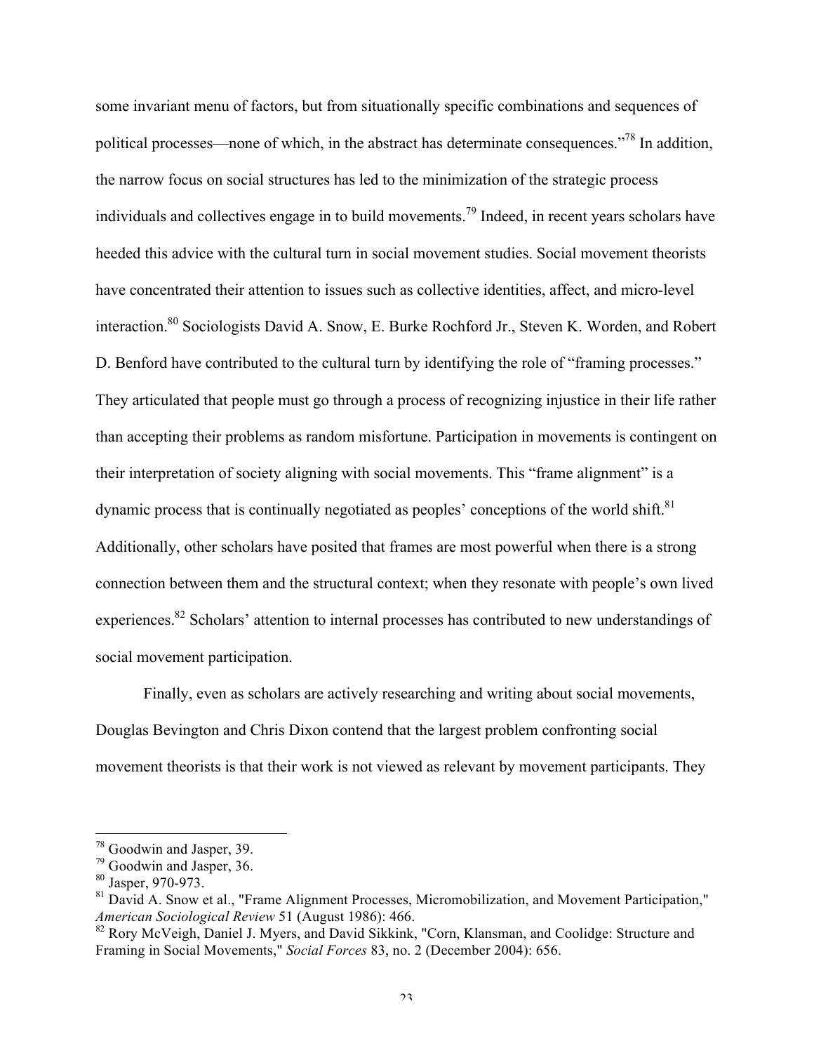some invariant menu of factors, but from situationally specific combinations and sequences of political processes—none of which, in the abstract has determinate consequences."[78] In addition, the narrow focus on social structures has led to the minimization of the strategic process individuals and collectives engage in to build movements.[79] Indeed, in recent years scholars have heeded this advice with the cultural turn in social movement studies. Social movement theorists have concentrated their attention to issues such as collective identities, affect, and micro-level interaction.[80] Sociologists David A. Snow, E. Burke Rochford Jr., Steven K. Worden, and Robert D. Benford have contributed to the cultural turn by identifying the role of "framing processes." They articulated that people must go through a process of recognizing injustice in their life rather than accepting their problems as random misfortune. Participation in movements is contingent on their interpretation of society aligning with social movements. This "frame alignment" is a dynamic process that is continually negotiated as peoples' conceptions of the world shift.[81] Additionally, other scholars have posited that frames are most powerful when there is a strong connection between them and the structural context; when they resonate with people's own lived experiences.[82] Scholars' attention to internal processes has contributed to new understandings of social movement participation.

Finally, even as scholars are actively researching and writing about social movements, Douglas Bevington and Chris Dixon contend that the largest problem confronting social movement theorists is that their work is not viewed as relevant by movement participants. They

---

[78] Goodwin and Jasper, 39.

[79] Goodwin and Jasper, 36.

[80] Jasper, 970-973.

[81] David A. Snow et al., "Frame Alignment Processes, Micromobilization, and Movement Participation," *American Sociological Review* 51 (August 1986): 466.

[82] Rory McVeigh, Daniel J. Myers, and David Sikkink, "Corn, Klansman, and Coolidge: Structure and Framing in Social Movements," *Social Forces* 83, no. 2 (December 2004): 656.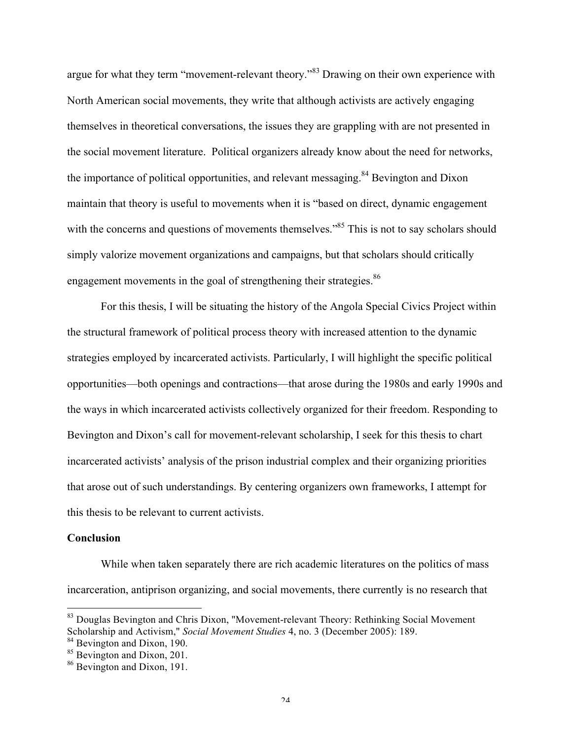argue for what they term "movement-relevant theory."[83] Drawing on their own experience with North American social movements, they write that although activists are actively engaging themselves in theoretical conversations, the issues they are grappling with are not presented in the social movement literature. Political organizers already know about the need for networks, the importance of political opportunities, and relevant messaging.[84] Bevington and Dixon maintain that theory is useful to movements when it is "based on direct, dynamic engagement with the concerns and questions of movements themselves."[85] This is not to say scholars should simply valorize movement organizations and campaigns, but that scholars should critically engagement movements in the goal of strengthening their strategies.[86]

For this thesis, I will be situating the history of the Angola Special Civics Project within the structural framework of political process theory with increased attention to the dynamic strategies employed by incarcerated activists. Particularly, I will highlight the specific political opportunities—both openings and contractions—that arose during the 1980s and early 1990s and the ways in which incarcerated activists collectively organized for their freedom. Responding to Bevington and Dixon's call for movement-relevant scholarship, I seek for this thesis to chart incarcerated activists' analysis of the prison industrial complex and their organizing priorities that arose out of such understandings. By centering organizers own frameworks, I attempt for this thesis to be relevant to current activists.

**Conclusion**

While when taken separately there are rich academic literatures on the politics of mass incarceration, antiprison organizing, and social movements, there currently is no research that

---

[83] Douglas Bevington and Chris Dixon, "Movement-relevant Theory: Rethinking Social Movement Scholarship and Activism," *Social Movement Studies* 4, no. 3 (December 2005): 189.

[84] Bevington and Dixon, 190.

[85] Bevington and Dixon, 201.

[86] Bevington and Dixon, 191.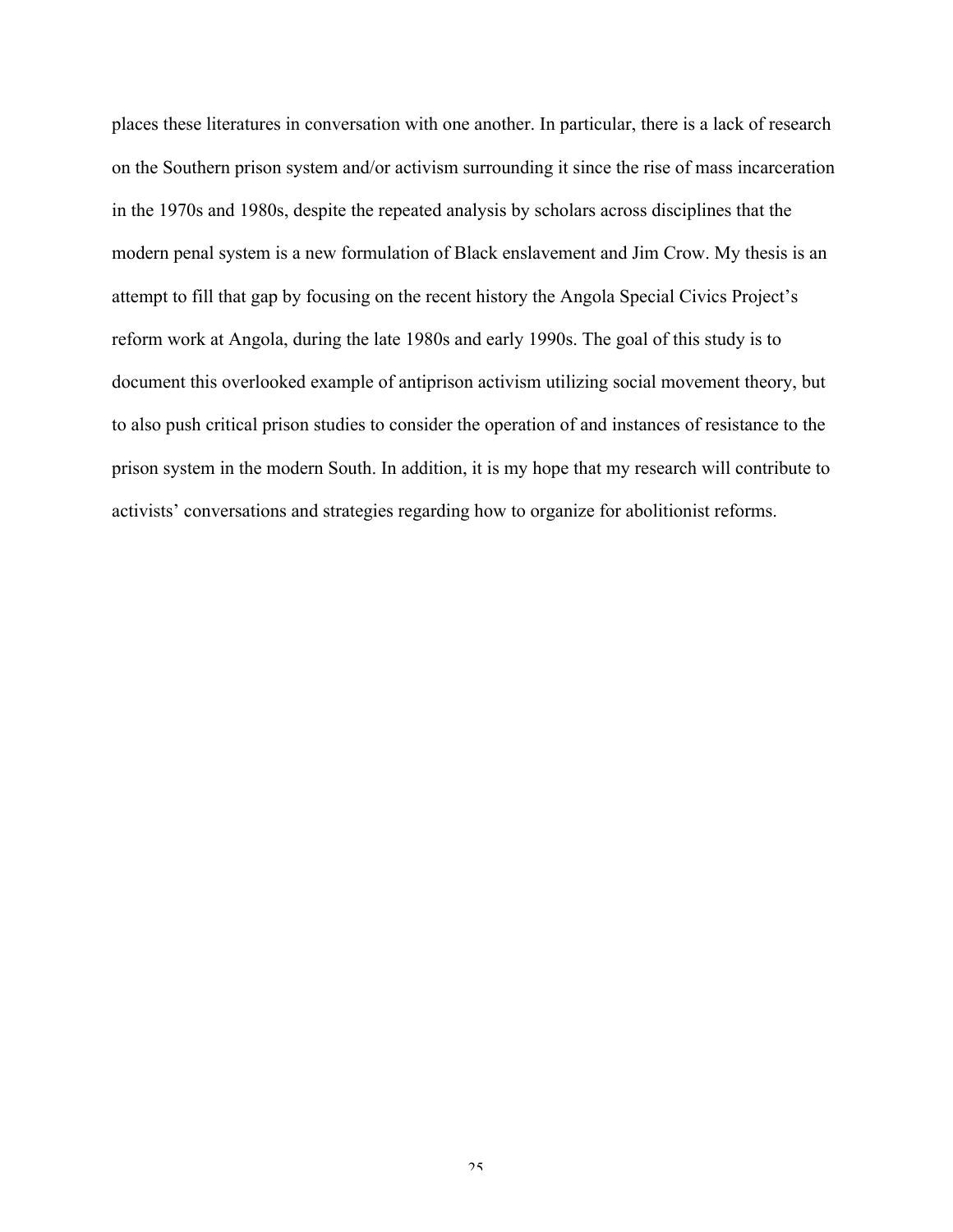places these literatures in conversation with one another. In particular, there is a lack of research on the Southern prison system and/or activism surrounding it since the rise of mass incarceration in the 1970s and 1980s, despite the repeated analysis by scholars across disciplines that the modern penal system is a new formulation of Black enslavement and Jim Crow. My thesis is an attempt to fill that gap by focusing on the recent history the Angola Special Civics Project's reform work at Angola, during the late 1980s and early 1990s. The goal of this study is to document this overlooked example of antiprison activism utilizing social movement theory, but to also push critical prison studies to consider the operation of and instances of resistance to the prison system in the modern South. In addition, it is my hope that my research will contribute to activists' conversations and strategies regarding how to organize for abolitionist reforms.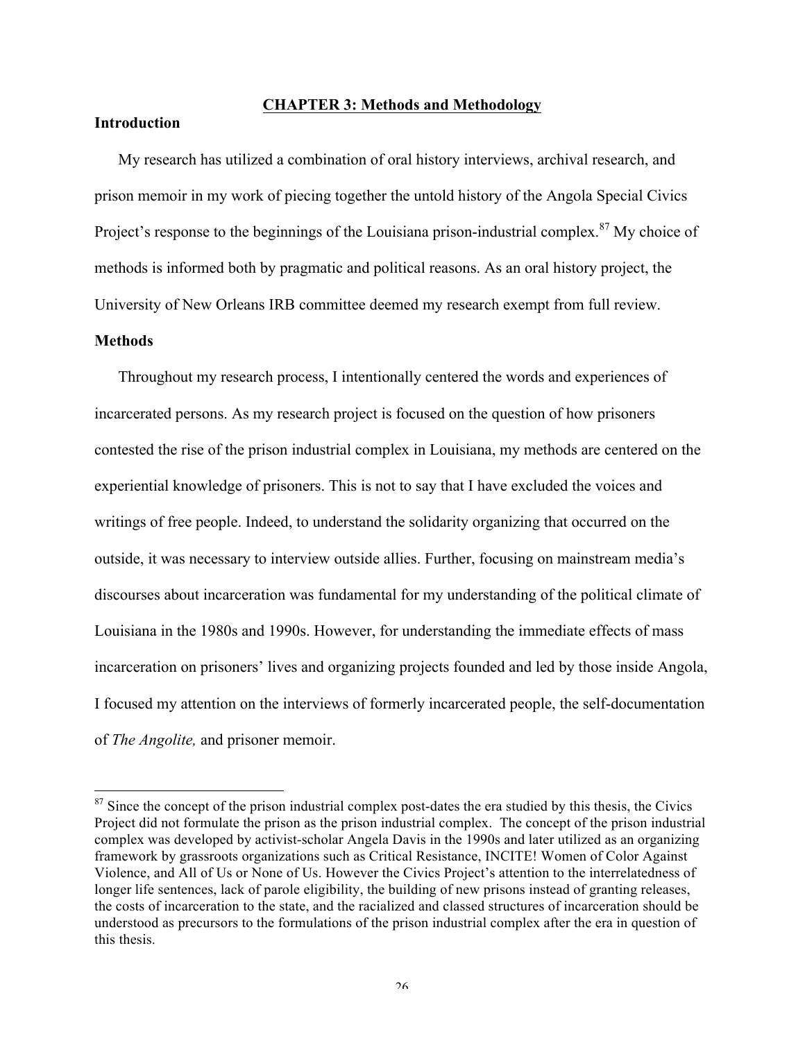## CHAPTER 3: Methods and Methodology

### Introduction

My research has utilized a combination of oral history interviews, archival research, and prison memoir in my work of piecing together the untold history of the Angola Special Civics Project's response to the beginnings of the Louisiana prison-industrial complex.[87] My choice of methods is informed both by pragmatic and political reasons. As an oral history project, the University of New Orleans IRB committee deemed my research exempt from full review.

### Methods

Throughout my research process, I intentionally centered the words and experiences of incarcerated persons. As my research project is focused on the question of how prisoners contested the rise of the prison industrial complex in Louisiana, my methods are centered on the experiential knowledge of prisoners. This is not to say that I have excluded the voices and writings of free people. Indeed, to understand the solidarity organizing that occurred on the outside, it was necessary to interview outside allies. Further, focusing on mainstream media's discourses about incarceration was fundamental for my understanding of the political climate of Louisiana in the 1980s and 1990s. However, for understanding the immediate effects of mass incarceration on prisoners' lives and organizing projects founded and led by those inside Angola, I focused my attention on the interviews of formerly incarcerated people, the self-documentation of *The Angolite,* and prisoner memoir.

---

[87] Since the concept of the prison industrial complex post-dates the era studied by this thesis, the Civics Project did not formulate the prison as the prison industrial complex. The concept of the prison industrial complex was developed by activist-scholar Angela Davis in the 1990s and later utilized as an organizing framework by grassroots organizations such as Critical Resistance, INCITE! Women of Color Against Violence, and All of Us or None of Us. However the Civics Project's attention to the interrelatedness of longer life sentences, lack of parole eligibility, the building of new prisons instead of granting releases, the costs of incarceration to the state, and the racialized and classed structures of incarceration should be understood as precursors to the formulations of the prison industrial complex after the era in question of this thesis.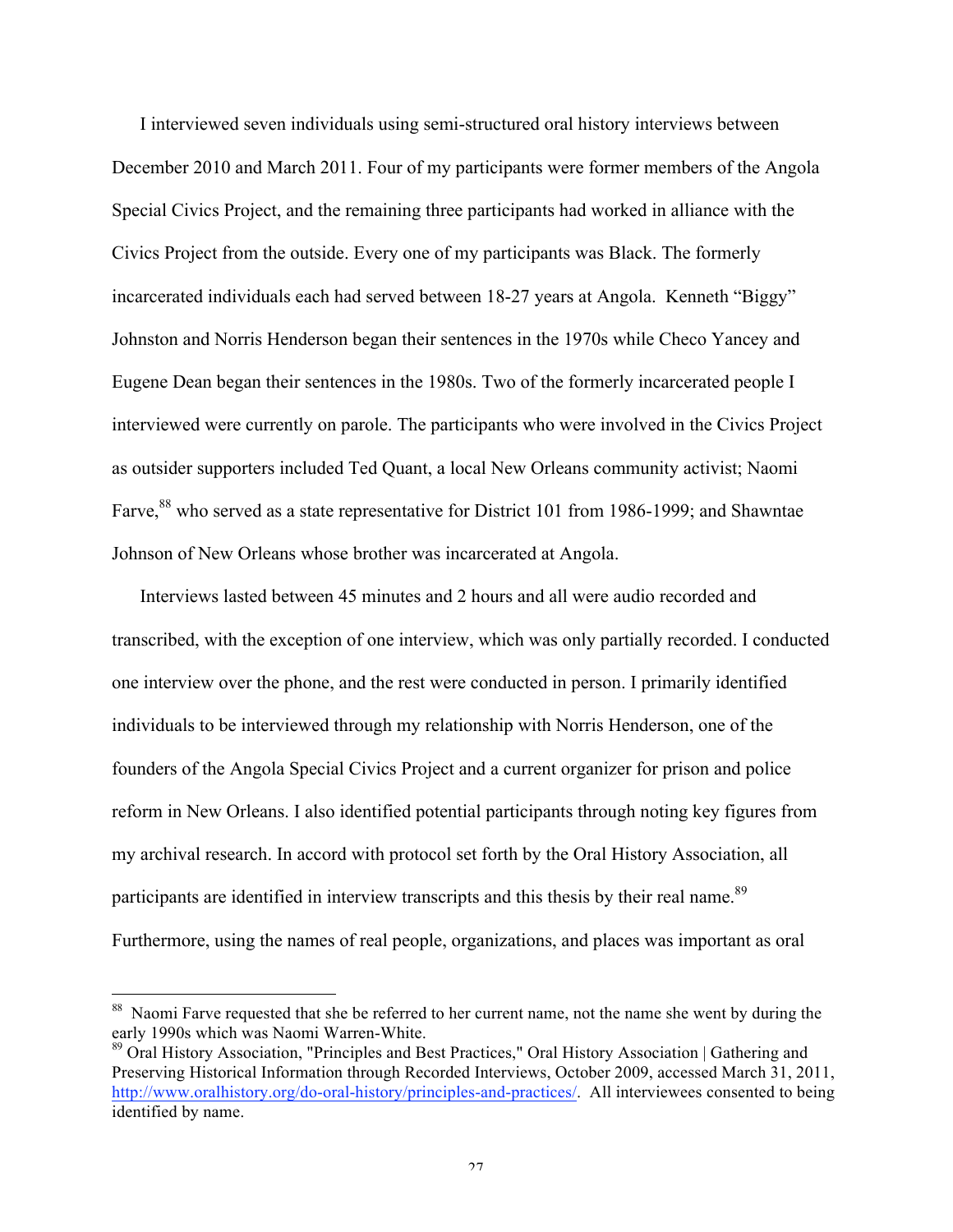I interviewed seven individuals using semi-structured oral history interviews between December 2010 and March 2011. Four of my participants were former members of the Angola Special Civics Project, and the remaining three participants had worked in alliance with the Civics Project from the outside. Every one of my participants was Black. The formerly incarcerated individuals each had served between 18-27 years at Angola. Kenneth "Biggy" Johnston and Norris Henderson began their sentences in the 1970s while Checo Yancey and Eugene Dean began their sentences in the 1980s. Two of the formerly incarcerated people I interviewed were currently on parole. The participants who were involved in the Civics Project as outsider supporters included Ted Quant, a local New Orleans community activist; Naomi Farve,[88] who served as a state representative for District 101 from 1986-1999; and Shawntae Johnson of New Orleans whose brother was incarcerated at Angola.

Interviews lasted between 45 minutes and 2 hours and all were audio recorded and transcribed, with the exception of one interview, which was only partially recorded. I conducted one interview over the phone, and the rest were conducted in person. I primarily identified individuals to be interviewed through my relationship with Norris Henderson, one of the founders of the Angola Special Civics Project and a current organizer for prison and police reform in New Orleans. I also identified potential participants through noting key figures from my archival research. In accord with protocol set forth by the Oral History Association, all participants are identified in interview transcripts and this thesis by their real name.[89] Furthermore, using the names of real people, organizations, and places was important as oral

---

[88] Naomi Farve requested that she be referred to her current name, not the name she went by during the early 1990s which was Naomi Warren-White.

[89] Oral History Association, "Principles and Best Practices," Oral History Association | Gathering and Preserving Historical Information through Recorded Interviews, October 2009, accessed March 31, 2011, http://www.oralhistory.org/do-oral-history/principles-and-practices/. All interviewees consented to being identified by name.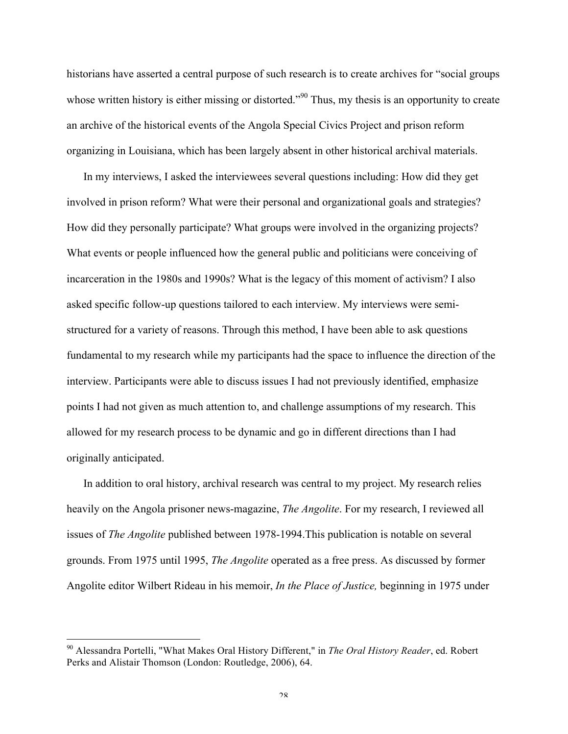historians have asserted a central purpose of such research is to create archives for "social groups whose written history is either missing or distorted."[90] Thus, my thesis is an opportunity to create an archive of the historical events of the Angola Special Civics Project and prison reform organizing in Louisiana, which has been largely absent in other historical archival materials.

In my interviews, I asked the interviewees several questions including: How did they get involved in prison reform? What were their personal and organizational goals and strategies? How did they personally participate? What groups were involved in the organizing projects? What events or people influenced how the general public and politicians were conceiving of incarceration in the 1980s and 1990s? What is the legacy of this moment of activism? I also asked specific follow-up questions tailored to each interview. My interviews were semi-structured for a variety of reasons. Through this method, I have been able to ask questions fundamental to my research while my participants had the space to influence the direction of the interview. Participants were able to discuss issues I had not previously identified, emphasize points I had not given as much attention to, and challenge assumptions of my research. This allowed for my research process to be dynamic and go in different directions than I had originally anticipated.

In addition to oral history, archival research was central to my project. My research relies heavily on the Angola prisoner news-magazine, *The Angolite*. For my research, I reviewed all issues of *The Angolite* published between 1978-1994.This publication is notable on several grounds. From 1975 until 1995, *The Angolite* operated as a free press. As discussed by former Angolite editor Wilbert Rideau in his memoir, *In the Place of Justice,* beginning in 1975 under

[90] Alessandra Portelli, "What Makes Oral History Different," in *The Oral History Reader*, ed. Robert Perks and Alistair Thomson (London: Routledge, 2006), 64.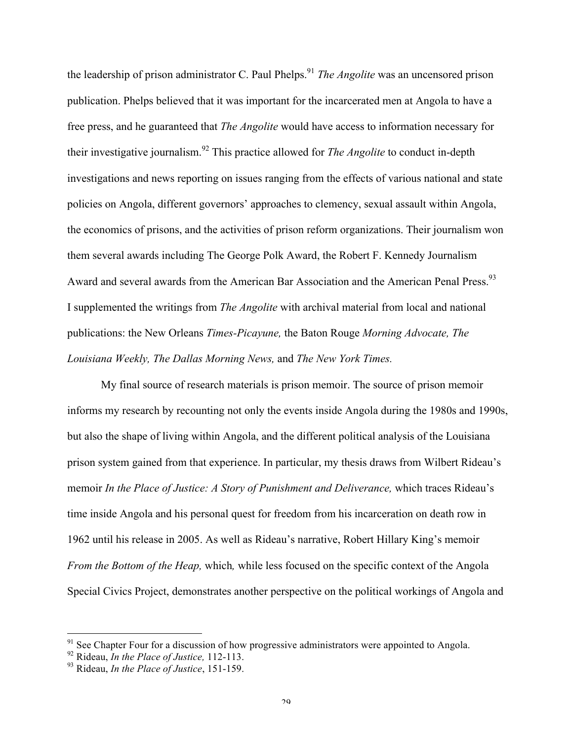the leadership of prison administrator C. Paul Phelps.[91] *The Angolite* was an uncensored prison publication. Phelps believed that it was important for the incarcerated men at Angola to have a free press, and he guaranteed that *The Angolite* would have access to information necessary for their investigative journalism.[92] This practice allowed for *The Angolite* to conduct in-depth investigations and news reporting on issues ranging from the effects of various national and state policies on Angola, different governors' approaches to clemency, sexual assault within Angola, the economics of prisons, and the activities of prison reform organizations. Their journalism won them several awards including The George Polk Award, the Robert F. Kennedy Journalism Award and several awards from the American Bar Association and the American Penal Press.[93] I supplemented the writings from *The Angolite* with archival material from local and national publications: the New Orleans *Times-Picayune,* the Baton Rouge *Morning Advocate, The Louisiana Weekly, The Dallas Morning News,* and *The New York Times.*

My final source of research materials is prison memoir. The source of prison memoir informs my research by recounting not only the events inside Angola during the 1980s and 1990s, but also the shape of living within Angola, and the different political analysis of the Louisiana prison system gained from that experience. In particular, my thesis draws from Wilbert Rideau's memoir *In the Place of Justice: A Story of Punishment and Deliverance,* which traces Rideau's time inside Angola and his personal quest for freedom from his incarceration on death row in 1962 until his release in 2005. As well as Rideau's narrative, Robert Hillary King's memoir *From the Bottom of the Heap,* which*,* while less focused on the specific context of the Angola Special Civics Project, demonstrates another perspective on the political workings of Angola and

---

[91] See Chapter Four for a discussion of how progressive administrators were appointed to Angola.

[92] Rideau, *In the Place of Justice,* 112-113.

[93] Rideau, *In the Place of Justice*, 151-159.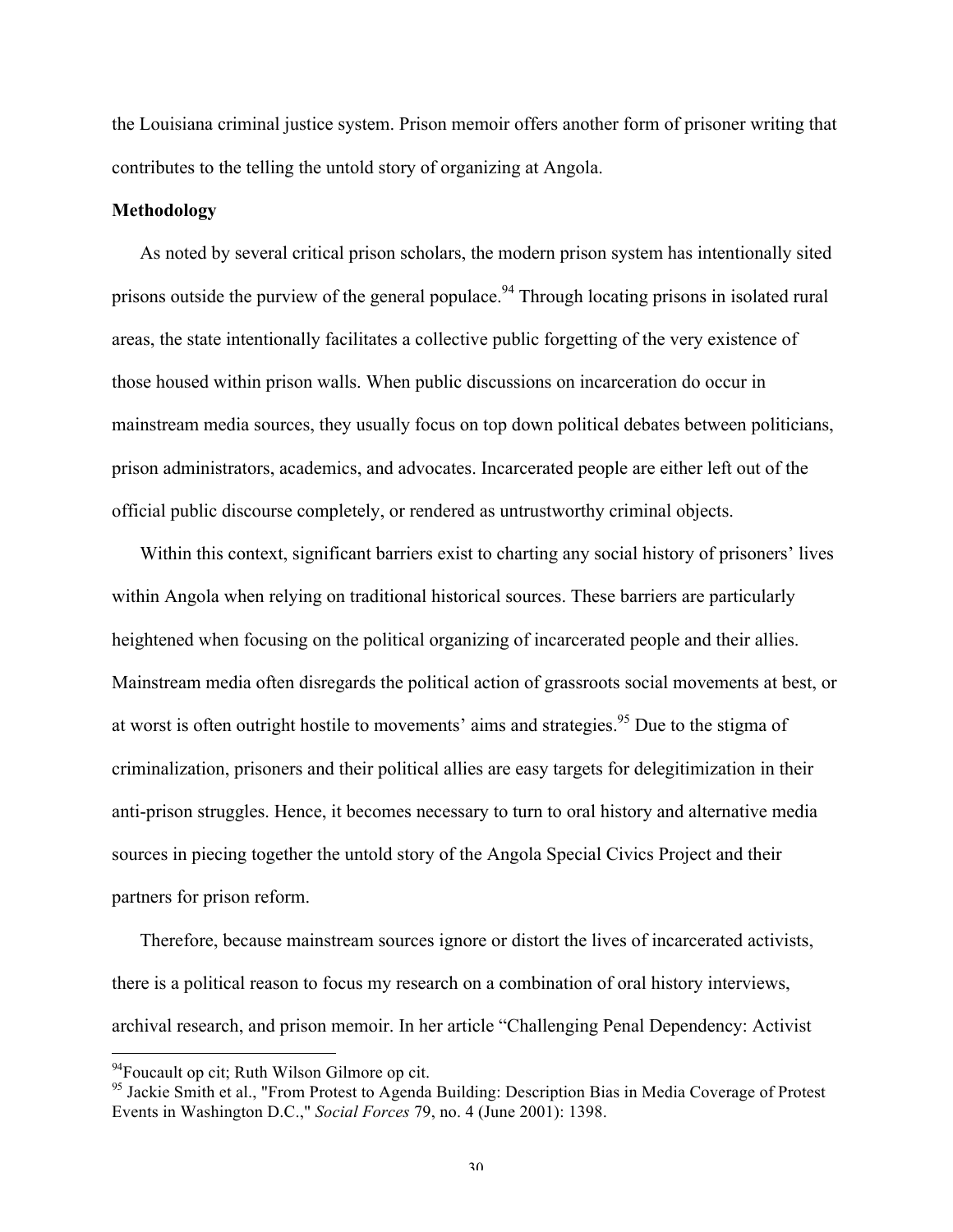the Louisiana criminal justice system. Prison memoir offers another form of prisoner writing that contributes to the telling the untold story of organizing at Angola.

**Methodology**

As noted by several critical prison scholars, the modern prison system has intentionally sited prisons outside the purview of the general populace.[94] Through locating prisons in isolated rural areas, the state intentionally facilitates a collective public forgetting of the very existence of those housed within prison walls. When public discussions on incarceration do occur in mainstream media sources, they usually focus on top down political debates between politicians, prison administrators, academics, and advocates. Incarcerated people are either left out of the official public discourse completely, or rendered as untrustworthy criminal objects.

Within this context, significant barriers exist to charting any social history of prisoners' lives within Angola when relying on traditional historical sources. These barriers are particularly heightened when focusing on the political organizing of incarcerated people and their allies. Mainstream media often disregards the political action of grassroots social movements at best, or at worst is often outright hostile to movements' aims and strategies.[95] Due to the stigma of criminalization, prisoners and their political allies are easy targets for delegitimization in their anti-prison struggles. Hence, it becomes necessary to turn to oral history and alternative media sources in piecing together the untold story of the Angola Special Civics Project and their partners for prison reform.

Therefore, because mainstream sources ignore or distort the lives of incarcerated activists, there is a political reason to focus my research on a combination of oral history interviews, archival research, and prison memoir. In her article "Challenging Penal Dependency: Activist

---

[94] Foucault op cit; Ruth Wilson Gilmore op cit.

[95] Jackie Smith et al., "From Protest to Agenda Building: Description Bias in Media Coverage of Protest Events in Washington D.C.," *Social Forces* 79, no. 4 (June 2001): 1398.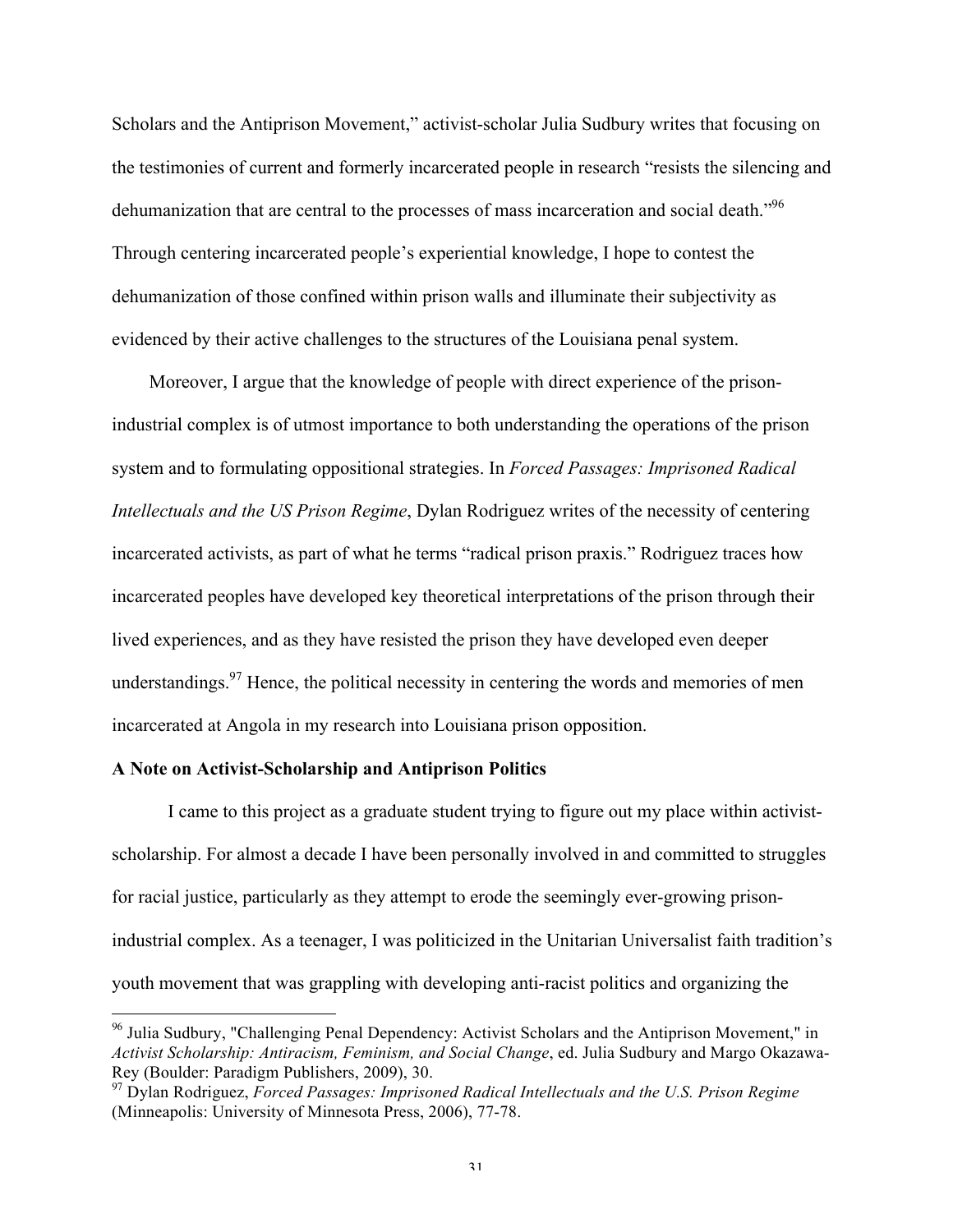Scholars and the Antiprison Movement," activist-scholar Julia Sudbury writes that focusing on the testimonies of current and formerly incarcerated people in research "resists the silencing and dehumanization that are central to the processes of mass incarceration and social death."[96] Through centering incarcerated people's experiential knowledge, I hope to contest the dehumanization of those confined within prison walls and illuminate their subjectivity as evidenced by their active challenges to the structures of the Louisiana penal system.

Moreover, I argue that the knowledge of people with direct experience of the prison-industrial complex is of utmost importance to both understanding the operations of the prison system and to formulating oppositional strategies. In *Forced Passages: Imprisoned Radical Intellectuals and the US Prison Regime*, Dylan Rodriguez writes of the necessity of centering incarcerated activists, as part of what he terms "radical prison praxis." Rodriguez traces how incarcerated peoples have developed key theoretical interpretations of the prison through their lived experiences, and as they have resisted the prison they have developed even deeper understandings.[97] Hence, the political necessity in centering the words and memories of men incarcerated at Angola in my research into Louisiana prison opposition.

**A Note on Activist-Scholarship and Antiprison Politics**

I came to this project as a graduate student trying to figure out my place within activist-scholarship. For almost a decade I have been personally involved in and committed to struggles for racial justice, particularly as they attempt to erode the seemingly ever-growing prison-industrial complex. As a teenager, I was politicized in the Unitarian Universalist faith tradition's youth movement that was grappling with developing anti-racist politics and organizing the

---

[96] Julia Sudbury, "Challenging Penal Dependency: Activist Scholars and the Antiprison Movement," in *Activist Scholarship: Antiracism, Feminism, and Social Change*, ed. Julia Sudbury and Margo Okazawa-Rey (Boulder: Paradigm Publishers, 2009), 30.

[97] Dylan Rodriguez, *Forced Passages: Imprisoned Radical Intellectuals and the U.S. Prison Regime* (Minneapolis: University of Minnesota Press, 2006), 77-78.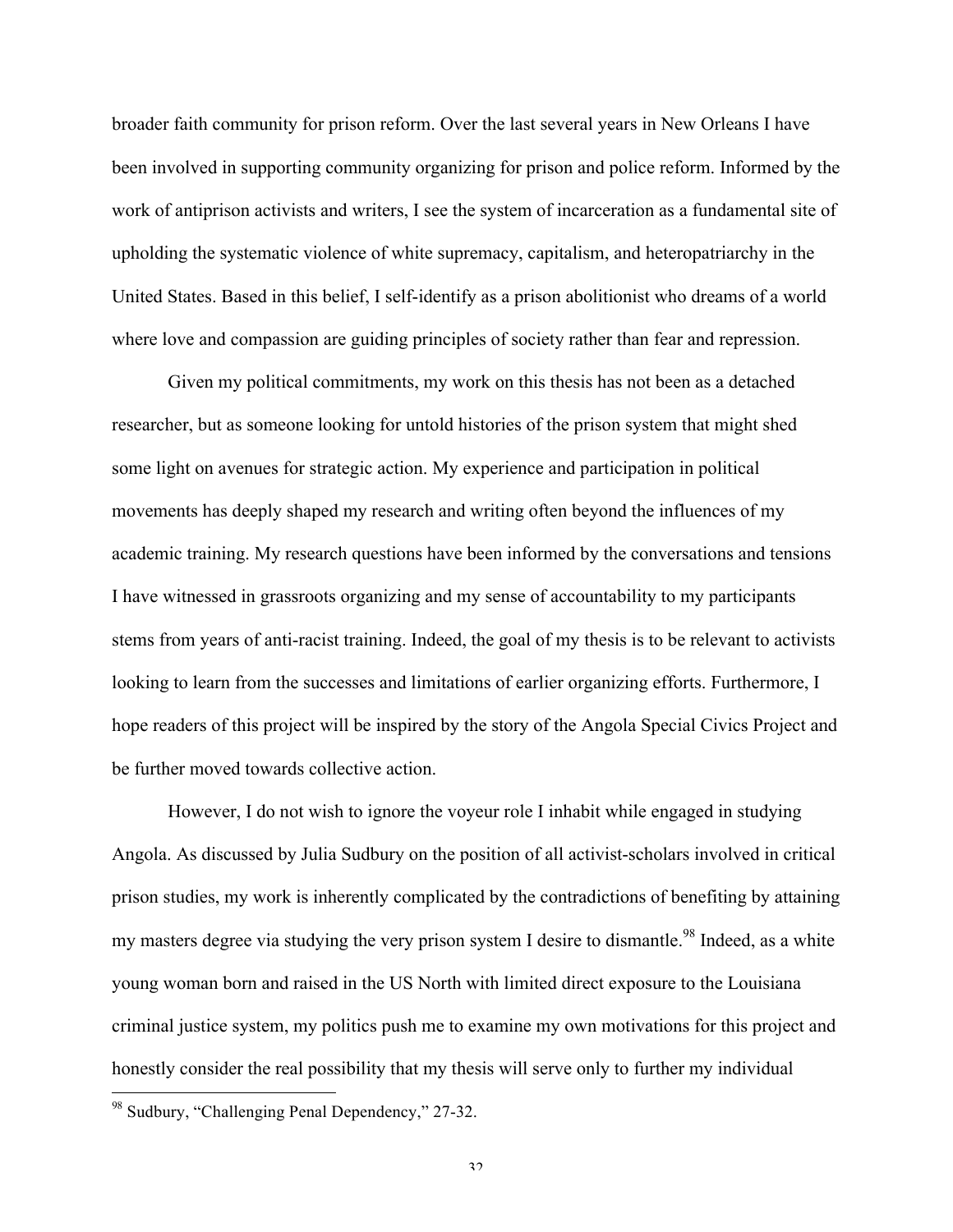broader faith community for prison reform. Over the last several years in New Orleans I have been involved in supporting community organizing for prison and police reform. Informed by the work of antiprison activists and writers, I see the system of incarceration as a fundamental site of upholding the systematic violence of white supremacy, capitalism, and heteropatriarchy in the United States. Based in this belief, I self-identify as a prison abolitionist who dreams of a world where love and compassion are guiding principles of society rather than fear and repression.

Given my political commitments, my work on this thesis has not been as a detached researcher, but as someone looking for untold histories of the prison system that might shed some light on avenues for strategic action. My experience and participation in political movements has deeply shaped my research and writing often beyond the influences of my academic training. My research questions have been informed by the conversations and tensions I have witnessed in grassroots organizing and my sense of accountability to my participants stems from years of anti-racist training. Indeed, the goal of my thesis is to be relevant to activists looking to learn from the successes and limitations of earlier organizing efforts. Furthermore, I hope readers of this project will be inspired by the story of the Angola Special Civics Project and be further moved towards collective action.

However, I do not wish to ignore the voyeur role I inhabit while engaged in studying Angola. As discussed by Julia Sudbury on the position of all activist-scholars involved in critical prison studies, my work is inherently complicated by the contradictions of benefiting by attaining my masters degree via studying the very prison system I desire to dismantle.[98] Indeed, as a white young woman born and raised in the US North with limited direct exposure to the Louisiana criminal justice system, my politics push me to examine my own motivations for this project and honestly consider the real possibility that my thesis will serve only to further my individual

[98] Sudbury, "Challenging Penal Dependency," 27-32.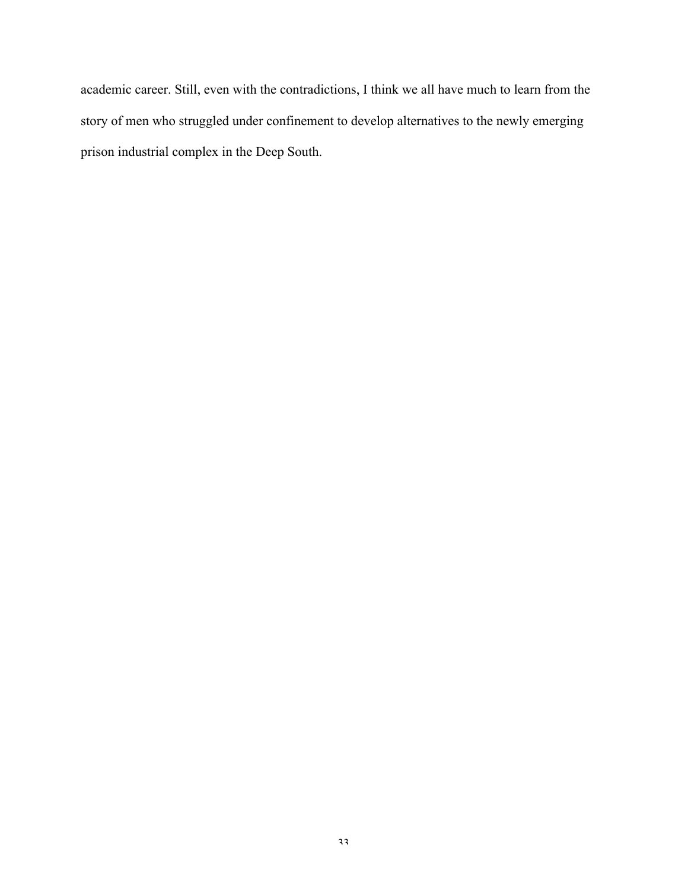academic career. Still, even with the contradictions, I think we all have much to learn from the story of men who struggled under confinement to develop alternatives to the newly emerging prison industrial complex in the Deep South.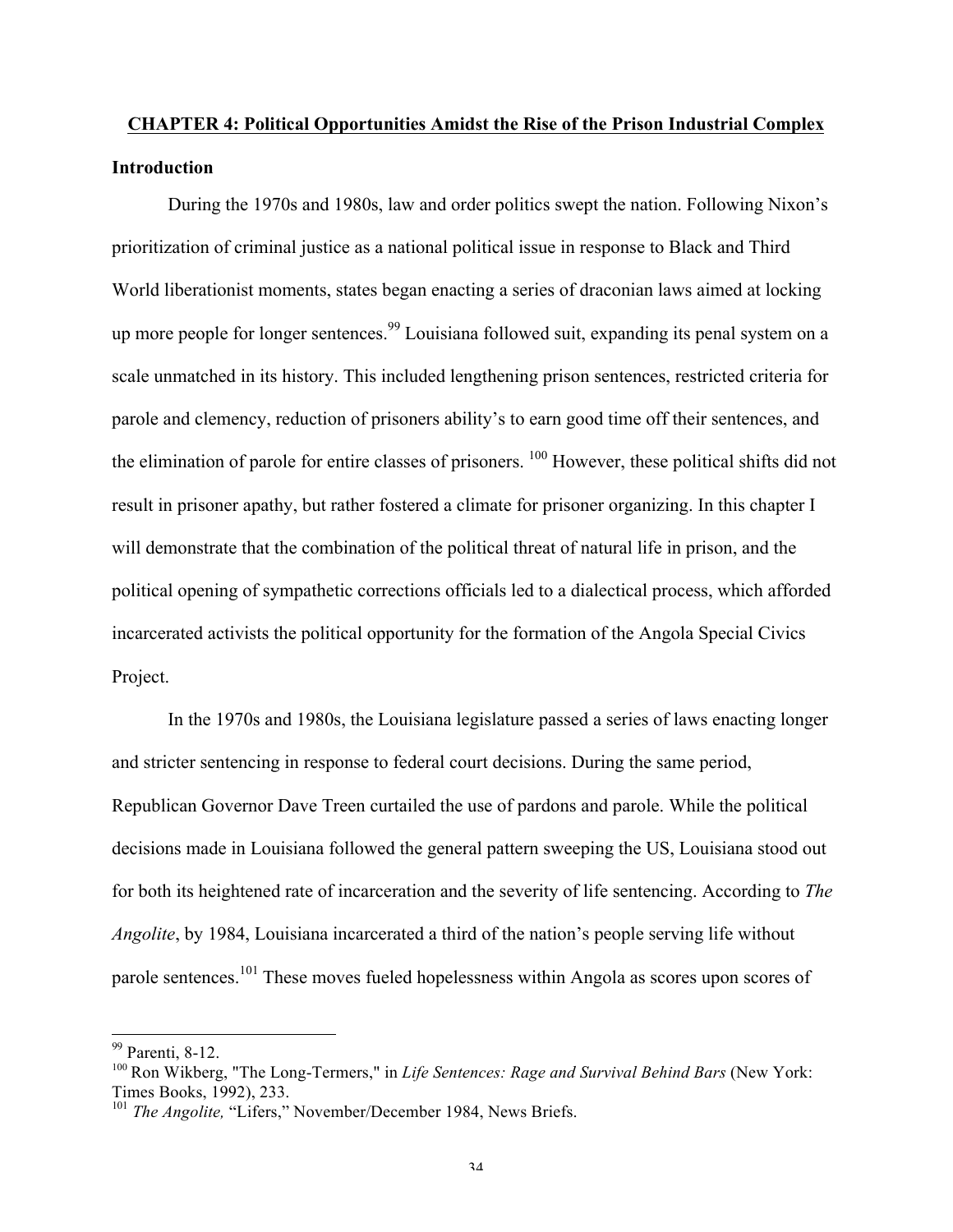## CHAPTER 4: Political Opportunities Amidst the Rise of the Prison Industrial Complex

### Introduction

During the 1970s and 1980s, law and order politics swept the nation. Following Nixon's prioritization of criminal justice as a national political issue in response to Black and Third World liberationist moments, states began enacting a series of draconian laws aimed at locking up more people for longer sentences.[99] Louisiana followed suit, expanding its penal system on a scale unmatched in its history. This included lengthening prison sentences, restricted criteria for parole and clemency, reduction of prisoners ability's to earn good time off their sentences, and the elimination of parole for entire classes of prisoners. [100] However, these political shifts did not result in prisoner apathy, but rather fostered a climate for prisoner organizing. In this chapter I will demonstrate that the combination of the political threat of natural life in prison, and the political opening of sympathetic corrections officials led to a dialectical process, which afforded incarcerated activists the political opportunity for the formation of the Angola Special Civics Project.

In the 1970s and 1980s, the Louisiana legislature passed a series of laws enacting longer and stricter sentencing in response to federal court decisions. During the same period, Republican Governor Dave Treen curtailed the use of pardons and parole. While the political decisions made in Louisiana followed the general pattern sweeping the US, Louisiana stood out for both its heightened rate of incarceration and the severity of life sentencing. According to *The Angolite*, by 1984, Louisiana incarcerated a third of the nation's people serving life without parole sentences.[101] These moves fueled hopelessness within Angola as scores upon scores of

---

[99] Parenti, 8-12.

[100] Ron Wikberg, "The Long-Termers," in *Life Sentences: Rage and Survival Behind Bars* (New York: Times Books, 1992), 233.

[101] *The Angolite,* "Lifers," November/December 1984, News Briefs.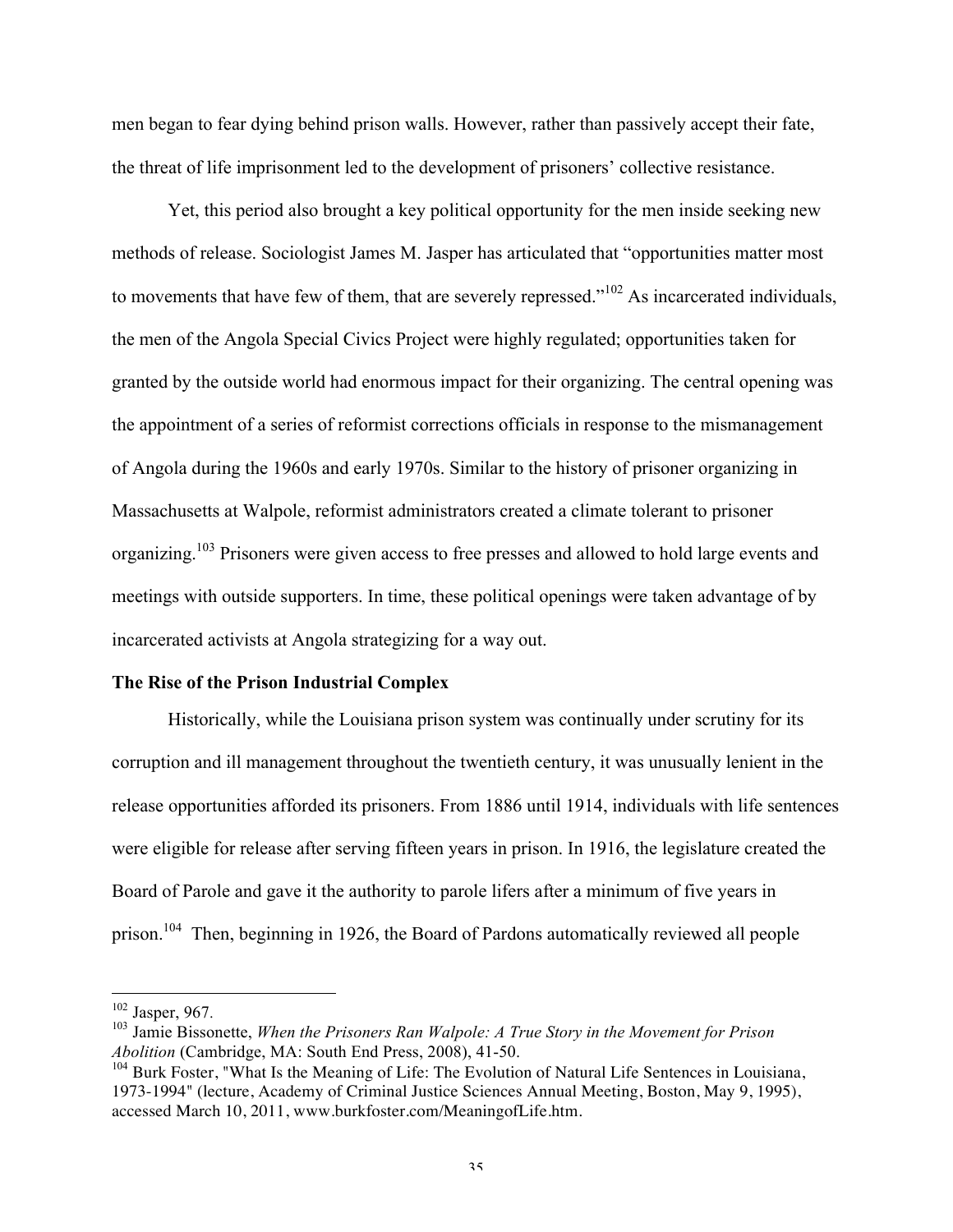men began to fear dying behind prison walls. However, rather than passively accept their fate, the threat of life imprisonment led to the development of prisoners' collective resistance.

Yet, this period also brought a key political opportunity for the men inside seeking new methods of release. Sociologist James M. Jasper has articulated that "opportunities matter most to movements that have few of them, that are severely repressed."[102] As incarcerated individuals, the men of the Angola Special Civics Project were highly regulated; opportunities taken for granted by the outside world had enormous impact for their organizing. The central opening was the appointment of a series of reformist corrections officials in response to the mismanagement of Angola during the 1960s and early 1970s. Similar to the history of prisoner organizing in Massachusetts at Walpole, reformist administrators created a climate tolerant to prisoner organizing.[103] Prisoners were given access to free presses and allowed to hold large events and meetings with outside supporters. In time, these political openings were taken advantage of by incarcerated activists at Angola strategizing for a way out.

**The Rise of the Prison Industrial Complex**

Historically, while the Louisiana prison system was continually under scrutiny for its corruption and ill management throughout the twentieth century, it was unusually lenient in the release opportunities afforded its prisoners. From 1886 until 1914, individuals with life sentences were eligible for release after serving fifteen years in prison. In 1916, the legislature created the Board of Parole and gave it the authority to parole lifers after a minimum of five years in prison.[104] Then, beginning in 1926, the Board of Pardons automatically reviewed all people

---

[102] Jasper, 967.

[103] Jamie Bissonette, *When the Prisoners Ran Walpole: A True Story in the Movement for Prison Abolition* (Cambridge, MA: South End Press, 2008), 41-50.

[104] Burk Foster, "What Is the Meaning of Life: The Evolution of Natural Life Sentences in Louisiana, 1973-1994" (lecture, Academy of Criminal Justice Sciences Annual Meeting, Boston, May 9, 1995), accessed March 10, 2011, www.burkfoster.com/MeaningofLife.htm.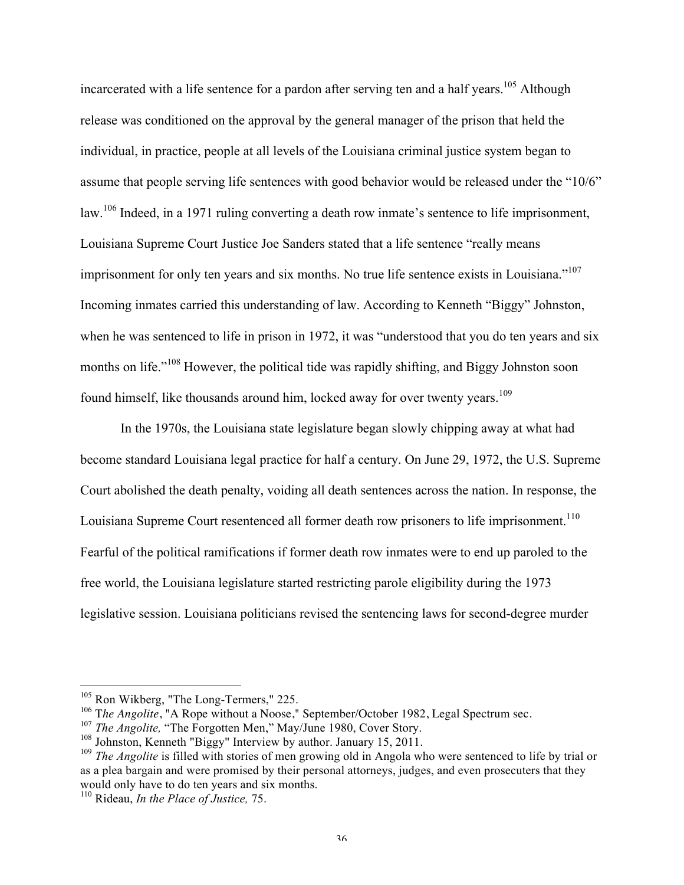incarcerated with a life sentence for a pardon after serving ten and a half years.[105] Although release was conditioned on the approval by the general manager of the prison that held the individual, in practice, people at all levels of the Louisiana criminal justice system began to assume that people serving life sentences with good behavior would be released under the "10/6" law.[106] Indeed, in a 1971 ruling converting a death row inmate's sentence to life imprisonment, Louisiana Supreme Court Justice Joe Sanders stated that a life sentence "really means imprisonment for only ten years and six months. No true life sentence exists in Louisiana."[107] Incoming inmates carried this understanding of law. According to Kenneth "Biggy" Johnston, when he was sentenced to life in prison in 1972, it was "understood that you do ten years and six months on life."[108] However, the political tide was rapidly shifting, and Biggy Johnston soon found himself, like thousands around him, locked away for over twenty years.[109]

In the 1970s, the Louisiana state legislature began slowly chipping away at what had become standard Louisiana legal practice for half a century. On June 29, 1972, the U.S. Supreme Court abolished the death penalty, voiding all death sentences across the nation. In response, the Louisiana Supreme Court resentenced all former death row prisoners to life imprisonment.[110] Fearful of the political ramifications if former death row inmates were to end up paroled to the free world, the Louisiana legislature started restricting parole eligibility during the 1973 legislative session. Louisiana politicians revised the sentencing laws for second-degree murder

---

[105] Ron Wikberg, "The Long-Termers," 225.

[106] T*he Angolite*, "A Rope without a Noose," September/October 1982, Legal Spectrum sec.

[107] *The Angolite,* "The Forgotten Men," May/June 1980, Cover Story.

[108] Johnston, Kenneth "Biggy" Interview by author. January 15, 2011.

[109] *The Angolite* is filled with stories of men growing old in Angola who were sentenced to life by trial or as a plea bargain and were promised by their personal attorneys, judges, and even prosecuters that they would only have to do ten years and six months.

[110] Rideau, *In the Place of Justice,* 75.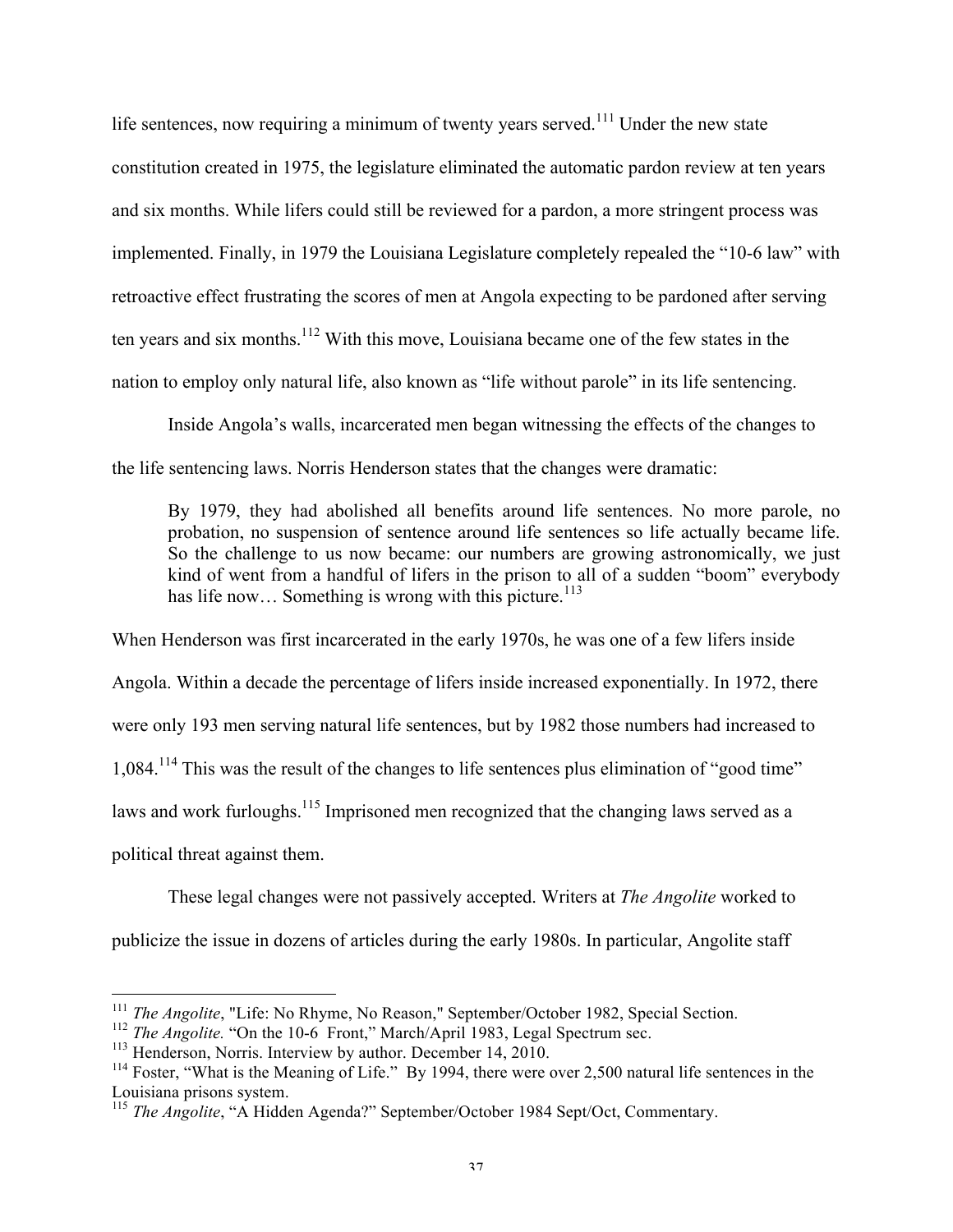life sentences, now requiring a minimum of twenty years served.[111] Under the new state constitution created in 1975, the legislature eliminated the automatic pardon review at ten years and six months. While lifers could still be reviewed for a pardon, a more stringent process was implemented. Finally, in 1979 the Louisiana Legislature completely repealed the "10-6 law" with retroactive effect frustrating the scores of men at Angola expecting to be pardoned after serving ten years and six months.[112] With this move, Louisiana became one of the few states in the nation to employ only natural life, also known as "life without parole" in its life sentencing.

Inside Angola's walls, incarcerated men began witnessing the effects of the changes to the life sentencing laws. Norris Henderson states that the changes were dramatic:

> By 1979, they had abolished all benefits around life sentences. No more parole, no probation, no suspension of sentence around life sentences so life actually became life. So the challenge to us now became: our numbers are growing astronomically, we just kind of went from a handful of lifers in the prison to all of a sudden "boom" everybody has life now… Something is wrong with this picture.[113]

When Henderson was first incarcerated in the early 1970s, he was one of a few lifers inside Angola. Within a decade the percentage of lifers inside increased exponentially. In 1972, there were only 193 men serving natural life sentences, but by 1982 those numbers had increased to 1,084.[114] This was the result of the changes to life sentences plus elimination of "good time" laws and work furloughs.[115] Imprisoned men recognized that the changing laws served as a political threat against them.

These legal changes were not passively accepted. Writers at *The Angolite* worked to publicize the issue in dozens of articles during the early 1980s. In particular, Angolite staff

---

[111] *The Angolite*, "Life: No Rhyme, No Reason," September/October 1982, Special Section.

[112] *The Angolite.* "On the 10-6 Front," March/April 1983, Legal Spectrum sec.

[113] Henderson, Norris. Interview by author. December 14, 2010.

[114] Foster, "What is the Meaning of Life." By 1994, there were over 2,500 natural life sentences in the Louisiana prisons system.

[115] *The Angolite*, "A Hidden Agenda?" September/October 1984 Sept/Oct, Commentary.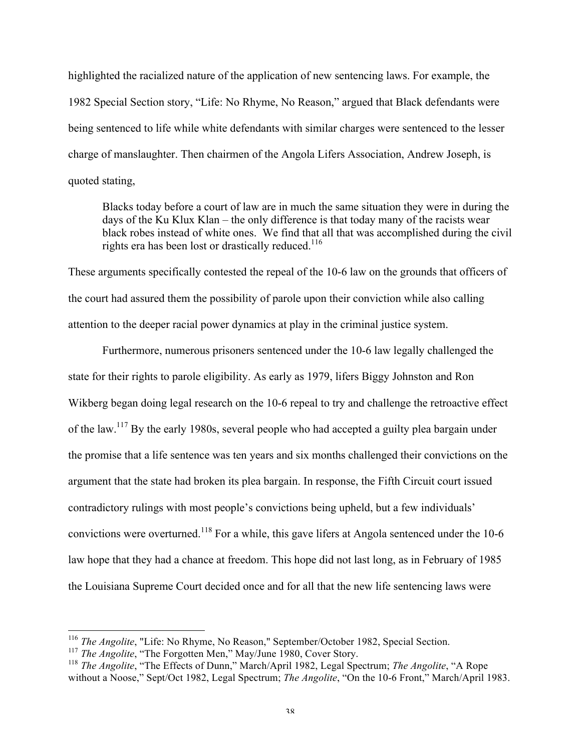highlighted the racialized nature of the application of new sentencing laws. For example, the 1982 Special Section story, "Life: No Rhyme, No Reason," argued that Black defendants were being sentenced to life while white defendants with similar charges were sentenced to the lesser charge of manslaughter. Then chairmen of the Angola Lifers Association, Andrew Joseph, is quoted stating,

> Blacks today before a court of law are in much the same situation they were in during the days of the Ku Klux Klan – the only difference is that today many of the racists wear black robes instead of white ones. We find that all that was accomplished during the civil rights era has been lost or drastically reduced.[116]

These arguments specifically contested the repeal of the 10-6 law on the grounds that officers of the court had assured them the possibility of parole upon their conviction while also calling attention to the deeper racial power dynamics at play in the criminal justice system.

Furthermore, numerous prisoners sentenced under the 10-6 law legally challenged the state for their rights to parole eligibility. As early as 1979, lifers Biggy Johnston and Ron Wikberg began doing legal research on the 10-6 repeal to try and challenge the retroactive effect of the law.[117] By the early 1980s, several people who had accepted a guilty plea bargain under the promise that a life sentence was ten years and six months challenged their convictions on the argument that the state had broken its plea bargain. In response, the Fifth Circuit court issued contradictory rulings with most people's convictions being upheld, but a few individuals' convictions were overturned.[118] For a while, this gave lifers at Angola sentenced under the 10-6 law hope that they had a chance at freedom. This hope did not last long, as in February of 1985 the Louisiana Supreme Court decided once and for all that the new life sentencing laws were

---

[116] *The Angolite*, "Life: No Rhyme, No Reason," September/October 1982, Special Section.

[117] *The Angolite*, "The Forgotten Men," May/June 1980, Cover Story.

[118] *The Angolite*, "The Effects of Dunn," March/April 1982, Legal Spectrum; *The Angolite*, "A Rope without a Noose," Sept/Oct 1982, Legal Spectrum; *The Angolite*, "On the 10-6 Front," March/April 1983.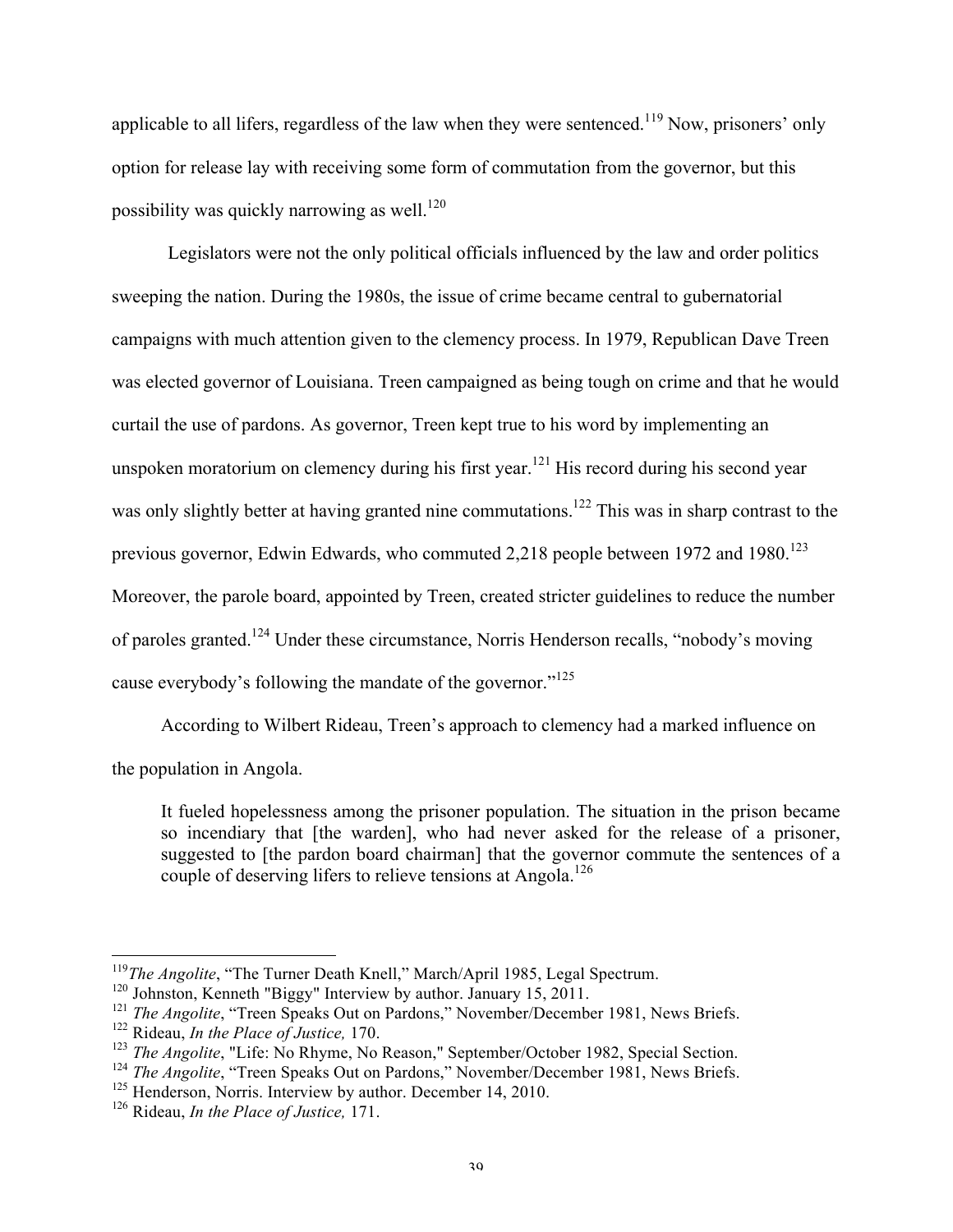applicable to all lifers, regardless of the law when they were sentenced.[119] Now, prisoners' only option for release lay with receiving some form of commutation from the governor, but this possibility was quickly narrowing as well.[120]

Legislators were not the only political officials influenced by the law and order politics sweeping the nation. During the 1980s, the issue of crime became central to gubernatorial campaigns with much attention given to the clemency process. In 1979, Republican Dave Treen was elected governor of Louisiana. Treen campaigned as being tough on crime and that he would curtail the use of pardons. As governor, Treen kept true to his word by implementing an unspoken moratorium on clemency during his first year.[121] His record during his second year was only slightly better at having granted nine commutations.[122] This was in sharp contrast to the previous governor, Edwin Edwards, who commuted 2,218 people between 1972 and 1980.[123] Moreover, the parole board, appointed by Treen, created stricter guidelines to reduce the number of paroles granted.[124] Under these circumstance, Norris Henderson recalls, "nobody's moving cause everybody's following the mandate of the governor."[125]

According to Wilbert Rideau, Treen's approach to clemency had a marked influence on the population in Angola.

> It fueled hopelessness among the prisoner population. The situation in the prison became so incendiary that [the warden], who had never asked for the release of a prisoner, suggested to [the pardon board chairman] that the governor commute the sentences of a couple of deserving lifers to relieve tensions at Angola.[126]

---

[119] *The Angolite*, "The Turner Death Knell," March/April 1985, Legal Spectrum.

[120] Johnston, Kenneth "Biggy" Interview by author. January 15, 2011.

[121] *The Angolite*, "Treen Speaks Out on Pardons," November/December 1981, News Briefs.

[122] Rideau, *In the Place of Justice,* 170.

[123] *The Angolite*, "Life: No Rhyme, No Reason," September/October 1982, Special Section.

[124] *The Angolite*, "Treen Speaks Out on Pardons," November/December 1981, News Briefs.

[125] Henderson, Norris. Interview by author. December 14, 2010.

[126] Rideau, *In the Place of Justice,* 171.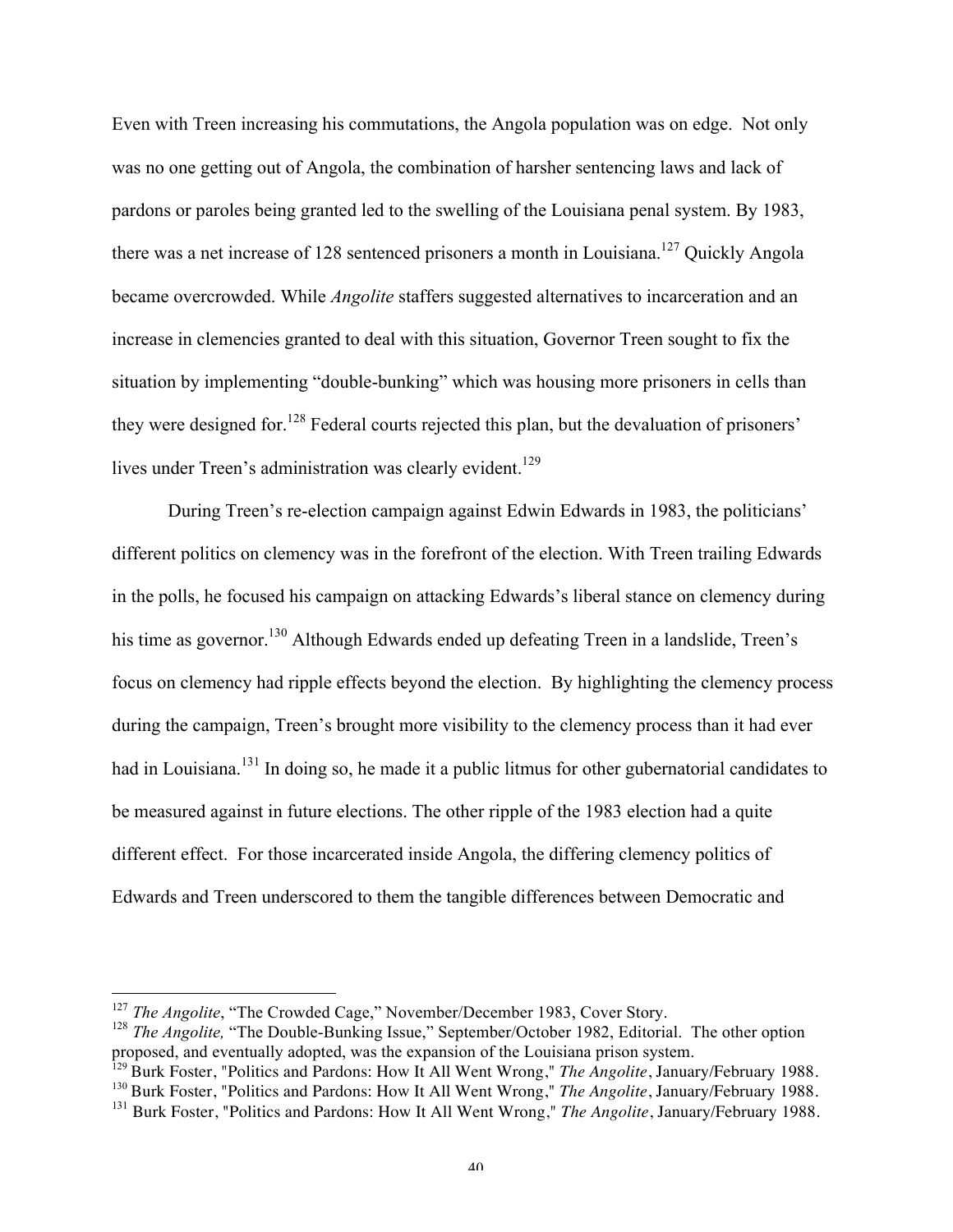Even with Treen increasing his commutations, the Angola population was on edge. Not only was no one getting out of Angola, the combination of harsher sentencing laws and lack of pardons or paroles being granted led to the swelling of the Louisiana penal system. By 1983, there was a net increase of 128 sentenced prisoners a month in Louisiana.[127] Quickly Angola became overcrowded. While *Angolite* staffers suggested alternatives to incarceration and an increase in clemencies granted to deal with this situation, Governor Treen sought to fix the situation by implementing "double-bunking" which was housing more prisoners in cells than they were designed for.[128] Federal courts rejected this plan, but the devaluation of prisoners' lives under Treen's administration was clearly evident.[129]

During Treen's re-election campaign against Edwin Edwards in 1983, the politicians' different politics on clemency was in the forefront of the election. With Treen trailing Edwards in the polls, he focused his campaign on attacking Edwards's liberal stance on clemency during his time as governor.[130] Although Edwards ended up defeating Treen in a landslide, Treen's focus on clemency had ripple effects beyond the election. By highlighting the clemency process during the campaign, Treen's brought more visibility to the clemency process than it had ever had in Louisiana.[131] In doing so, he made it a public litmus for other gubernatorial candidates to be measured against in future elections. The other ripple of the 1983 election had a quite different effect. For those incarcerated inside Angola, the differing clemency politics of Edwards and Treen underscored to them the tangible differences between Democratic and

---

[127] *The Angolite*, "The Crowded Cage," November/December 1983, Cover Story.

[128] *The Angolite,* "The Double-Bunking Issue," September/October 1982, Editorial. The other option proposed, and eventually adopted, was the expansion of the Louisiana prison system.

[129] Burk Foster, "Politics and Pardons: How It All Went Wrong," *The Angolite*, January/February 1988.

[130] Burk Foster, "Politics and Pardons: How It All Went Wrong," *The Angolite*, January/February 1988.

[131] Burk Foster, "Politics and Pardons: How It All Went Wrong," *The Angolite*, January/February 1988.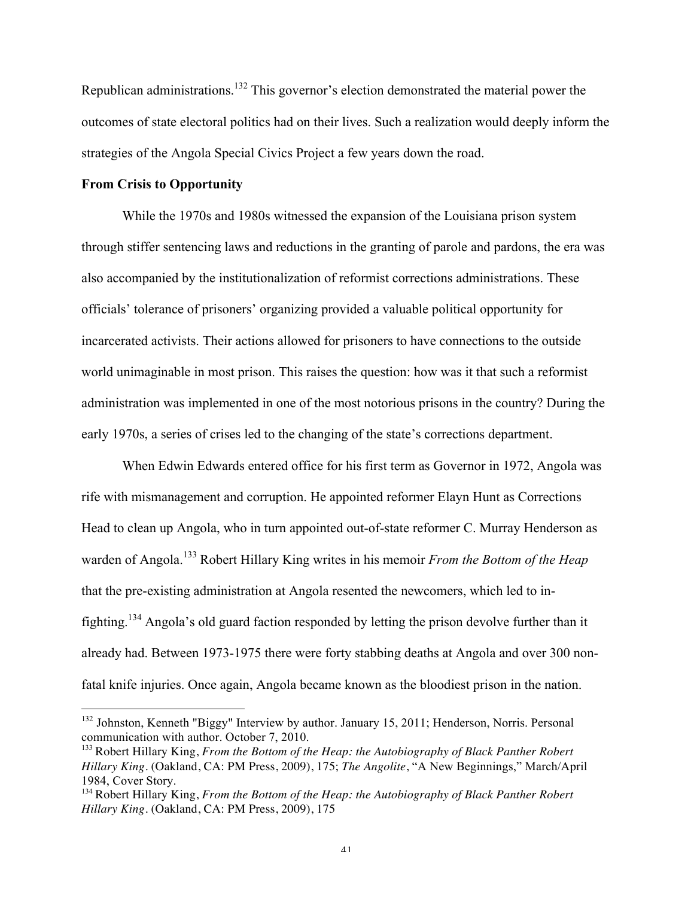Republican administrations.[132] This governor's election demonstrated the material power the outcomes of state electoral politics had on their lives. Such a realization would deeply inform the strategies of the Angola Special Civics Project a few years down the road.

**From Crisis to Opportunity**

While the 1970s and 1980s witnessed the expansion of the Louisiana prison system through stiffer sentencing laws and reductions in the granting of parole and pardons, the era was also accompanied by the institutionalization of reformist corrections administrations. These officials' tolerance of prisoners' organizing provided a valuable political opportunity for incarcerated activists. Their actions allowed for prisoners to have connections to the outside world unimaginable in most prison. This raises the question: how was it that such a reformist administration was implemented in one of the most notorious prisons in the country? During the early 1970s, a series of crises led to the changing of the state's corrections department.

When Edwin Edwards entered office for his first term as Governor in 1972, Angola was rife with mismanagement and corruption. He appointed reformer Elayn Hunt as Corrections Head to clean up Angola, who in turn appointed out-of-state reformer C. Murray Henderson as warden of Angola.[133] Robert Hillary King writes in his memoir *From the Bottom of the Heap* that the pre-existing administration at Angola resented the newcomers, which led to in-fighting.[134] Angola's old guard faction responded by letting the prison devolve further than it already had. Between 1973-1975 there were forty stabbing deaths at Angola and over 300 non-fatal knife injuries. Once again, Angola became known as the bloodiest prison in the nation.

---

[132] Johnston, Kenneth "Biggy" Interview by author. January 15, 2011; Henderson, Norris. Personal communication with author. October 7, 2010.

[133] Robert Hillary King, *From the Bottom of the Heap: the Autobiography of Black Panther Robert Hillary King*. (Oakland, CA: PM Press, 2009), 175; *The Angolite*, "A New Beginnings," March/April 1984, Cover Story.

[134] Robert Hillary King, *From the Bottom of the Heap: the Autobiography of Black Panther Robert Hillary King*. (Oakland, CA: PM Press, 2009), 175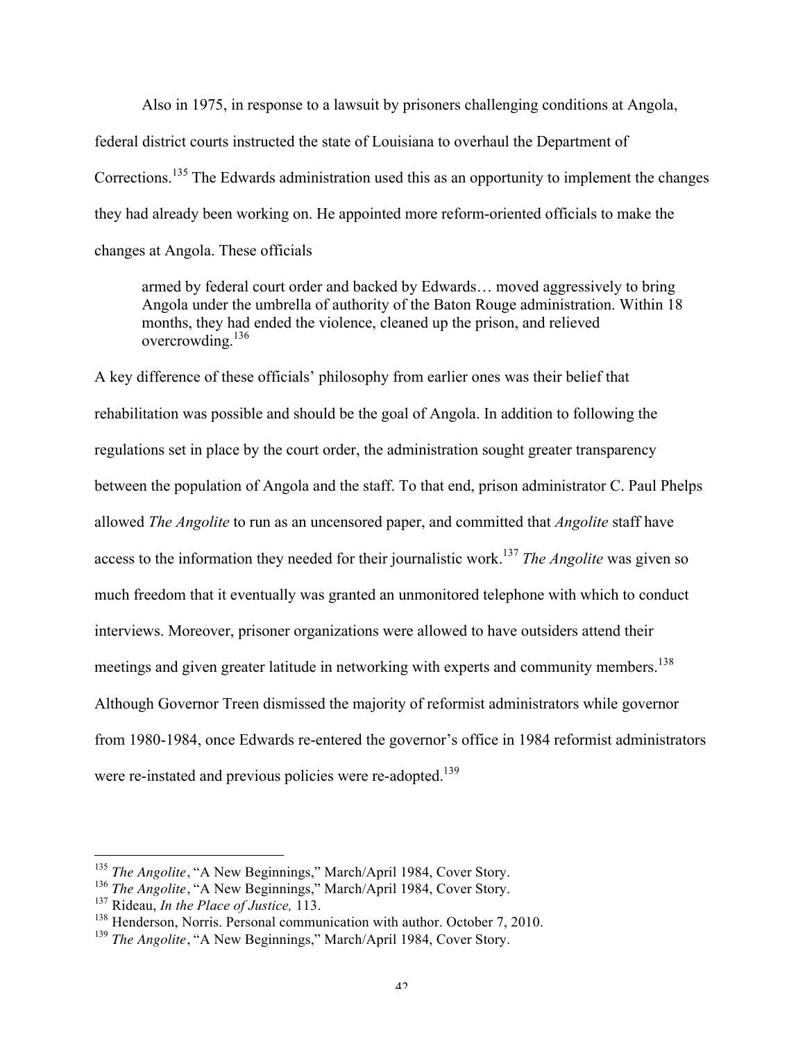Also in 1975, in response to a lawsuit by prisoners challenging conditions at Angola, federal district courts instructed the state of Louisiana to overhaul the Department of Corrections.[135] The Edwards administration used this as an opportunity to implement the changes they had already been working on. He appointed more reform-oriented officials to make the changes at Angola. These officials

> armed by federal court order and backed by Edwards… moved aggressively to bring Angola under the umbrella of authority of the Baton Rouge administration. Within 18 months, they had ended the violence, cleaned up the prison, and relieved overcrowding.[136]

A key difference of these officials' philosophy from earlier ones was their belief that rehabilitation was possible and should be the goal of Angola. In addition to following the regulations set in place by the court order, the administration sought greater transparency between the population of Angola and the staff. To that end, prison administrator C. Paul Phelps allowed *The Angolite* to run as an uncensored paper, and committed that *Angolite* staff have access to the information they needed for their journalistic work.[137] *The Angolite* was given so much freedom that it eventually was granted an unmonitored telephone with which to conduct interviews. Moreover, prisoner organizations were allowed to have outsiders attend their meetings and given greater latitude in networking with experts and community members.[138] Although Governor Treen dismissed the majority of reformist administrators while governor from 1980-1984, once Edwards re-entered the governor's office in 1984 reformist administrators were re-instated and previous policies were re-adopted.[139]

---

[135] *The Angolite*, "A New Beginnings," March/April 1984, Cover Story.
[136] *The Angolite*, "A New Beginnings," March/April 1984, Cover Story.
[137] Rideau, *In the Place of Justice,* 113.
[138] Henderson, Norris. Personal communication with author. October 7, 2010.
[139] *The Angolite*, "A New Beginnings," March/April 1984, Cover Story.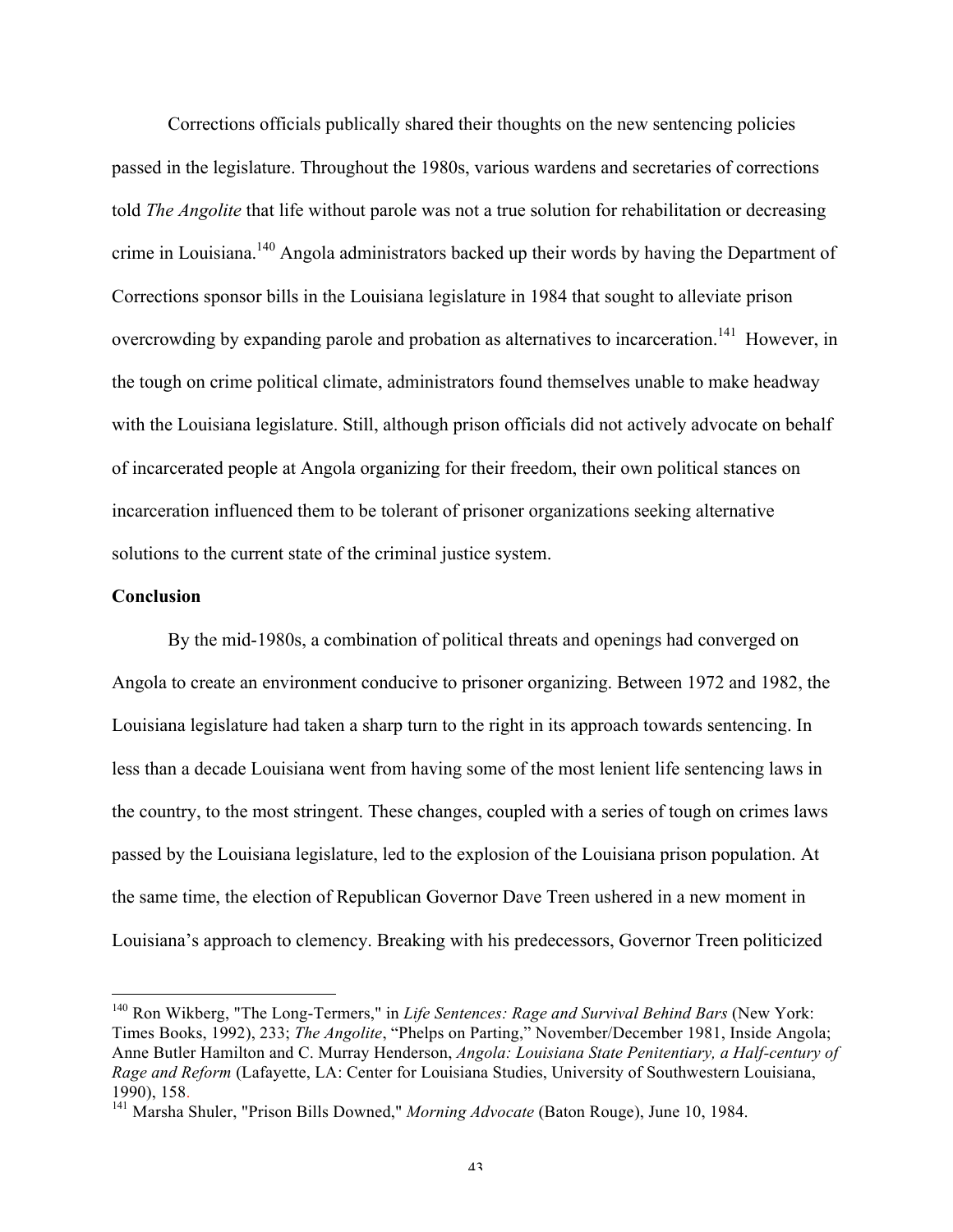Corrections officials publically shared their thoughts on the new sentencing policies passed in the legislature. Throughout the 1980s, various wardens and secretaries of corrections told *The Angolite* that life without parole was not a true solution for rehabilitation or decreasing crime in Louisiana.[140] Angola administrators backed up their words by having the Department of Corrections sponsor bills in the Louisiana legislature in 1984 that sought to alleviate prison overcrowding by expanding parole and probation as alternatives to incarceration.[141] However, in the tough on crime political climate, administrators found themselves unable to make headway with the Louisiana legislature. Still, although prison officials did not actively advocate on behalf of incarcerated people at Angola organizing for their freedom, their own political stances on incarceration influenced them to be tolerant of prisoner organizations seeking alternative solutions to the current state of the criminal justice system.

**Conclusion**

By the mid-1980s, a combination of political threats and openings had converged on Angola to create an environment conducive to prisoner organizing. Between 1972 and 1982, the Louisiana legislature had taken a sharp turn to the right in its approach towards sentencing. In less than a decade Louisiana went from having some of the most lenient life sentencing laws in the country, to the most stringent. These changes, coupled with a series of tough on crimes laws passed by the Louisiana legislature, led to the explosion of the Louisiana prison population. At the same time, the election of Republican Governor Dave Treen ushered in a new moment in Louisiana's approach to clemency. Breaking with his predecessors, Governor Treen politicized

---

[140] Ron Wikberg, "The Long-Termers," in *Life Sentences: Rage and Survival Behind Bars* (New York: Times Books, 1992), 233; *The Angolite*, "Phelps on Parting," November/December 1981, Inside Angola; Anne Butler Hamilton and C. Murray Henderson, *Angola: Louisiana State Penitentiary, a Half-century of Rage and Reform* (Lafayette, LA: Center for Louisiana Studies, University of Southwestern Louisiana, 1990), 158.

[141] Marsha Shuler, "Prison Bills Downed," *Morning Advocate* (Baton Rouge), June 10, 1984.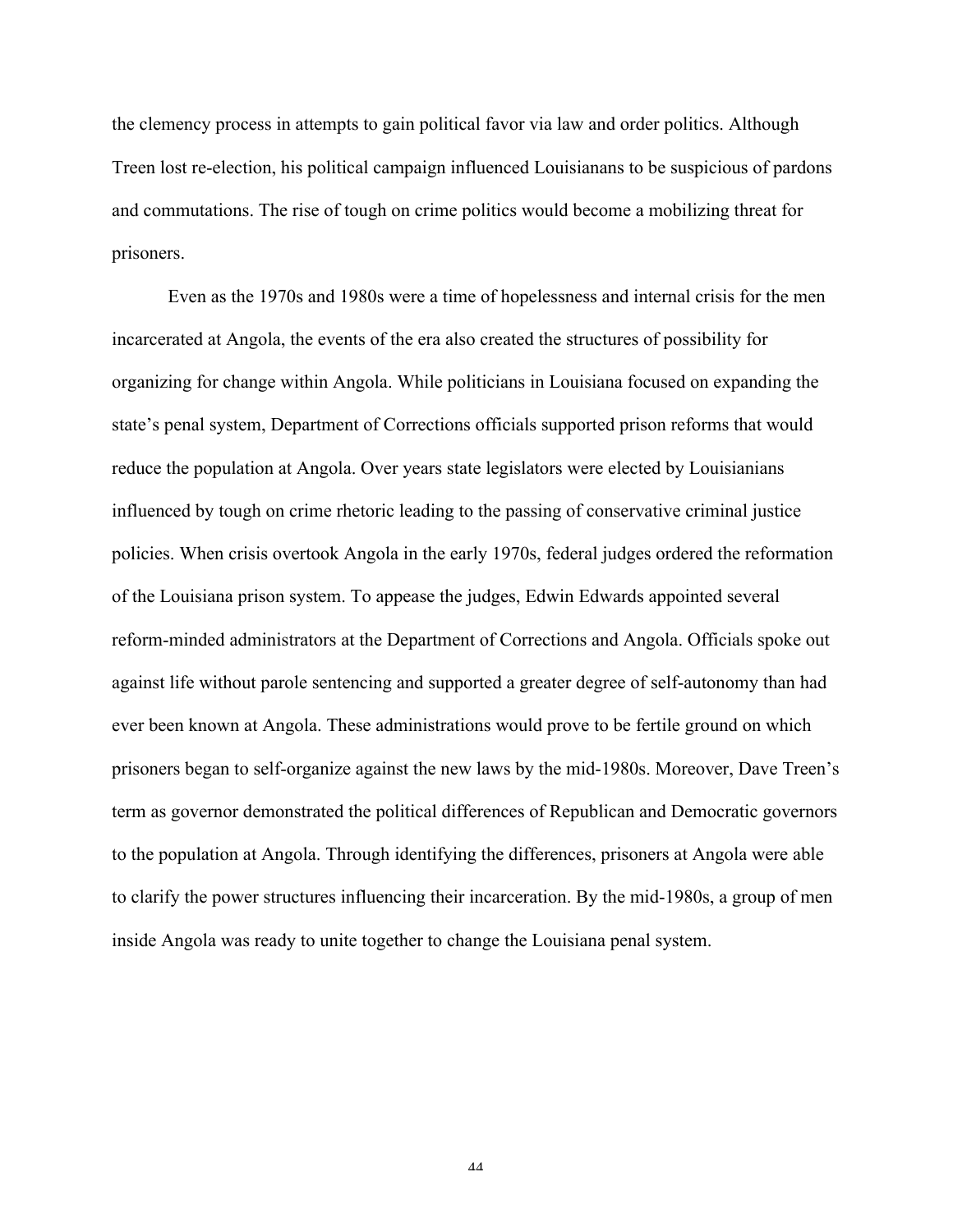the clemency process in attempts to gain political favor via law and order politics. Although Treen lost re-election, his political campaign influenced Louisianans to be suspicious of pardons and commutations. The rise of tough on crime politics would become a mobilizing threat for prisoners.

Even as the 1970s and 1980s were a time of hopelessness and internal crisis for the men incarcerated at Angola, the events of the era also created the structures of possibility for organizing for change within Angola. While politicians in Louisiana focused on expanding the state's penal system, Department of Corrections officials supported prison reforms that would reduce the population at Angola. Over years state legislators were elected by Louisianians influenced by tough on crime rhetoric leading to the passing of conservative criminal justice policies. When crisis overtook Angola in the early 1970s, federal judges ordered the reformation of the Louisiana prison system. To appease the judges, Edwin Edwards appointed several reform-minded administrators at the Department of Corrections and Angola. Officials spoke out against life without parole sentencing and supported a greater degree of self-autonomy than had ever been known at Angola. These administrations would prove to be fertile ground on which prisoners began to self-organize against the new laws by the mid-1980s. Moreover, Dave Treen's term as governor demonstrated the political differences of Republican and Democratic governors to the population at Angola. Through identifying the differences, prisoners at Angola were able to clarify the power structures influencing their incarceration. By the mid-1980s, a group of men inside Angola was ready to unite together to change the Louisiana penal system.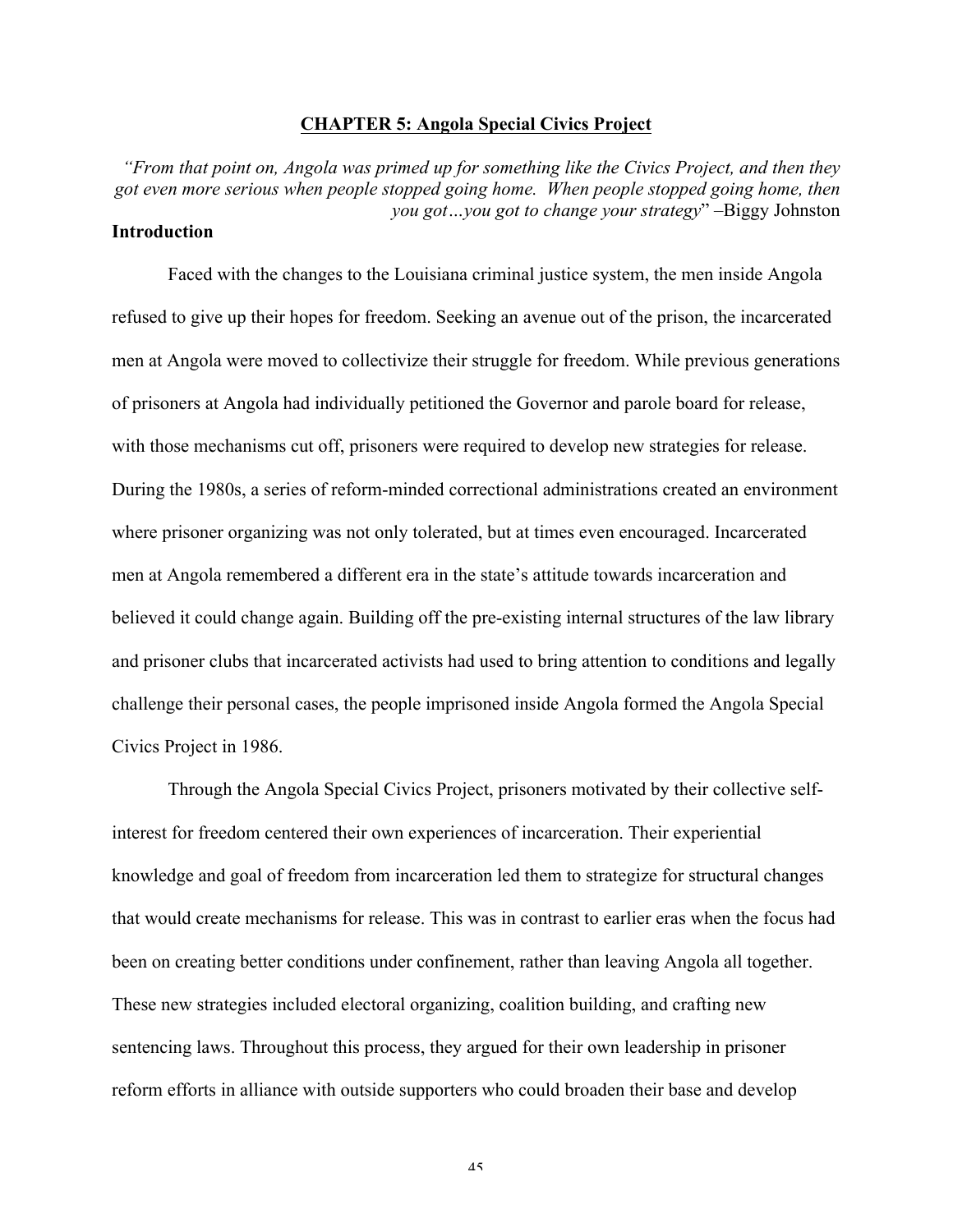## CHAPTER 5: Angola Special Civics Project

*"From that point on, Angola was primed up for something like the Civics Project, and then they got even more serious when people stopped going home. When people stopped going home, then you got…you got to change your strategy"* –Biggy Johnston

### Introduction

Faced with the changes to the Louisiana criminal justice system, the men inside Angola refused to give up their hopes for freedom. Seeking an avenue out of the prison, the incarcerated men at Angola were moved to collectivize their struggle for freedom. While previous generations of prisoners at Angola had individually petitioned the Governor and parole board for release, with those mechanisms cut off, prisoners were required to develop new strategies for release. During the 1980s, a series of reform-minded correctional administrations created an environment where prisoner organizing was not only tolerated, but at times even encouraged. Incarcerated men at Angola remembered a different era in the state's attitude towards incarceration and believed it could change again. Building off the pre-existing internal structures of the law library and prisoner clubs that incarcerated activists had used to bring attention to conditions and legally challenge their personal cases, the people imprisoned inside Angola formed the Angola Special Civics Project in 1986.

Through the Angola Special Civics Project, prisoners motivated by their collective self-interest for freedom centered their own experiences of incarceration. Their experiential knowledge and goal of freedom from incarceration led them to strategize for structural changes that would create mechanisms for release. This was in contrast to earlier eras when the focus had been on creating better conditions under confinement, rather than leaving Angola all together. These new strategies included electoral organizing, coalition building, and crafting new sentencing laws. Throughout this process, they argued for their own leadership in prisoner reform efforts in alliance with outside supporters who could broaden their base and develop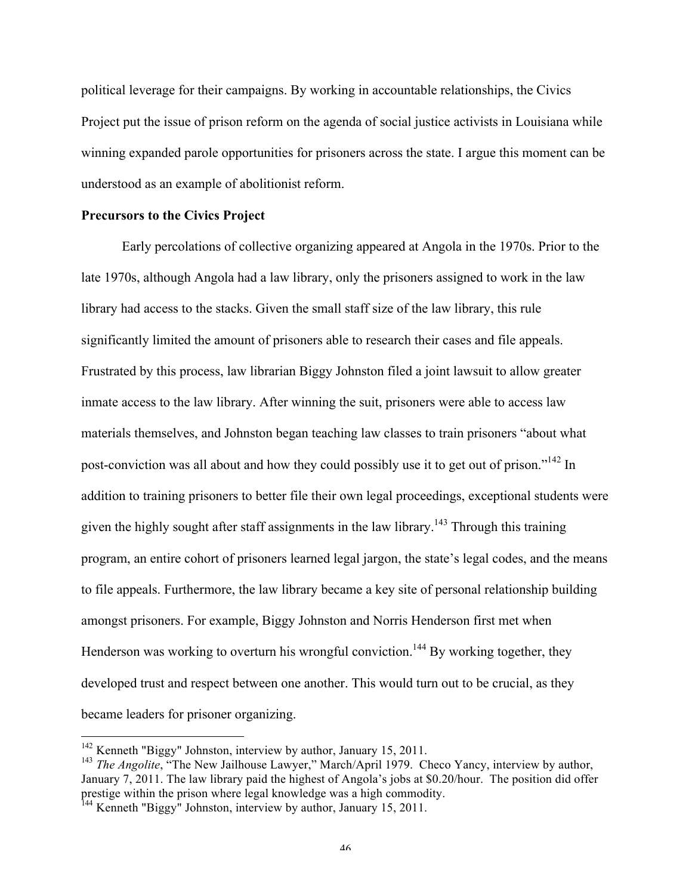political leverage for their campaigns. By working in accountable relationships, the Civics Project put the issue of prison reform on the agenda of social justice activists in Louisiana while winning expanded parole opportunities for prisoners across the state. I argue this moment can be understood as an example of abolitionist reform.

**Precursors to the Civics Project**

Early percolations of collective organizing appeared at Angola in the 1970s. Prior to the late 1970s, although Angola had a law library, only the prisoners assigned to work in the law library had access to the stacks. Given the small staff size of the law library, this rule significantly limited the amount of prisoners able to research their cases and file appeals. Frustrated by this process, law librarian Biggy Johnston filed a joint lawsuit to allow greater inmate access to the law library. After winning the suit, prisoners were able to access law materials themselves, and Johnston began teaching law classes to train prisoners "about what post-conviction was all about and how they could possibly use it to get out of prison."[142] In addition to training prisoners to better file their own legal proceedings, exceptional students were given the highly sought after staff assignments in the law library.[143] Through this training program, an entire cohort of prisoners learned legal jargon, the state's legal codes, and the means to file appeals. Furthermore, the law library became a key site of personal relationship building amongst prisoners. For example, Biggy Johnston and Norris Henderson first met when Henderson was working to overturn his wrongful conviction.[144] By working together, they developed trust and respect between one another. This would turn out to be crucial, as they became leaders for prisoner organizing.

---

[142] Kenneth "Biggy" Johnston, interview by author, January 15, 2011.

[143] *The Angolite*, "The New Jailhouse Lawyer," March/April 1979. Checo Yancy, interview by author, January 7, 2011. The law library paid the highest of Angola's jobs at $0.20/hour. The position did offer prestige within the prison where legal knowledge was a high commodity.

[144] Kenneth "Biggy" Johnston, interview by author, January 15, 2011.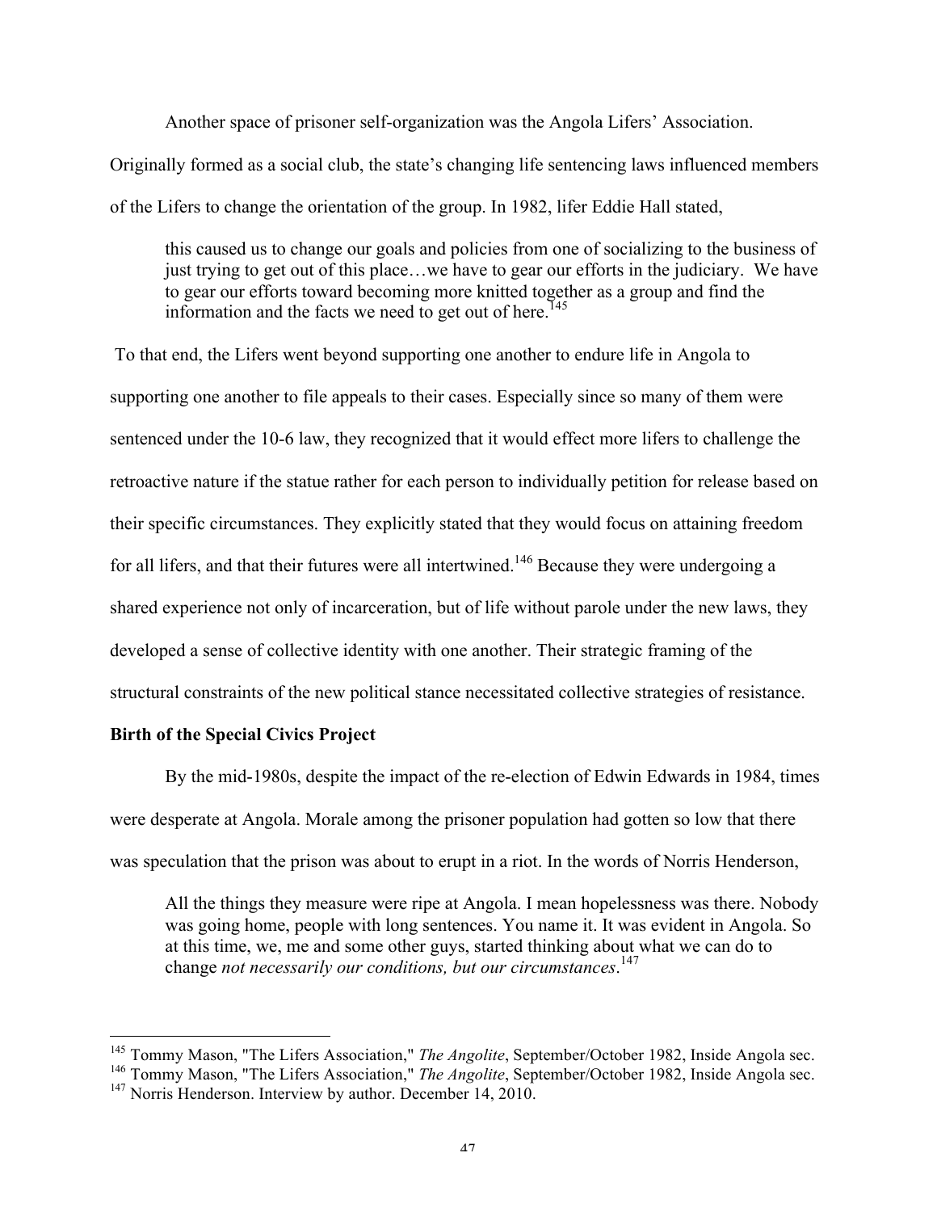Another space of prisoner self-organization was the Angola Lifers' Association. Originally formed as a social club, the state's changing life sentencing laws influenced members of the Lifers to change the orientation of the group. In 1982, lifer Eddie Hall stated,

> this caused us to change our goals and policies from one of socializing to the business of just trying to get out of this place…we have to gear our efforts in the judiciary. We have to gear our efforts toward becoming more knitted together as a group and find the information and the facts we need to get out of here.[145]

To that end, the Lifers went beyond supporting one another to endure life in Angola to supporting one another to file appeals to their cases. Especially since so many of them were sentenced under the 10-6 law, they recognized that it would effect more lifers to challenge the retroactive nature if the statue rather for each person to individually petition for release based on their specific circumstances. They explicitly stated that they would focus on attaining freedom for all lifers, and that their futures were all intertwined.[146] Because they were undergoing a shared experience not only of incarceration, but of life without parole under the new laws, they developed a sense of collective identity with one another. Their strategic framing of the structural constraints of the new political stance necessitated collective strategies of resistance.

**Birth of the Special Civics Project**

By the mid-1980s, despite the impact of the re-election of Edwin Edwards in 1984, times were desperate at Angola. Morale among the prisoner population had gotten so low that there was speculation that the prison was about to erupt in a riot. In the words of Norris Henderson,

> All the things they measure were ripe at Angola. I mean hopelessness was there. Nobody was going home, people with long sentences. You name it. It was evident in Angola. So at this time, we, me and some other guys, started thinking about what we can do to change *not necessarily our conditions, but our circumstances*.[147]

---

[145] Tommy Mason, "The Lifers Association," *The Angolite*, September/October 1982, Inside Angola sec.

[146] Tommy Mason, "The Lifers Association," *The Angolite*, September/October 1982, Inside Angola sec.

[147] Norris Henderson. Interview by author. December 14, 2010.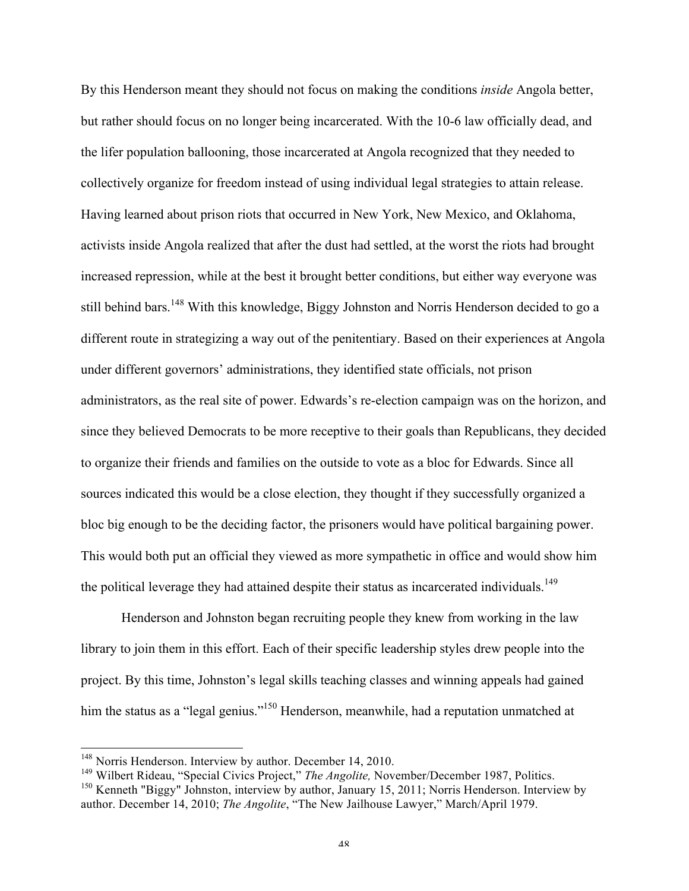By this Henderson meant they should not focus on making the conditions *inside* Angola better, but rather should focus on no longer being incarcerated. With the 10-6 law officially dead, and the lifer population ballooning, those incarcerated at Angola recognized that they needed to collectively organize for freedom instead of using individual legal strategies to attain release. Having learned about prison riots that occurred in New York, New Mexico, and Oklahoma, activists inside Angola realized that after the dust had settled, at the worst the riots had brought increased repression, while at the best it brought better conditions, but either way everyone was still behind bars.[148] With this knowledge, Biggy Johnston and Norris Henderson decided to go a different route in strategizing a way out of the penitentiary. Based on their experiences at Angola under different governors' administrations, they identified state officials, not prison administrators, as the real site of power. Edwards's re-election campaign was on the horizon, and since they believed Democrats to be more receptive to their goals than Republicans, they decided to organize their friends and families on the outside to vote as a bloc for Edwards. Since all sources indicated this would be a close election, they thought if they successfully organized a bloc big enough to be the deciding factor, the prisoners would have political bargaining power. This would both put an official they viewed as more sympathetic in office and would show him the political leverage they had attained despite their status as incarcerated individuals.[149]

Henderson and Johnston began recruiting people they knew from working in the law library to join them in this effort. Each of their specific leadership styles drew people into the project. By this time, Johnston's legal skills teaching classes and winning appeals had gained him the status as a "legal genius."[150] Henderson, meanwhile, had a reputation unmatched at

---

[148] Norris Henderson. Interview by author. December 14, 2010.

[149] Wilbert Rideau, "Special Civics Project," *The Angolite,* November/December 1987, Politics.

[150] Kenneth "Biggy" Johnston, interview by author, January 15, 2011; Norris Henderson. Interview by author. December 14, 2010; *The Angolite*, "The New Jailhouse Lawyer," March/April 1979.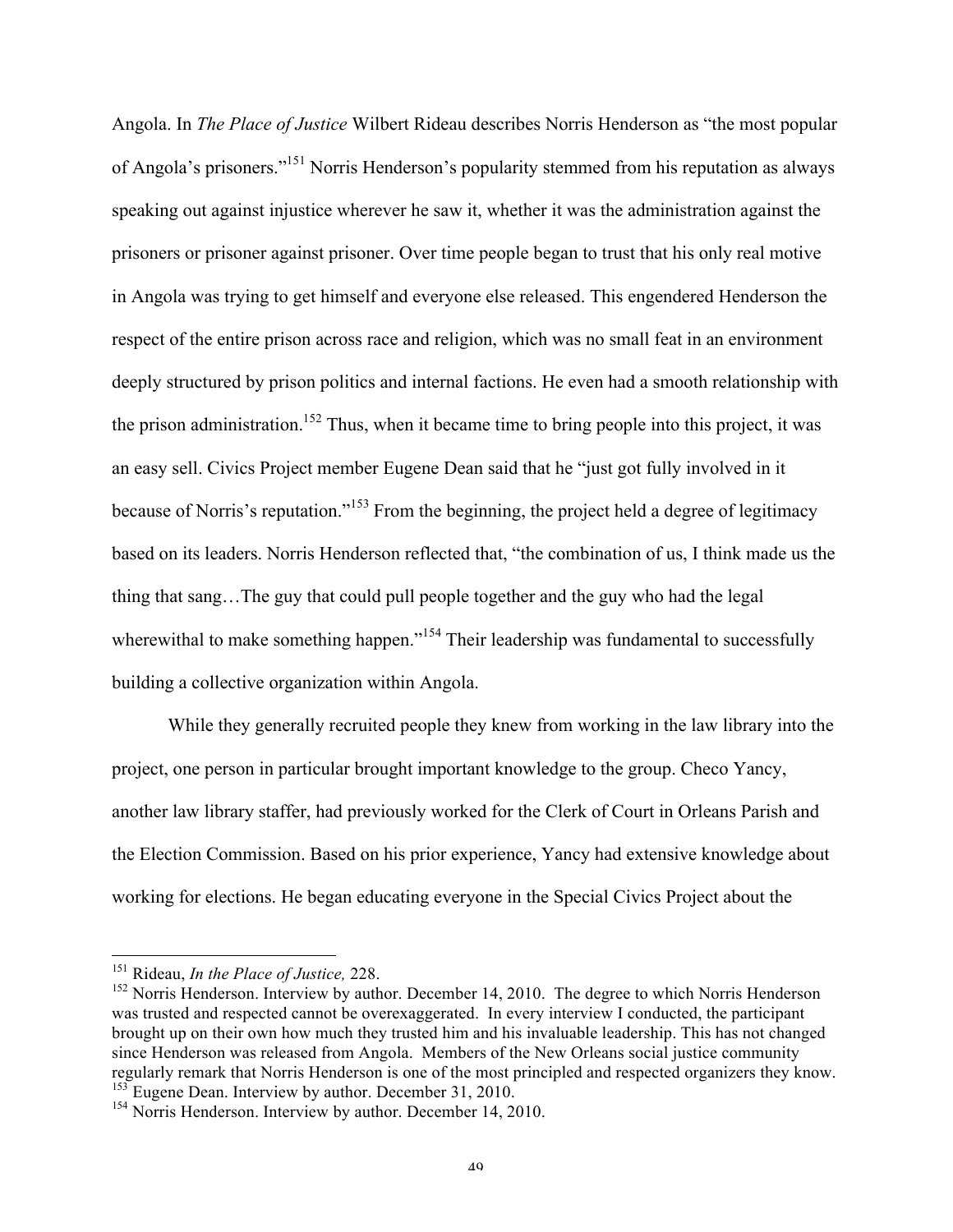Angola. In *The Place of Justice* Wilbert Rideau describes Norris Henderson as "the most popular of Angola's prisoners."[151] Norris Henderson's popularity stemmed from his reputation as always speaking out against injustice wherever he saw it, whether it was the administration against the prisoners or prisoner against prisoner. Over time people began to trust that his only real motive in Angola was trying to get himself and everyone else released. This engendered Henderson the respect of the entire prison across race and religion, which was no small feat in an environment deeply structured by prison politics and internal factions. He even had a smooth relationship with the prison administration.[152] Thus, when it became time to bring people into this project, it was an easy sell. Civics Project member Eugene Dean said that he "just got fully involved in it because of Norris's reputation."[153] From the beginning, the project held a degree of legitimacy based on its leaders. Norris Henderson reflected that, "the combination of us, I think made us the thing that sang…The guy that could pull people together and the guy who had the legal wherewithal to make something happen."[154] Their leadership was fundamental to successfully building a collective organization within Angola.

While they generally recruited people they knew from working in the law library into the project, one person in particular brought important knowledge to the group. Checo Yancy, another law library staffer, had previously worked for the Clerk of Court in Orleans Parish and the Election Commission. Based on his prior experience, Yancy had extensive knowledge about working for elections. He began educating everyone in the Special Civics Project about the

---

[151] Rideau, *In the Place of Justice,* 228.

[152] Norris Henderson. Interview by author. December 14, 2010. The degree to which Norris Henderson was trusted and respected cannot be overexaggerated. In every interview I conducted, the participant brought up on their own how much they trusted him and his invaluable leadership. This has not changed since Henderson was released from Angola. Members of the New Orleans social justice community regularly remark that Norris Henderson is one of the most principled and respected organizers they know.

[153] Eugene Dean. Interview by author. December 31, 2010.

[154] Norris Henderson. Interview by author. December 14, 2010.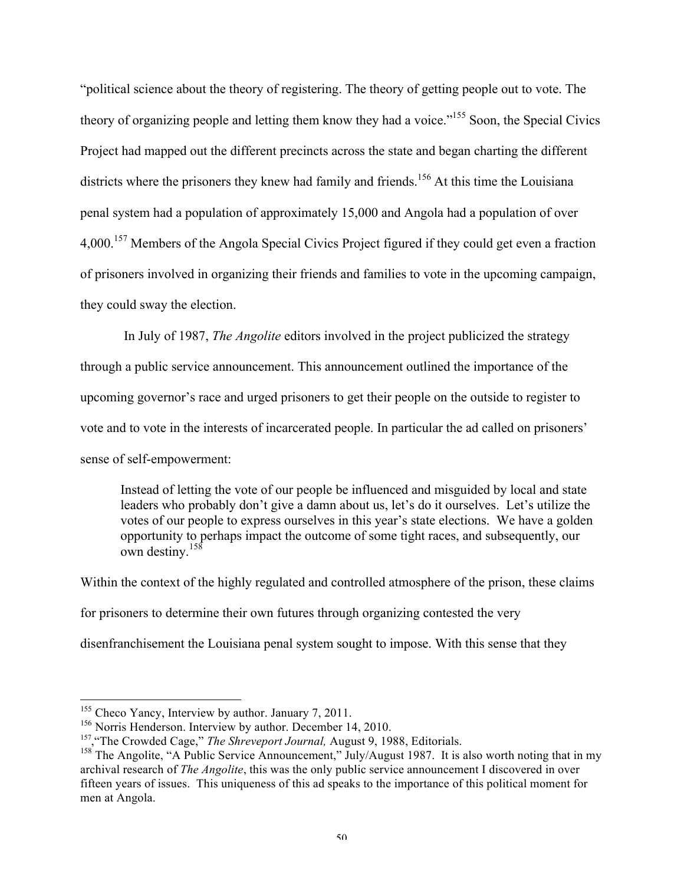"political science about the theory of registering. The theory of getting people out to vote. The theory of organizing people and letting them know they had a voice."[155] Soon, the Special Civics Project had mapped out the different precincts across the state and began charting the different districts where the prisoners they knew had family and friends.[156] At this time the Louisiana penal system had a population of approximately 15,000 and Angola had a population of over 4,000.[157] Members of the Angola Special Civics Project figured if they could get even a fraction of prisoners involved in organizing their friends and families to vote in the upcoming campaign, they could sway the election.

In July of 1987, *The Angolite* editors involved in the project publicized the strategy through a public service announcement. This announcement outlined the importance of the upcoming governor's race and urged prisoners to get their people on the outside to register to vote and to vote in the interests of incarcerated people. In particular the ad called on prisoners' sense of self-empowerment:

> Instead of letting the vote of our people be influenced and misguided by local and state leaders who probably don't give a damn about us, let's do it ourselves. Let's utilize the votes of our people to express ourselves in this year's state elections. We have a golden opportunity to perhaps impact the outcome of some tight races, and subsequently, our own destiny.[158]

Within the context of the highly regulated and controlled atmosphere of the prison, these claims for prisoners to determine their own futures through organizing contested the very disenfranchisement the Louisiana penal system sought to impose. With this sense that they

---

[155] Checo Yancy, Interview by author. January 7, 2011.

[156] Norris Henderson. Interview by author. December 14, 2010.

[157] "The Crowded Cage," *The Shreveport Journal,* August 9, 1988, Editorials.

[158] The Angolite, "A Public Service Announcement," July/August 1987. It is also worth noting that in my archival research of *The Angolite*, this was the only public service announcement I discovered in over fifteen years of issues. This uniqueness of this ad speaks to the importance of this political moment for men at Angola.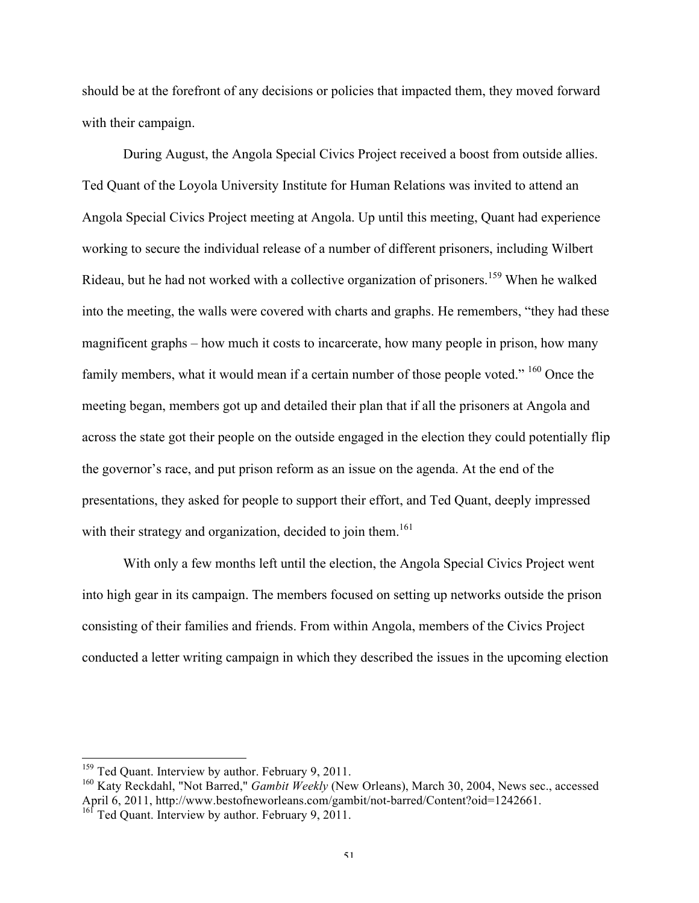should be at the forefront of any decisions or policies that impacted them, they moved forward with their campaign.

During August, the Angola Special Civics Project received a boost from outside allies. Ted Quant of the Loyola University Institute for Human Relations was invited to attend an Angola Special Civics Project meeting at Angola. Up until this meeting, Quant had experience working to secure the individual release of a number of different prisoners, including Wilbert Rideau, but he had not worked with a collective organization of prisoners.[159] When he walked into the meeting, the walls were covered with charts and graphs. He remembers, "they had these magnificent graphs – how much it costs to incarcerate, how many people in prison, how many family members, what it would mean if a certain number of those people voted." [160] Once the meeting began, members got up and detailed their plan that if all the prisoners at Angola and across the state got their people on the outside engaged in the election they could potentially flip the governor's race, and put prison reform as an issue on the agenda. At the end of the presentations, they asked for people to support their effort, and Ted Quant, deeply impressed with their strategy and organization, decided to join them.[161]

With only a few months left until the election, the Angola Special Civics Project went into high gear in its campaign. The members focused on setting up networks outside the prison consisting of their families and friends. From within Angola, members of the Civics Project conducted a letter writing campaign in which they described the issues in the upcoming election

---

[159] Ted Quant. Interview by author. February 9, 2011.

[160] Katy Reckdahl, "Not Barred," *Gambit Weekly* (New Orleans), March 30, 2004, News sec., accessed April 6, 2011, http://www.bestofneworleans.com/gambit/not-barred/Content?oid=1242661.

[161] Ted Quant. Interview by author. February 9, 2011.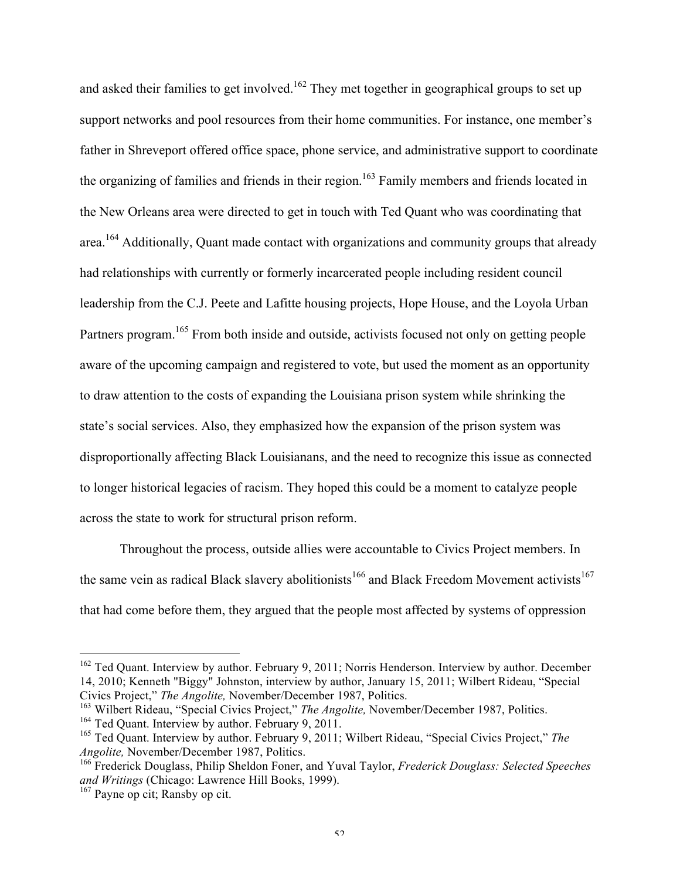and asked their families to get involved.[162] They met together in geographical groups to set up support networks and pool resources from their home communities. For instance, one member's father in Shreveport offered office space, phone service, and administrative support to coordinate the organizing of families and friends in their region.[163] Family members and friends located in the New Orleans area were directed to get in touch with Ted Quant who was coordinating that area.[164] Additionally, Quant made contact with organizations and community groups that already had relationships with currently or formerly incarcerated people including resident council leadership from the C.J. Peete and Lafitte housing projects, Hope House, and the Loyola Urban Partners program.[165] From both inside and outside, activists focused not only on getting people aware of the upcoming campaign and registered to vote, but used the moment as an opportunity to draw attention to the costs of expanding the Louisiana prison system while shrinking the state's social services. Also, they emphasized how the expansion of the prison system was disproportionally affecting Black Louisianans, and the need to recognize this issue as connected to longer historical legacies of racism. They hoped this could be a moment to catalyze people across the state to work for structural prison reform.

Throughout the process, outside allies were accountable to Civics Project members. In the same vein as radical Black slavery abolitionists[166] and Black Freedom Movement activists[167] that had come before them, they argued that the people most affected by systems of oppression

---

[162] Ted Quant. Interview by author. February 9, 2011; Norris Henderson. Interview by author. December 14, 2010; Kenneth "Biggy" Johnston, interview by author, January 15, 2011; Wilbert Rideau, "Special Civics Project," *The Angolite,* November/December 1987, Politics.

[163] Wilbert Rideau, "Special Civics Project," *The Angolite,* November/December 1987, Politics.

[164] Ted Quant. Interview by author. February 9, 2011.

[165] Ted Quant. Interview by author. February 9, 2011; Wilbert Rideau, "Special Civics Project," *The Angolite,* November/December 1987, Politics.

[166] Frederick Douglass, Philip Sheldon Foner, and Yuval Taylor, *Frederick Douglass: Selected Speeches and Writings* (Chicago: Lawrence Hill Books, 1999).

[167] Payne op cit; Ransby op cit.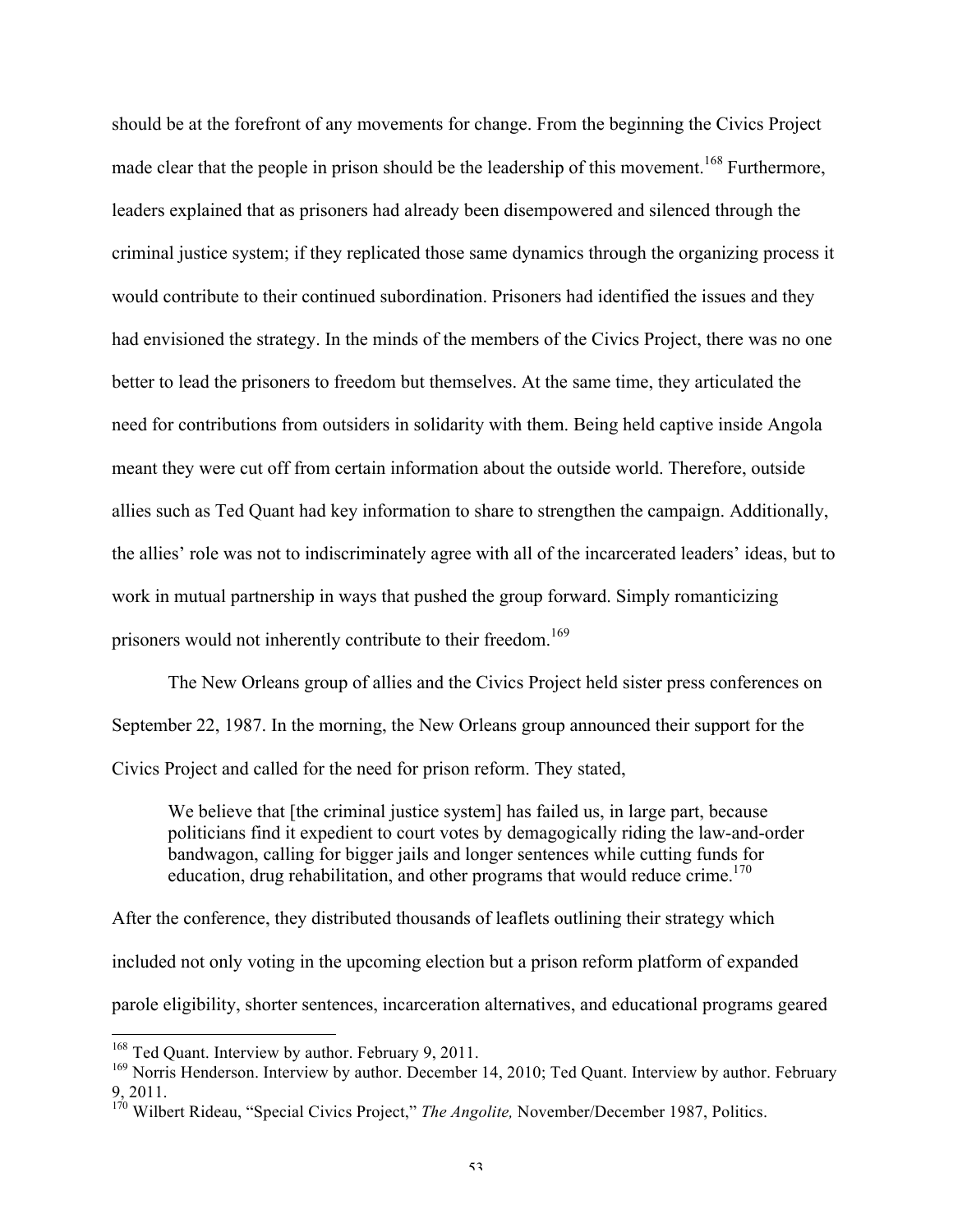should be at the forefront of any movements for change. From the beginning the Civics Project made clear that the people in prison should be the leadership of this movement.[168] Furthermore, leaders explained that as prisoners had already been disempowered and silenced through the criminal justice system; if they replicated those same dynamics through the organizing process it would contribute to their continued subordination. Prisoners had identified the issues and they had envisioned the strategy. In the minds of the members of the Civics Project, there was no one better to lead the prisoners to freedom but themselves. At the same time, they articulated the need for contributions from outsiders in solidarity with them. Being held captive inside Angola meant they were cut off from certain information about the outside world. Therefore, outside allies such as Ted Quant had key information to share to strengthen the campaign. Additionally, the allies' role was not to indiscriminately agree with all of the incarcerated leaders' ideas, but to work in mutual partnership in ways that pushed the group forward. Simply romanticizing prisoners would not inherently contribute to their freedom.[169]

The New Orleans group of allies and the Civics Project held sister press conferences on September 22, 1987. In the morning, the New Orleans group announced their support for the Civics Project and called for the need for prison reform. They stated,

> We believe that [the criminal justice system] has failed us, in large part, because politicians find it expedient to court votes by demagogically riding the law-and-order bandwagon, calling for bigger jails and longer sentences while cutting funds for education, drug rehabilitation, and other programs that would reduce crime.[170]

After the conference, they distributed thousands of leaflets outlining their strategy which included not only voting in the upcoming election but a prison reform platform of expanded parole eligibility, shorter sentences, incarceration alternatives, and educational programs geared

---

[168] Ted Quant. Interview by author. February 9, 2011.

[169] Norris Henderson. Interview by author. December 14, 2010; Ted Quant. Interview by author. February 9, 2011.

[170] Wilbert Rideau, "Special Civics Project," *The Angolite,* November/December 1987, Politics.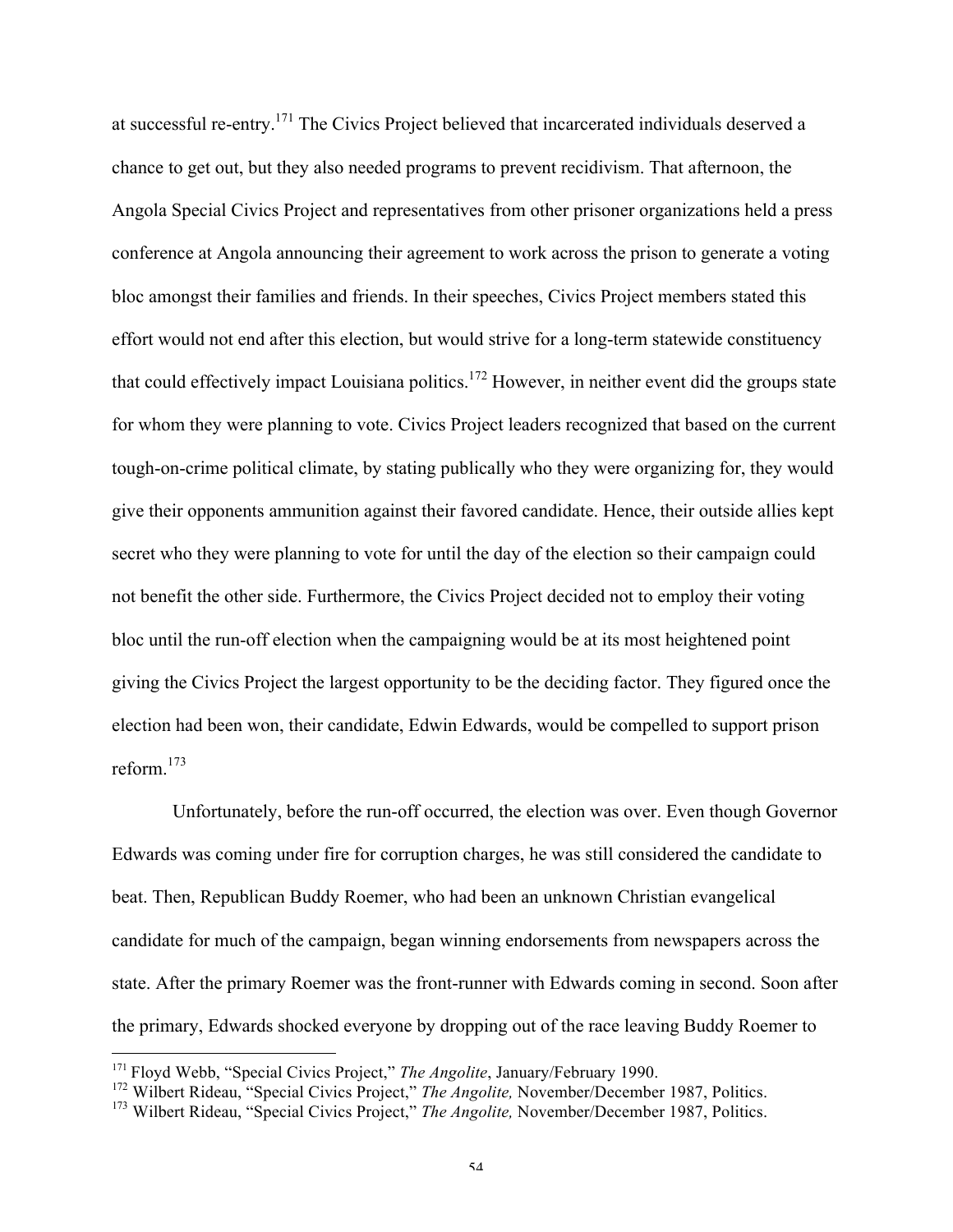at successful re-entry.[171] The Civics Project believed that incarcerated individuals deserved a chance to get out, but they also needed programs to prevent recidivism. That afternoon, the Angola Special Civics Project and representatives from other prisoner organizations held a press conference at Angola announcing their agreement to work across the prison to generate a voting bloc amongst their families and friends. In their speeches, Civics Project members stated this effort would not end after this election, but would strive for a long-term statewide constituency that could effectively impact Louisiana politics.[172] However, in neither event did the groups state for whom they were planning to vote. Civics Project leaders recognized that based on the current tough-on-crime political climate, by stating publically who they were organizing for, they would give their opponents ammunition against their favored candidate. Hence, their outside allies kept secret who they were planning to vote for until the day of the election so their campaign could not benefit the other side. Furthermore, the Civics Project decided not to employ their voting bloc until the run-off election when the campaigning would be at its most heightened point giving the Civics Project the largest opportunity to be the deciding factor. They figured once the election had been won, their candidate, Edwin Edwards, would be compelled to support prison reform.[173]

Unfortunately, before the run-off occurred, the election was over. Even though Governor Edwards was coming under fire for corruption charges, he was still considered the candidate to beat. Then, Republican Buddy Roemer, who had been an unknown Christian evangelical candidate for much of the campaign, began winning endorsements from newspapers across the state. After the primary Roemer was the front-runner with Edwards coming in second. Soon after the primary, Edwards shocked everyone by dropping out of the race leaving Buddy Roemer to

---

[171] Floyd Webb, "Special Civics Project," *The Angolite*, January/February 1990.

[172] Wilbert Rideau, "Special Civics Project," *The Angolite,* November/December 1987, Politics.

[173] Wilbert Rideau, "Special Civics Project," *The Angolite,* November/December 1987, Politics.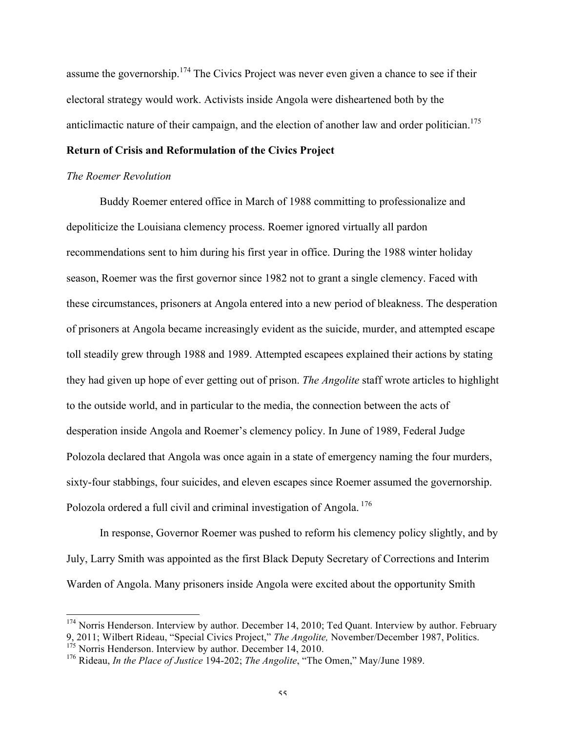assume the governorship.[174] The Civics Project was never even given a chance to see if their electoral strategy would work. Activists inside Angola were disheartened both by the anticlimactic nature of their campaign, and the election of another law and order politician.[175]

## Return of Crisis and Reformulation of the Civics Project

### *The Roemer Revolution*

Buddy Roemer entered office in March of 1988 committing to professionalize and depoliticize the Louisiana clemency process. Roemer ignored virtually all pardon recommendations sent to him during his first year in office. During the 1988 winter holiday season, Roemer was the first governor since 1982 not to grant a single clemency. Faced with these circumstances, prisoners at Angola entered into a new period of bleakness. The desperation of prisoners at Angola became increasingly evident as the suicide, murder, and attempted escape toll steadily grew through 1988 and 1989. Attempted escapees explained their actions by stating they had given up hope of ever getting out of prison. *The Angolite* staff wrote articles to highlight to the outside world, and in particular to the media, the connection between the acts of desperation inside Angola and Roemer's clemency policy. In June of 1989, Federal Judge Polozola declared that Angola was once again in a state of emergency naming the four murders, sixty-four stabbings, four suicides, and eleven escapes since Roemer assumed the governorship. Polozola ordered a full civil and criminal investigation of Angola.[176]

In response, Governor Roemer was pushed to reform his clemency policy slightly, and by July, Larry Smith was appointed as the first Black Deputy Secretary of Corrections and Interim Warden of Angola. Many prisoners inside Angola were excited about the opportunity Smith

---

[174] Norris Henderson. Interview by author. December 14, 2010; Ted Quant. Interview by author. February 9, 2011; Wilbert Rideau, "Special Civics Project," *The Angolite,* November/December 1987, Politics.

[175] Norris Henderson. Interview by author. December 14, 2010.

[176] Rideau, *In the Place of Justice* 194-202; *The Angolite*, "The Omen," May/June 1989.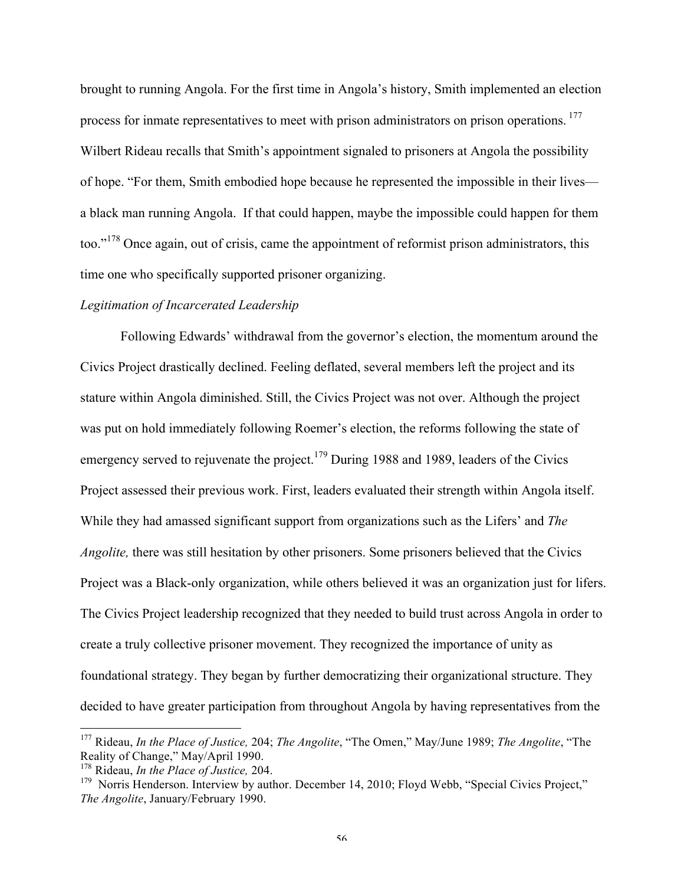brought to running Angola. For the first time in Angola's history, Smith implemented an election process for inmate representatives to meet with prison administrators on prison operations.[177] Wilbert Rideau recalls that Smith's appointment signaled to prisoners at Angola the possibility of hope. "For them, Smith embodied hope because he represented the impossible in their lives—a black man running Angola. If that could happen, maybe the impossible could happen for them too."[178] Once again, out of crisis, came the appointment of reformist prison administrators, this time one who specifically supported prisoner organizing.

*Legitimation of Incarcerated Leadership*

Following Edwards' withdrawal from the governor's election, the momentum around the Civics Project drastically declined. Feeling deflated, several members left the project and its stature within Angola diminished. Still, the Civics Project was not over. Although the project was put on hold immediately following Roemer's election, the reforms following the state of emergency served to rejuvenate the project.[179] During 1988 and 1989, leaders of the Civics Project assessed their previous work. First, leaders evaluated their strength within Angola itself. While they had amassed significant support from organizations such as the Lifers' and *The Angolite,* there was still hesitation by other prisoners. Some prisoners believed that the Civics Project was a Black-only organization, while others believed it was an organization just for lifers. The Civics Project leadership recognized that they needed to build trust across Angola in order to create a truly collective prisoner movement. They recognized the importance of unity as foundational strategy. They began by further democratizing their organizational structure. They decided to have greater participation from throughout Angola by having representatives from the

---

[177] Rideau, *In the Place of Justice,* 204; *The Angolite*, "The Omen," May/June 1989; *The Angolite*, "The Reality of Change," May/April 1990.

[178] Rideau, *In the Place of Justice,* 204.

[179] Norris Henderson. Interview by author. December 14, 2010; Floyd Webb, "Special Civics Project," *The Angolite*, January/February 1990.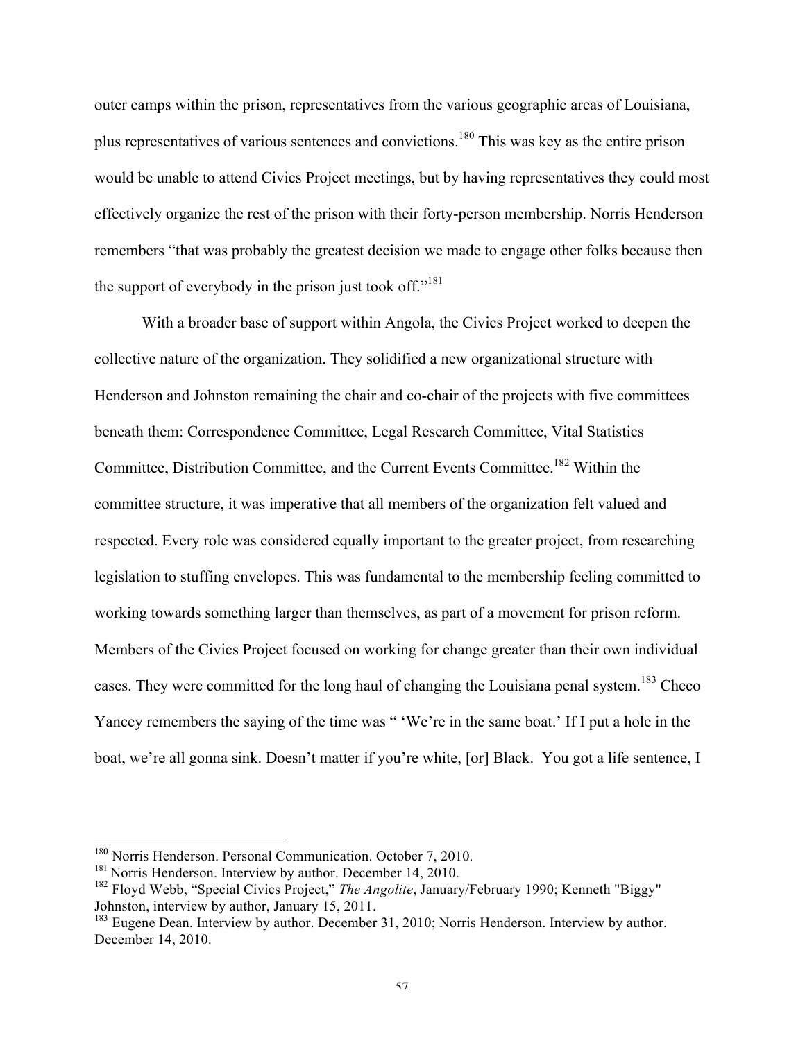outer camps within the prison, representatives from the various geographic areas of Louisiana, plus representatives of various sentences and convictions.[180] This was key as the entire prison would be unable to attend Civics Project meetings, but by having representatives they could most effectively organize the rest of the prison with their forty-person membership. Norris Henderson remembers "that was probably the greatest decision we made to engage other folks because then the support of everybody in the prison just took off."[181]

With a broader base of support within Angola, the Civics Project worked to deepen the collective nature of the organization. They solidified a new organizational structure with Henderson and Johnston remaining the chair and co-chair of the projects with five committees beneath them: Correspondence Committee, Legal Research Committee, Vital Statistics Committee, Distribution Committee, and the Current Events Committee.[182] Within the committee structure, it was imperative that all members of the organization felt valued and respected. Every role was considered equally important to the greater project, from researching legislation to stuffing envelopes. This was fundamental to the membership feeling committed to working towards something larger than themselves, as part of a movement for prison reform. Members of the Civics Project focused on working for change greater than their own individual cases. They were committed for the long haul of changing the Louisiana penal system.[183] Checo Yancey remembers the saying of the time was " 'We're in the same boat.' If I put a hole in the boat, we're all gonna sink. Doesn't matter if you're white, [or] Black. You got a life sentence, I

---

[180] Norris Henderson. Personal Communication. October 7, 2010.

[181] Norris Henderson. Interview by author. December 14, 2010.

[182] Floyd Webb, "Special Civics Project," *The Angolite*, January/February 1990; Kenneth "Biggy" Johnston, interview by author, January 15, 2011.

[183] Eugene Dean. Interview by author. December 31, 2010; Norris Henderson. Interview by author. December 14, 2010.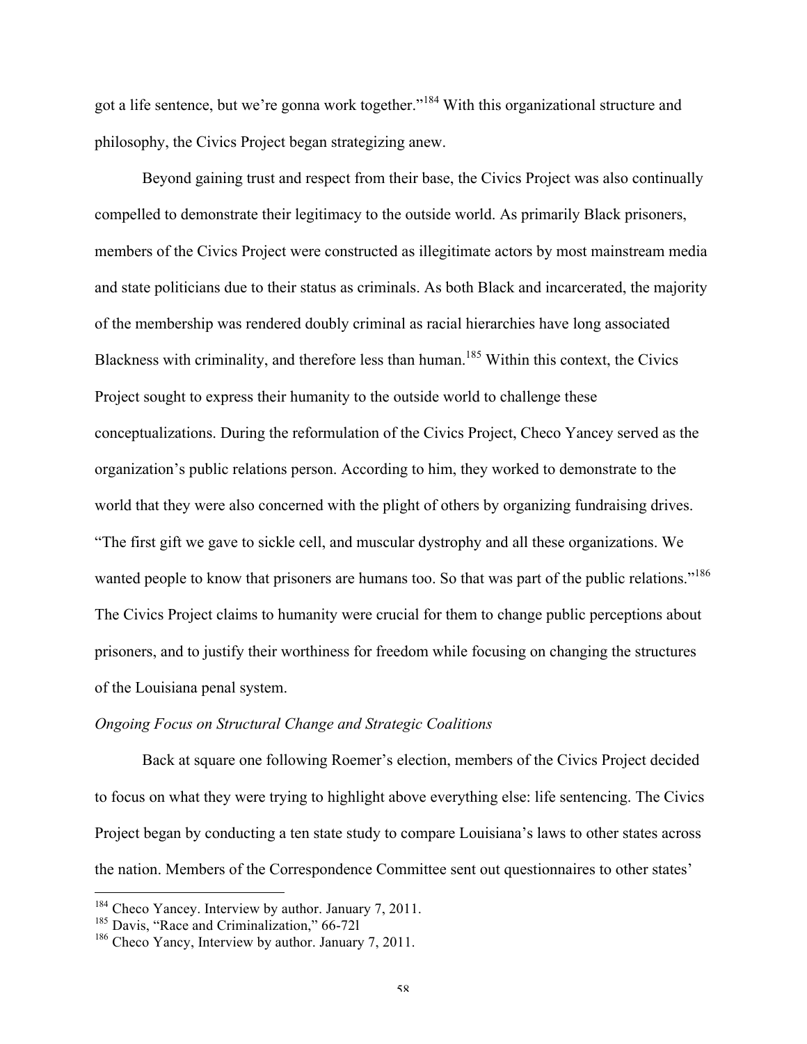got a life sentence, but we're gonna work together."[184] With this organizational structure and philosophy, the Civics Project began strategizing anew.

Beyond gaining trust and respect from their base, the Civics Project was also continually compelled to demonstrate their legitimacy to the outside world. As primarily Black prisoners, members of the Civics Project were constructed as illegitimate actors by most mainstream media and state politicians due to their status as criminals. As both Black and incarcerated, the majority of the membership was rendered doubly criminal as racial hierarchies have long associated Blackness with criminality, and therefore less than human.[185] Within this context, the Civics Project sought to express their humanity to the outside world to challenge these conceptualizations. During the reformulation of the Civics Project, Checo Yancey served as the organization's public relations person. According to him, they worked to demonstrate to the world that they were also concerned with the plight of others by organizing fundraising drives. "The first gift we gave to sickle cell, and muscular dystrophy and all these organizations. We wanted people to know that prisoners are humans too. So that was part of the public relations."[186] The Civics Project claims to humanity were crucial for them to change public perceptions about prisoners, and to justify their worthiness for freedom while focusing on changing the structures of the Louisiana penal system.

*Ongoing Focus on Structural Change and Strategic Coalitions*

Back at square one following Roemer's election, members of the Civics Project decided to focus on what they were trying to highlight above everything else: life sentencing. The Civics Project began by conducting a ten state study to compare Louisiana's laws to other states across the nation. Members of the Correspondence Committee sent out questionnaires to other states'

---

[184] Checo Yancey. Interview by author. January 7, 2011.

[185] Davis, "Race and Criminalization," 66-72l

[186] Checo Yancy, Interview by author. January 7, 2011.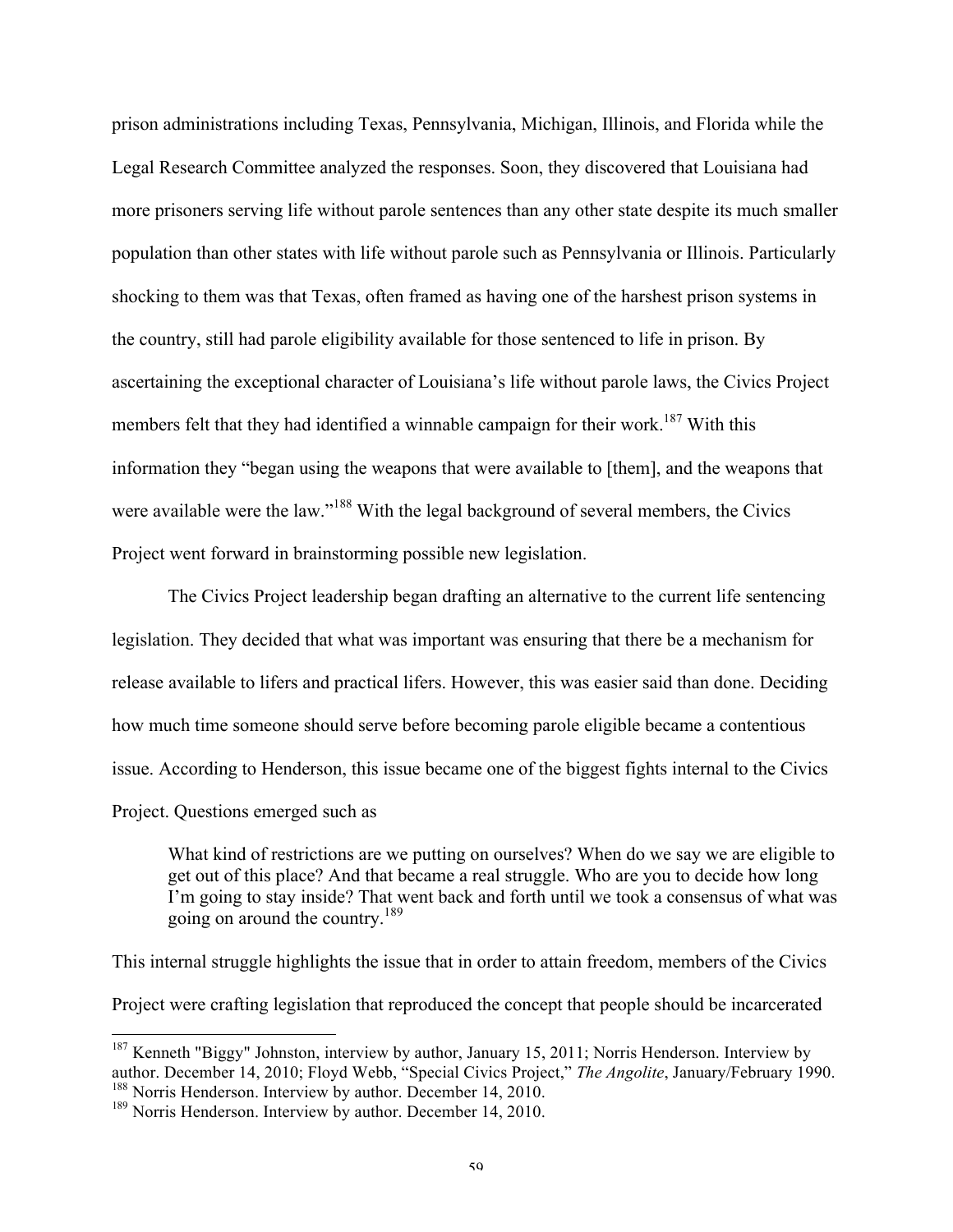prison administrations including Texas, Pennsylvania, Michigan, Illinois, and Florida while the Legal Research Committee analyzed the responses. Soon, they discovered that Louisiana had more prisoners serving life without parole sentences than any other state despite its much smaller population than other states with life without parole such as Pennsylvania or Illinois. Particularly shocking to them was that Texas, often framed as having one of the harshest prison systems in the country, still had parole eligibility available for those sentenced to life in prison. By ascertaining the exceptional character of Louisiana's life without parole laws, the Civics Project members felt that they had identified a winnable campaign for their work.[187] With this information they "began using the weapons that were available to [them], and the weapons that were available were the law."[188] With the legal background of several members, the Civics Project went forward in brainstorming possible new legislation.

The Civics Project leadership began drafting an alternative to the current life sentencing legislation. They decided that what was important was ensuring that there be a mechanism for release available to lifers and practical lifers. However, this was easier said than done. Deciding how much time someone should serve before becoming parole eligible became a contentious issue. According to Henderson, this issue became one of the biggest fights internal to the Civics Project. Questions emerged such as

> What kind of restrictions are we putting on ourselves? When do we say we are eligible to get out of this place? And that became a real struggle. Who are you to decide how long I'm going to stay inside? That went back and forth until we took a consensus of what was going on around the country.[189]

This internal struggle highlights the issue that in order to attain freedom, members of the Civics Project were crafting legislation that reproduced the concept that people should be incarcerated

---

[187] Kenneth "Biggy" Johnston, interview by author, January 15, 2011; Norris Henderson. Interview by author. December 14, 2010; Floyd Webb, "Special Civics Project," *The Angolite*, January/February 1990.

[188] Norris Henderson. Interview by author. December 14, 2010.

[189] Norris Henderson. Interview by author. December 14, 2010.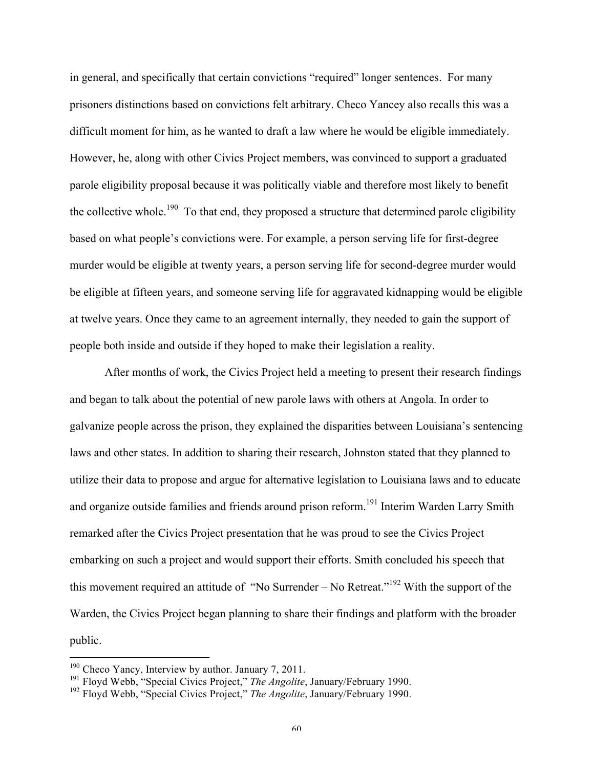in general, and specifically that certain convictions "required" longer sentences. For many prisoners distinctions based on convictions felt arbitrary. Checo Yancey also recalls this was a difficult moment for him, as he wanted to draft a law where he would be eligible immediately. However, he, along with other Civics Project members, was convinced to support a graduated parole eligibility proposal because it was politically viable and therefore most likely to benefit the collective whole.[190] To that end, they proposed a structure that determined parole eligibility based on what people's convictions were. For example, a person serving life for first-degree murder would be eligible at twenty years, a person serving life for second-degree murder would be eligible at fifteen years, and someone serving life for aggravated kidnapping would be eligible at twelve years. Once they came to an agreement internally, they needed to gain the support of people both inside and outside if they hoped to make their legislation a reality.

After months of work, the Civics Project held a meeting to present their research findings and began to talk about the potential of new parole laws with others at Angola. In order to galvanize people across the prison, they explained the disparities between Louisiana's sentencing laws and other states. In addition to sharing their research, Johnston stated that they planned to utilize their data to propose and argue for alternative legislation to Louisiana laws and to educate and organize outside families and friends around prison reform.[191] Interim Warden Larry Smith remarked after the Civics Project presentation that he was proud to see the Civics Project embarking on such a project and would support their efforts. Smith concluded his speech that this movement required an attitude of "No Surrender – No Retreat."[192] With the support of the Warden, the Civics Project began planning to share their findings and platform with the broader public.

---

[190] Checo Yancy, Interview by author. January 7, 2011.

[191] Floyd Webb, "Special Civics Project," *The Angolite*, January/February 1990.

[192] Floyd Webb, "Special Civics Project," *The Angolite*, January/February 1990.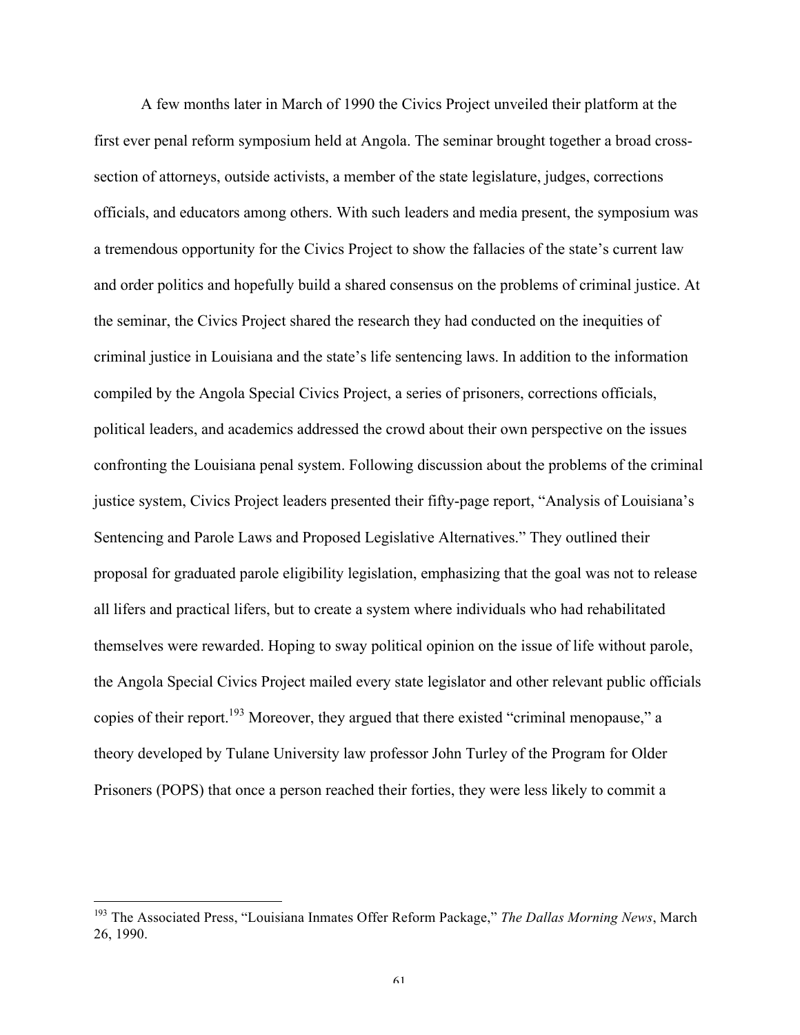A few months later in March of 1990 the Civics Project unveiled their platform at the first ever penal reform symposium held at Angola. The seminar brought together a broad cross-section of attorneys, outside activists, a member of the state legislature, judges, corrections officials, and educators among others. With such leaders and media present, the symposium was a tremendous opportunity for the Civics Project to show the fallacies of the state's current law and order politics and hopefully build a shared consensus on the problems of criminal justice. At the seminar, the Civics Project shared the research they had conducted on the inequities of criminal justice in Louisiana and the state's life sentencing laws. In addition to the information compiled by the Angola Special Civics Project, a series of prisoners, corrections officials, political leaders, and academics addressed the crowd about their own perspective on the issues confronting the Louisiana penal system. Following discussion about the problems of the criminal justice system, Civics Project leaders presented their fifty-page report, "Analysis of Louisiana's Sentencing and Parole Laws and Proposed Legislative Alternatives." They outlined their proposal for graduated parole eligibility legislation, emphasizing that the goal was not to release all lifers and practical lifers, but to create a system where individuals who had rehabilitated themselves were rewarded. Hoping to sway political opinion on the issue of life without parole, the Angola Special Civics Project mailed every state legislator and other relevant public officials copies of their report.[193] Moreover, they argued that there existed "criminal menopause," a theory developed by Tulane University law professor John Turley of the Program for Older Prisoners (POPS) that once a person reached their forties, they were less likely to commit a

---

[193] The Associated Press, "Louisiana Inmates Offer Reform Package," *The Dallas Morning News*, March 26, 1990.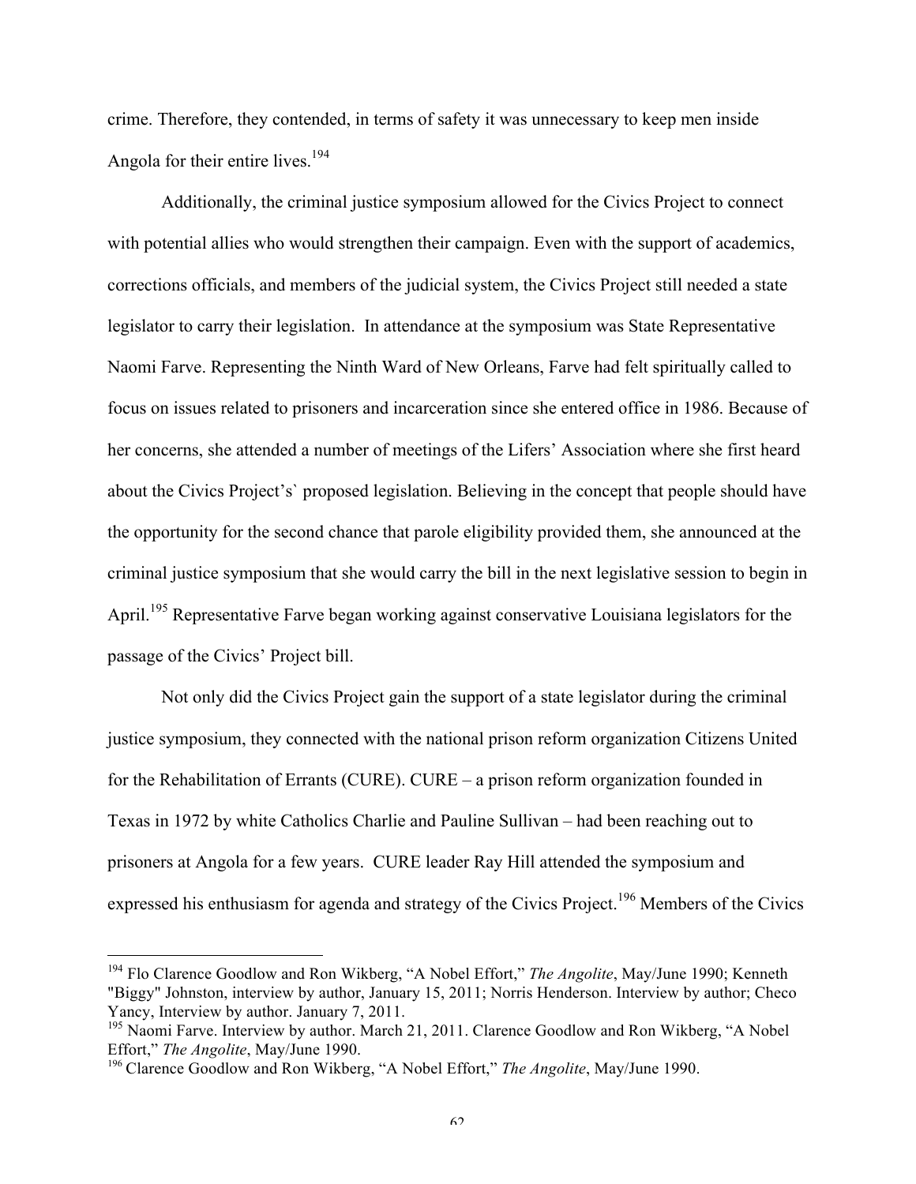crime. Therefore, they contended, in terms of safety it was unnecessary to keep men inside Angola for their entire lives.[194]

Additionally, the criminal justice symposium allowed for the Civics Project to connect with potential allies who would strengthen their campaign. Even with the support of academics, corrections officials, and members of the judicial system, the Civics Project still needed a state legislator to carry their legislation. In attendance at the symposium was State Representative Naomi Farve. Representing the Ninth Ward of New Orleans, Farve had felt spiritually called to focus on issues related to prisoners and incarceration since she entered office in 1986. Because of her concerns, she attended a number of meetings of the Lifers' Association where she first heard about the Civics Project's` proposed legislation. Believing in the concept that people should have the opportunity for the second chance that parole eligibility provided them, she announced at the criminal justice symposium that she would carry the bill in the next legislative session to begin in April.[195] Representative Farve began working against conservative Louisiana legislators for the passage of the Civics' Project bill.

Not only did the Civics Project gain the support of a state legislator during the criminal justice symposium, they connected with the national prison reform organization Citizens United for the Rehabilitation of Errants (CURE). CURE – a prison reform organization founded in Texas in 1972 by white Catholics Charlie and Pauline Sullivan – had been reaching out to prisoners at Angola for a few years. CURE leader Ray Hill attended the symposium and expressed his enthusiasm for agenda and strategy of the Civics Project.[196] Members of the Civics

---

[194] Flo Clarence Goodlow and Ron Wikberg, "A Nobel Effort," *The Angolite*, May/June 1990; Kenneth "Biggy" Johnston, interview by author, January 15, 2011; Norris Henderson. Interview by author; Checo Yancy, Interview by author. January 7, 2011.

[195] Naomi Farve. Interview by author. March 21, 2011. Clarence Goodlow and Ron Wikberg, "A Nobel Effort," *The Angolite*, May/June 1990.

[196] Clarence Goodlow and Ron Wikberg, "A Nobel Effort," *The Angolite*, May/June 1990.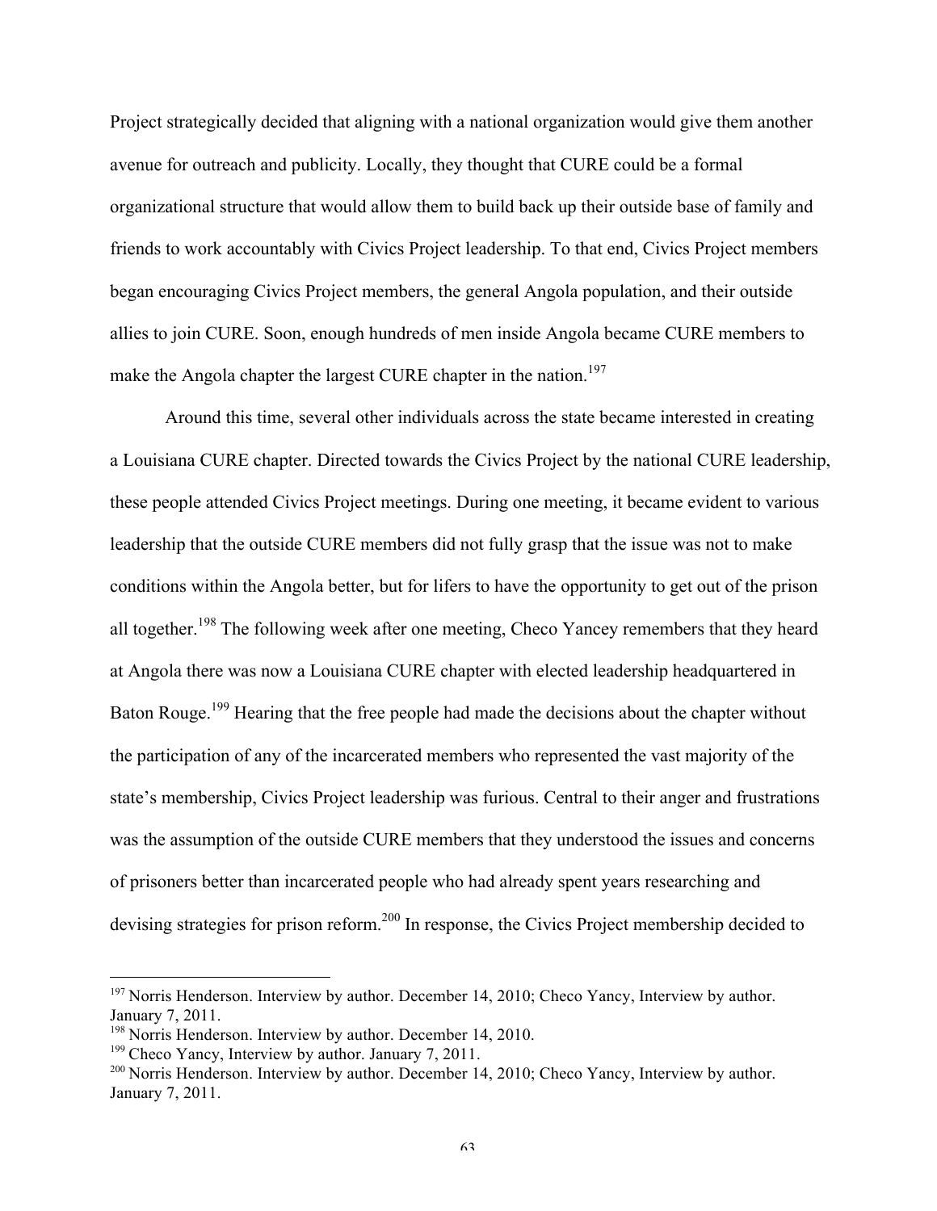Project strategically decided that aligning with a national organization would give them another avenue for outreach and publicity. Locally, they thought that CURE could be a formal organizational structure that would allow them to build back up their outside base of family and friends to work accountably with Civics Project leadership. To that end, Civics Project members began encouraging Civics Project members, the general Angola population, and their outside allies to join CURE. Soon, enough hundreds of men inside Angola became CURE members to make the Angola chapter the largest CURE chapter in the nation.[197]

Around this time, several other individuals across the state became interested in creating a Louisiana CURE chapter. Directed towards the Civics Project by the national CURE leadership, these people attended Civics Project meetings. During one meeting, it became evident to various leadership that the outside CURE members did not fully grasp that the issue was not to make conditions within the Angola better, but for lifers to have the opportunity to get out of the prison all together.[198] The following week after one meeting, Checo Yancey remembers that they heard at Angola there was now a Louisiana CURE chapter with elected leadership headquartered in Baton Rouge.[199] Hearing that the free people had made the decisions about the chapter without the participation of any of the incarcerated members who represented the vast majority of the state's membership, Civics Project leadership was furious. Central to their anger and frustrations was the assumption of the outside CURE members that they understood the issues and concerns of prisoners better than incarcerated people who had already spent years researching and devising strategies for prison reform.[200] In response, the Civics Project membership decided to

---

[197] Norris Henderson. Interview by author. December 14, 2010; Checo Yancy, Interview by author. January 7, 2011.

[198] Norris Henderson. Interview by author. December 14, 2010.

[199] Checo Yancy, Interview by author. January 7, 2011.

[200] Norris Henderson. Interview by author. December 14, 2010; Checo Yancy, Interview by author. January 7, 2011.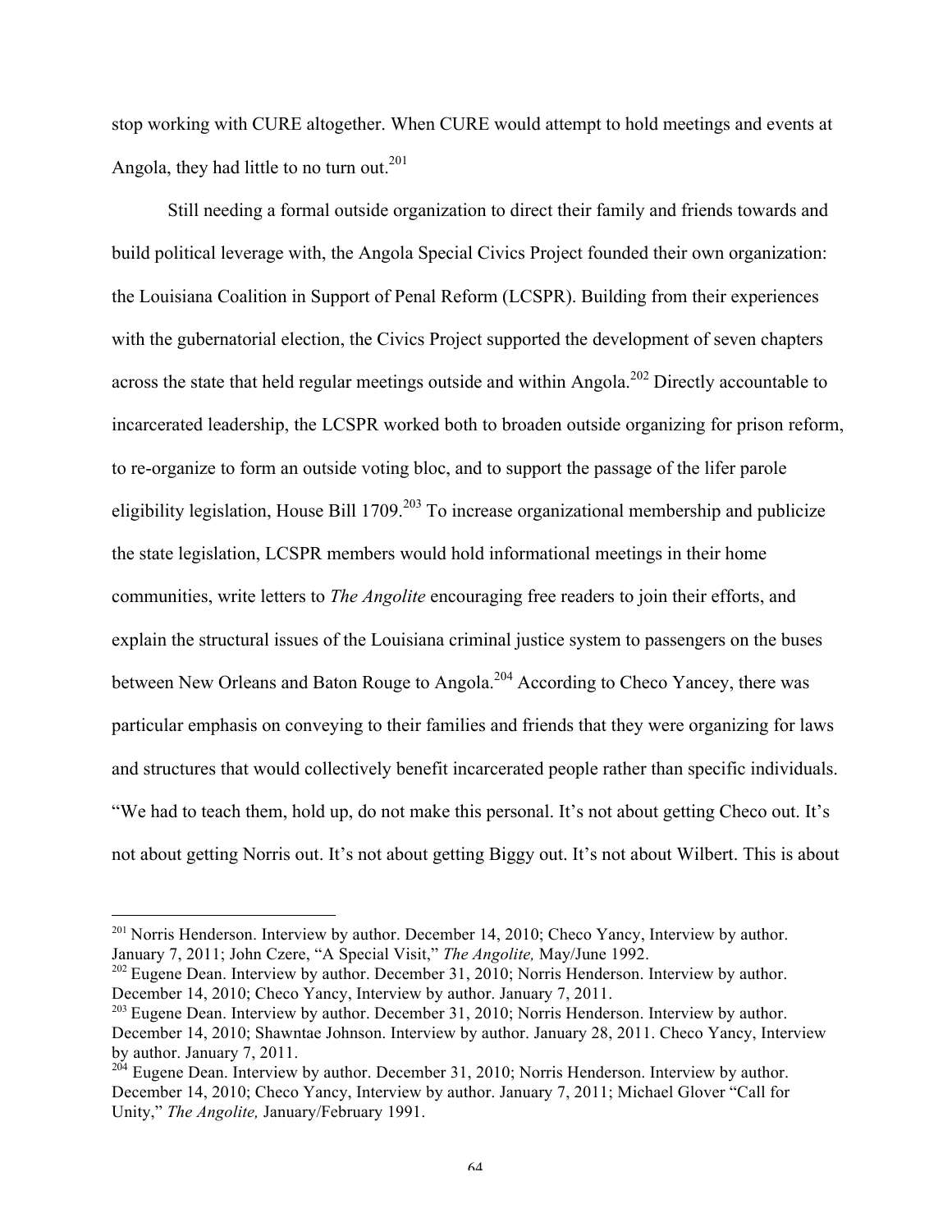stop working with CURE altogether. When CURE would attempt to hold meetings and events at Angola, they had little to no turn out.[201]

Still needing a formal outside organization to direct their family and friends towards and build political leverage with, the Angola Special Civics Project founded their own organization: the Louisiana Coalition in Support of Penal Reform (LCSPR). Building from their experiences with the gubernatorial election, the Civics Project supported the development of seven chapters across the state that held regular meetings outside and within Angola.[202] Directly accountable to incarcerated leadership, the LCSPR worked both to broaden outside organizing for prison reform, to re-organize to form an outside voting bloc, and to support the passage of the lifer parole eligibility legislation, House Bill 1709.[203] To increase organizational membership and publicize the state legislation, LCSPR members would hold informational meetings in their home communities, write letters to *The Angolite* encouraging free readers to join their efforts, and explain the structural issues of the Louisiana criminal justice system to passengers on the buses between New Orleans and Baton Rouge to Angola.[204] According to Checo Yancey, there was particular emphasis on conveying to their families and friends that they were organizing for laws and structures that would collectively benefit incarcerated people rather than specific individuals. "We had to teach them, hold up, do not make this personal. It's not about getting Checo out. It's not about getting Norris out. It's not about getting Biggy out. It's not about Wilbert. This is about

---

[201] Norris Henderson. Interview by author. December 14, 2010; Checo Yancy, Interview by author. January 7, 2011; John Czere, "A Special Visit," *The Angolite,* May/June 1992.

[202] Eugene Dean. Interview by author. December 31, 2010; Norris Henderson. Interview by author. December 14, 2010; Checo Yancy, Interview by author. January 7, 2011.

[203] Eugene Dean. Interview by author. December 31, 2010; Norris Henderson. Interview by author. December 14, 2010; Shawntae Johnson. Interview by author. January 28, 2011. Checo Yancy, Interview by author. January 7, 2011.

[204] Eugene Dean. Interview by author. December 31, 2010; Norris Henderson. Interview by author. December 14, 2010; Checo Yancy, Interview by author. January 7, 2011; Michael Glover "Call for Unity," *The Angolite,* January/February 1991.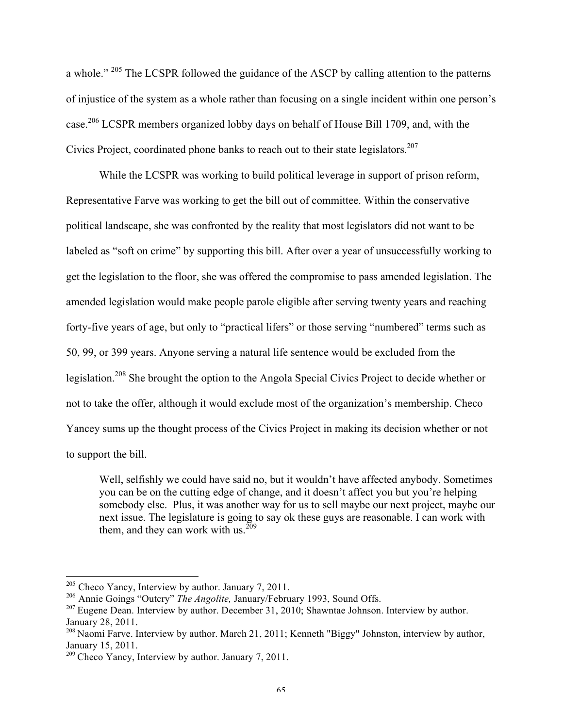a whole." [205] The LCSPR followed the guidance of the ASCP by calling attention to the patterns of injustice of the system as a whole rather than focusing on a single incident within one person's case.[206] LCSPR members organized lobby days on behalf of House Bill 1709, and, with the Civics Project, coordinated phone banks to reach out to their state legislators.[207]

While the LCSPR was working to build political leverage in support of prison reform, Representative Farve was working to get the bill out of committee. Within the conservative political landscape, she was confronted by the reality that most legislators did not want to be labeled as "soft on crime" by supporting this bill. After over a year of unsuccessfully working to get the legislation to the floor, she was offered the compromise to pass amended legislation. The amended legislation would make people parole eligible after serving twenty years and reaching forty-five years of age, but only to "practical lifers" or those serving "numbered" terms such as 50, 99, or 399 years. Anyone serving a natural life sentence would be excluded from the legislation.[208] She brought the option to the Angola Special Civics Project to decide whether or not to take the offer, although it would exclude most of the organization's membership. Checo Yancey sums up the thought process of the Civics Project in making its decision whether or not to support the bill.

> Well, selfishly we could have said no, but it wouldn't have affected anybody. Sometimes you can be on the cutting edge of change, and it doesn't affect you but you're helping somebody else. Plus, it was another way for us to sell maybe our next project, maybe our next issue. The legislature is going to say ok these guys are reasonable. I can work with them, and they can work with us.[209]

---

[205] Checo Yancy, Interview by author. January 7, 2011.

[206] Annie Goings "Outcry" *The Angolite,* January/February 1993, Sound Offs.

[207] Eugene Dean. Interview by author. December 31, 2010; Shawntae Johnson. Interview by author. January 28, 2011.

[208] Naomi Farve. Interview by author. March 21, 2011; Kenneth "Biggy" Johnston, interview by author, January 15, 2011.

[209] Checo Yancy, Interview by author. January 7, 2011.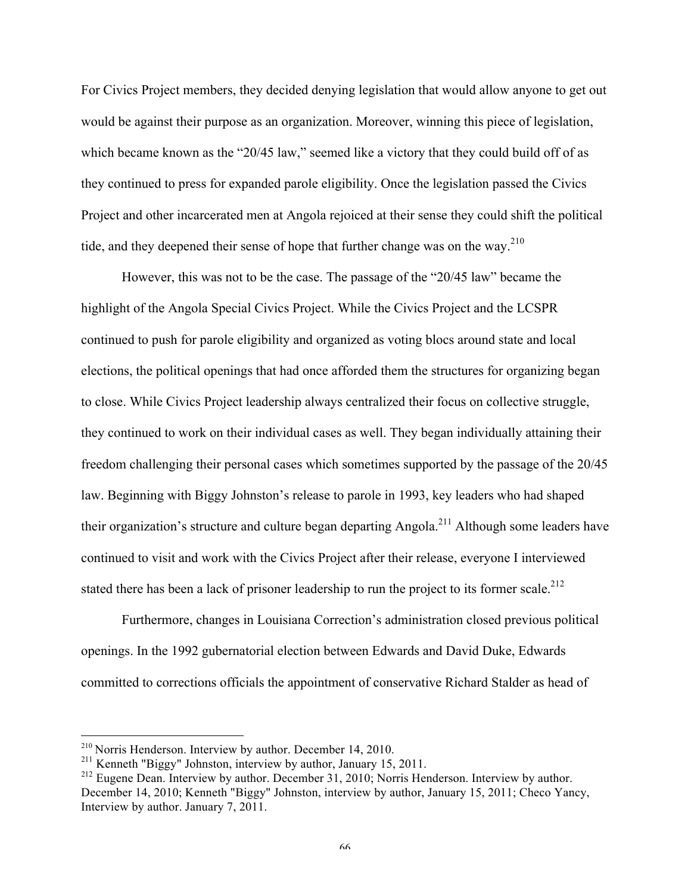For Civics Project members, they decided denying legislation that would allow anyone to get out would be against their purpose as an organization. Moreover, winning this piece of legislation, which became known as the "20/45 law," seemed like a victory that they could build off of as they continued to press for expanded parole eligibility. Once the legislation passed the Civics Project and other incarcerated men at Angola rejoiced at their sense they could shift the political tide, and they deepened their sense of hope that further change was on the way.[210]

However, this was not to be the case. The passage of the "20/45 law" became the highlight of the Angola Special Civics Project. While the Civics Project and the LCSPR continued to push for parole eligibility and organized as voting blocs around state and local elections, the political openings that had once afforded them the structures for organizing began to close. While Civics Project leadership always centralized their focus on collective struggle, they continued to work on their individual cases as well. They began individually attaining their freedom challenging their personal cases which sometimes supported by the passage of the 20/45 law. Beginning with Biggy Johnston's release to parole in 1993, key leaders who had shaped their organization's structure and culture began departing Angola.[211] Although some leaders have continued to visit and work with the Civics Project after their release, everyone I interviewed stated there has been a lack of prisoner leadership to run the project to its former scale.[212]

Furthermore, changes in Louisiana Correction's administration closed previous political openings. In the 1992 gubernatorial election between Edwards and David Duke, Edwards committed to corrections officials the appointment of conservative Richard Stalder as head of

---

[210] Norris Henderson. Interview by author. December 14, 2010.

[211] Kenneth "Biggy" Johnston, interview by author, January 15, 2011.

[212] Eugene Dean. Interview by author. December 31, 2010; Norris Henderson. Interview by author. December 14, 2010; Kenneth "Biggy" Johnston, interview by author, January 15, 2011; Checo Yancy, Interview by author. January 7, 2011.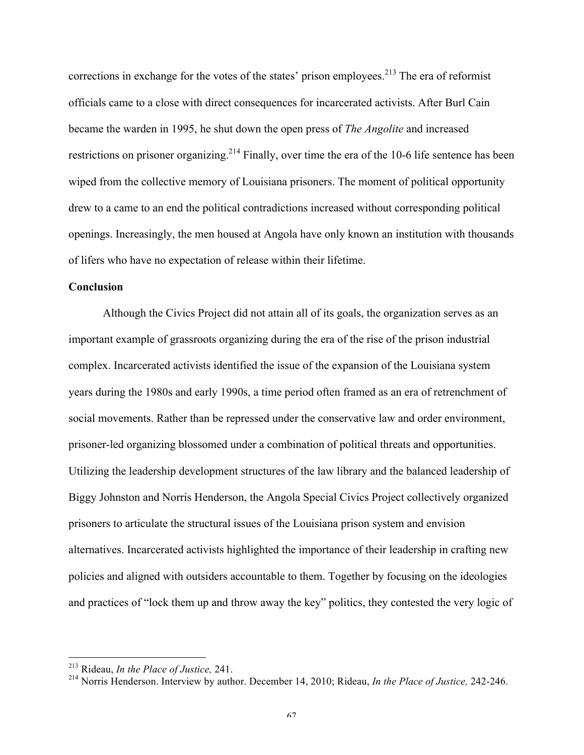corrections in exchange for the votes of the states' prison employees.[213] The era of reformist officials came to a close with direct consequences for incarcerated activists. After Burl Cain became the warden in 1995, he shut down the open press of *The Angolite* and increased restrictions on prisoner organizing.[214] Finally, over time the era of the 10-6 life sentence has been wiped from the collective memory of Louisiana prisoners. The moment of political opportunity drew to a came to an end the political contradictions increased without corresponding political openings. Increasingly, the men housed at Angola have only known an institution with thousands of lifers who have no expectation of release within their lifetime.

**Conclusion**

Although the Civics Project did not attain all of its goals, the organization serves as an important example of grassroots organizing during the era of the rise of the prison industrial complex. Incarcerated activists identified the issue of the expansion of the Louisiana system years during the 1980s and early 1990s, a time period often framed as an era of retrenchment of social movements. Rather than be repressed under the conservative law and order environment, prisoner-led organizing blossomed under a combination of political threats and opportunities. Utilizing the leadership development structures of the law library and the balanced leadership of Biggy Johnston and Norris Henderson, the Angola Special Civics Project collectively organized prisoners to articulate the structural issues of the Louisiana prison system and envision alternatives. Incarcerated activists highlighted the importance of their leadership in crafting new policies and aligned with outsiders accountable to them. Together by focusing on the ideologies and practices of "lock them up and throw away the key" politics, they contested the very logic of

---

[213] Rideau, *In the Place of Justice,* 241.

[214] Norris Henderson. Interview by author. December 14, 2010; Rideau, *In the Place of Justice,* 242-246.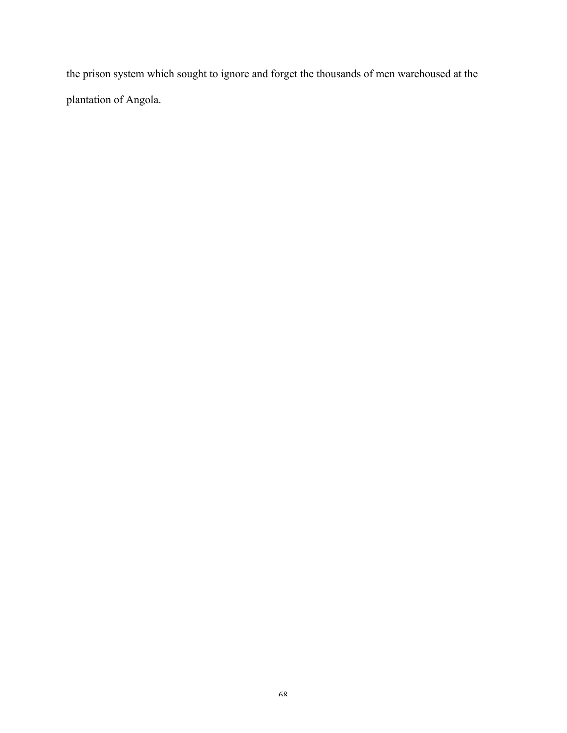the prison system which sought to ignore and forget the thousands of men warehoused at the plantation of Angola.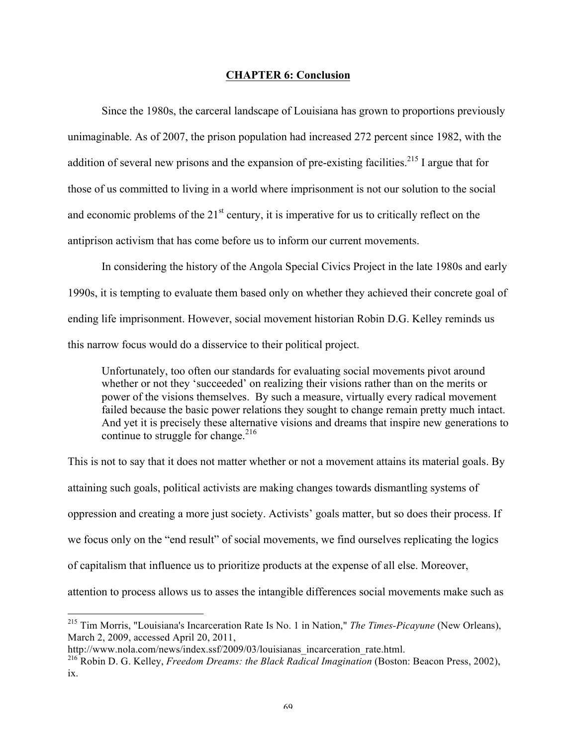## CHAPTER 6: Conclusion

Since the 1980s, the carceral landscape of Louisiana has grown to proportions previously unimaginable. As of 2007, the prison population had increased 272 percent since 1982, with the addition of several new prisons and the expansion of pre-existing facilities.[215] I argue that for those of us committed to living in a world where imprisonment is not our solution to the social and economic problems of the 21st century, it is imperative for us to critically reflect on the antiprison activism that has come before us to inform our current movements.

In considering the history of the Angola Special Civics Project in the late 1980s and early 1990s, it is tempting to evaluate them based only on whether they achieved their concrete goal of ending life imprisonment. However, social movement historian Robin D.G. Kelley reminds us this narrow focus would do a disservice to their political project.

> Unfortunately, too often our standards for evaluating social movements pivot around whether or not they 'succeeded' on realizing their visions rather than on the merits or power of the visions themselves. By such a measure, virtually every radical movement failed because the basic power relations they sought to change remain pretty much intact. And yet it is precisely these alternative visions and dreams that inspire new generations to continue to struggle for change.[216]

This is not to say that it does not matter whether or not a movement attains its material goals. By attaining such goals, political activists are making changes towards dismantling systems of oppression and creating a more just society. Activists' goals matter, but so does their process. If we focus only on the "end result" of social movements, we find ourselves replicating the logics of capitalism that influence us to prioritize products at the expense of all else. Moreover, attention to process allows us to asses the intangible differences social movements make such as

---

[215] Tim Morris, "Louisiana's Incarceration Rate Is No. 1 in Nation," *The Times-Picayune* (New Orleans), March 2, 2009, accessed April 20, 2011, http://www.nola.com/news/index.ssf/2009/03/louisianas_incarceration_rate.html.

[216] Robin D. G. Kelley, *Freedom Dreams: the Black Radical Imagination* (Boston: Beacon Press, 2002), ix.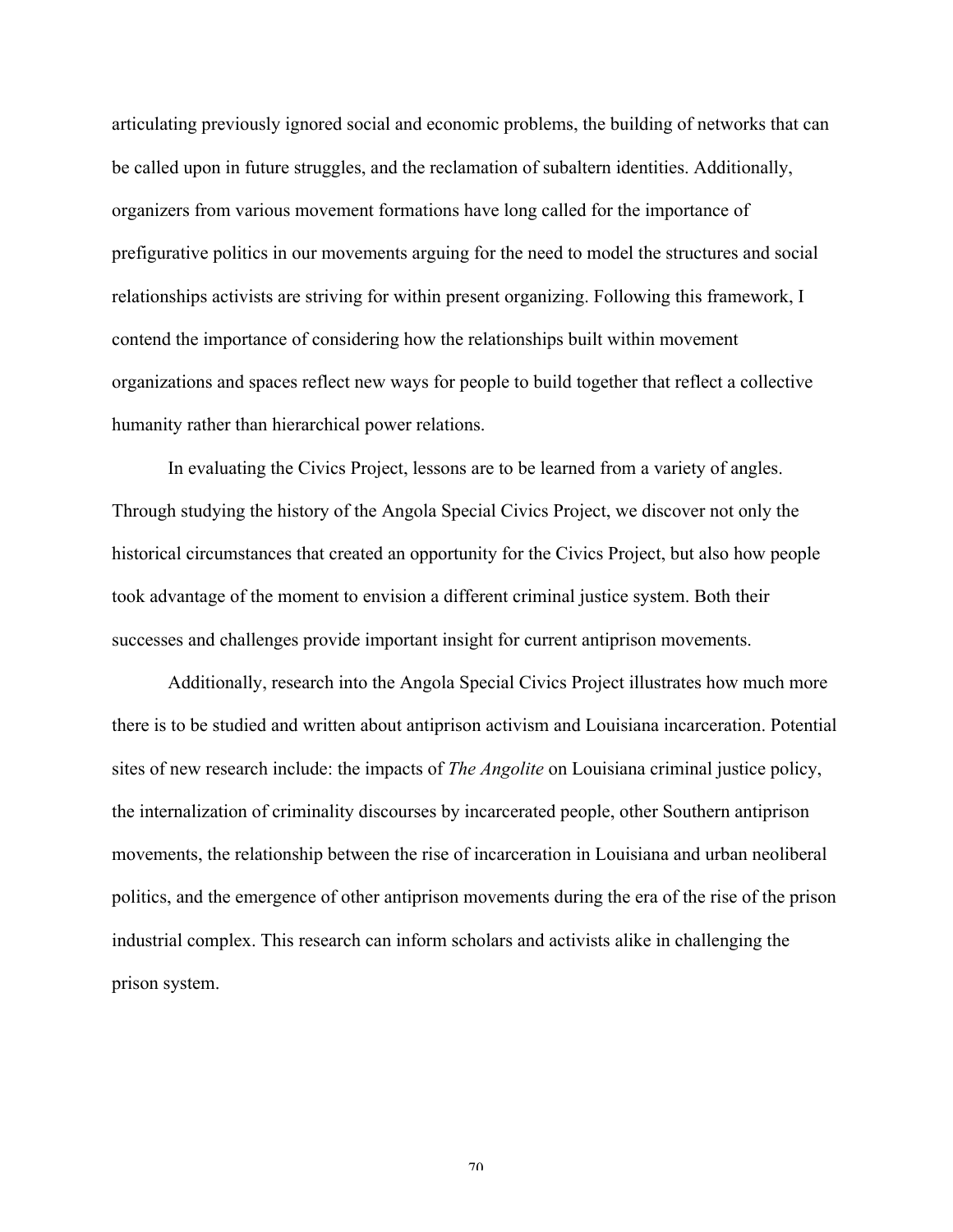articulating previously ignored social and economic problems, the building of networks that can be called upon in future struggles, and the reclamation of subaltern identities. Additionally, organizers from various movement formations have long called for the importance of prefigurative politics in our movements arguing for the need to model the structures and social relationships activists are striving for within present organizing. Following this framework, I contend the importance of considering how the relationships built within movement organizations and spaces reflect new ways for people to build together that reflect a collective humanity rather than hierarchical power relations.

In evaluating the Civics Project, lessons are to be learned from a variety of angles. Through studying the history of the Angola Special Civics Project, we discover not only the historical circumstances that created an opportunity for the Civics Project, but also how people took advantage of the moment to envision a different criminal justice system. Both their successes and challenges provide important insight for current antiprison movements.

Additionally, research into the Angola Special Civics Project illustrates how much more there is to be studied and written about antiprison activism and Louisiana incarceration. Potential sites of new research include: the impacts of *The Angolite* on Louisiana criminal justice policy, the internalization of criminality discourses by incarcerated people, other Southern antiprison movements, the relationship between the rise of incarceration in Louisiana and urban neoliberal politics, and the emergence of other antiprison movements during the era of the rise of the prison industrial complex. This research can inform scholars and activists alike in challenging the prison system.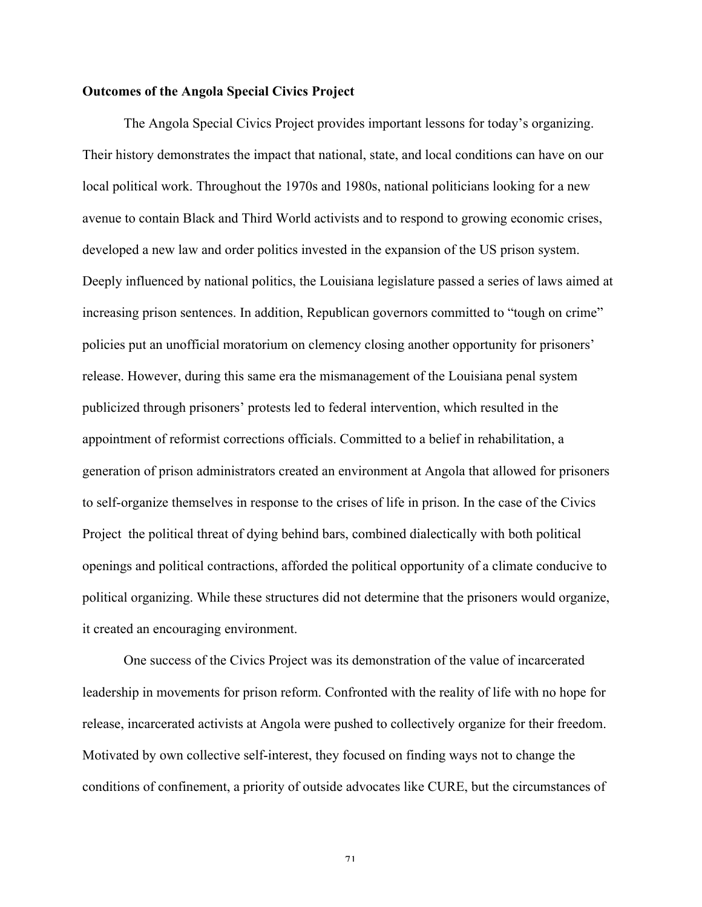**Outcomes of the Angola Special Civics Project**

The Angola Special Civics Project provides important lessons for today's organizing. Their history demonstrates the impact that national, state, and local conditions can have on our local political work. Throughout the 1970s and 1980s, national politicians looking for a new avenue to contain Black and Third World activists and to respond to growing economic crises, developed a new law and order politics invested in the expansion of the US prison system. Deeply influenced by national politics, the Louisiana legislature passed a series of laws aimed at increasing prison sentences. In addition, Republican governors committed to "tough on crime" policies put an unofficial moratorium on clemency closing another opportunity for prisoners' release. However, during this same era the mismanagement of the Louisiana penal system publicized through prisoners' protests led to federal intervention, which resulted in the appointment of reformist corrections officials. Committed to a belief in rehabilitation, a generation of prison administrators created an environment at Angola that allowed for prisoners to self-organize themselves in response to the crises of life in prison. In the case of the Civics Project the political threat of dying behind bars, combined dialectically with both political openings and political contractions, afforded the political opportunity of a climate conducive to political organizing. While these structures did not determine that the prisoners would organize, it created an encouraging environment.

One success of the Civics Project was its demonstration of the value of incarcerated leadership in movements for prison reform. Confronted with the reality of life with no hope for release, incarcerated activists at Angola were pushed to collectively organize for their freedom. Motivated by own collective self-interest, they focused on finding ways not to change the conditions of confinement, a priority of outside advocates like CURE, but the circumstances of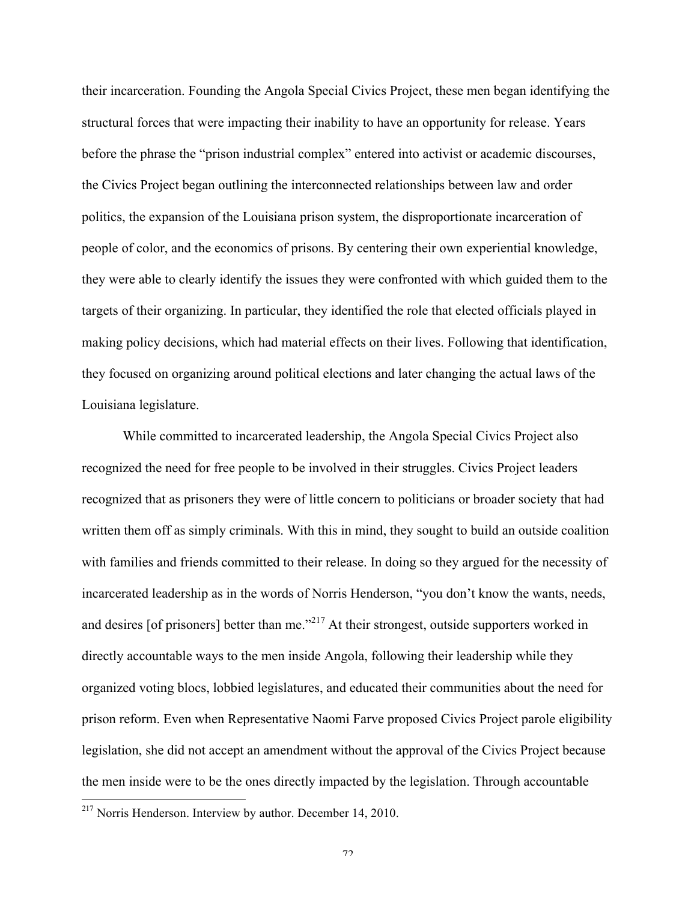their incarceration. Founding the Angola Special Civics Project, these men began identifying the structural forces that were impacting their inability to have an opportunity for release. Years before the phrase the "prison industrial complex" entered into activist or academic discourses, the Civics Project began outlining the interconnected relationships between law and order politics, the expansion of the Louisiana prison system, the disproportionate incarceration of people of color, and the economics of prisons. By centering their own experiential knowledge, they were able to clearly identify the issues they were confronted with which guided them to the targets of their organizing. In particular, they identified the role that elected officials played in making policy decisions, which had material effects on their lives. Following that identification, they focused on organizing around political elections and later changing the actual laws of the Louisiana legislature.

While committed to incarcerated leadership, the Angola Special Civics Project also recognized the need for free people to be involved in their struggles. Civics Project leaders recognized that as prisoners they were of little concern to politicians or broader society that had written them off as simply criminals. With this in mind, they sought to build an outside coalition with families and friends committed to their release. In doing so they argued for the necessity of incarcerated leadership as in the words of Norris Henderson, "you don't know the wants, needs, and desires [of prisoners] better than me."[217] At their strongest, outside supporters worked in directly accountable ways to the men inside Angola, following their leadership while they organized voting blocs, lobbied legislatures, and educated their communities about the need for prison reform. Even when Representative Naomi Farve proposed Civics Project parole eligibility legislation, she did not accept an amendment without the approval of the Civics Project because the men inside were to be the ones directly impacted by the legislation. Through accountable

[217] Norris Henderson. Interview by author. December 14, 2010.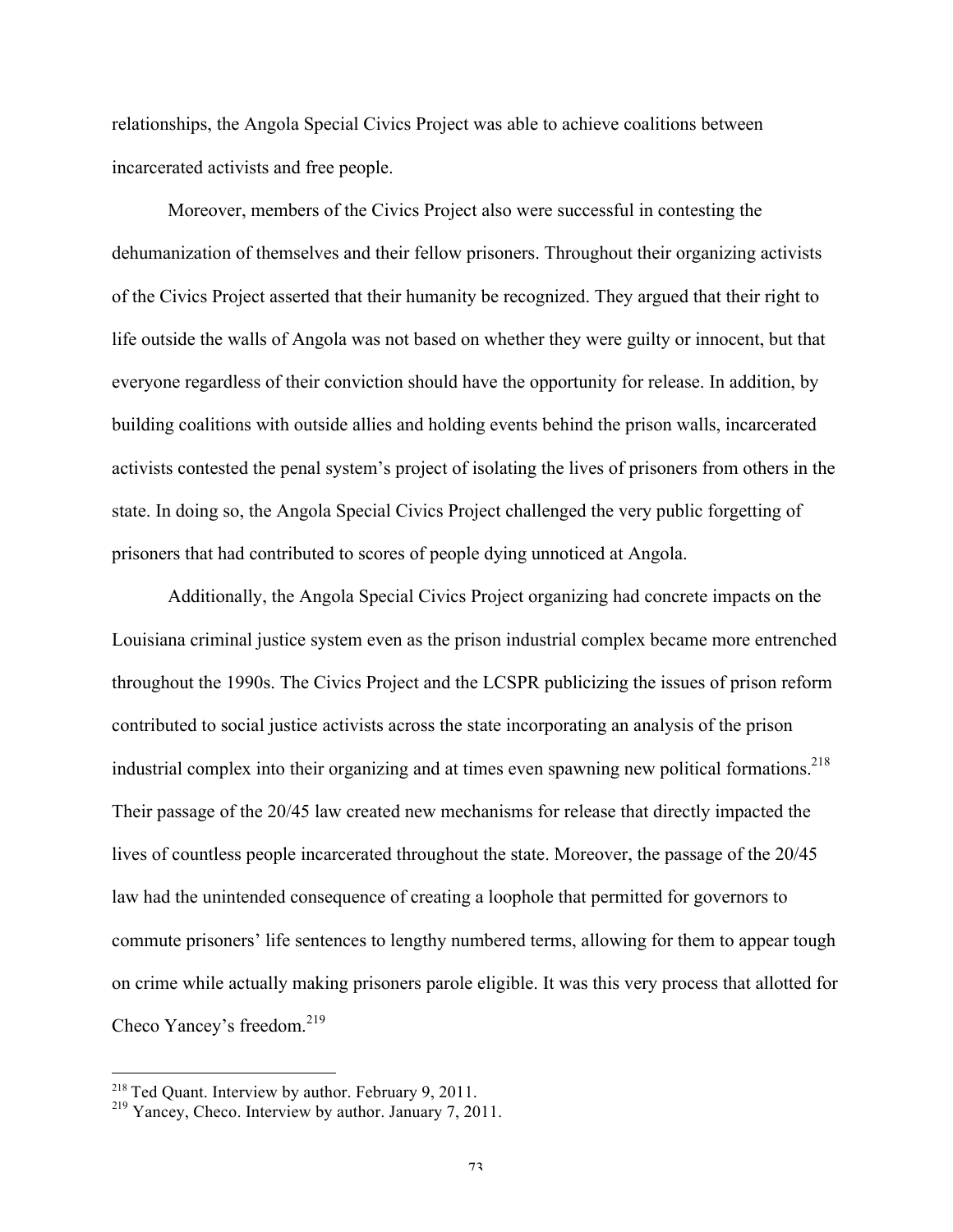relationships, the Angola Special Civics Project was able to achieve coalitions between incarcerated activists and free people.

Moreover, members of the Civics Project also were successful in contesting the dehumanization of themselves and their fellow prisoners. Throughout their organizing activists of the Civics Project asserted that their humanity be recognized. They argued that their right to life outside the walls of Angola was not based on whether they were guilty or innocent, but that everyone regardless of their conviction should have the opportunity for release. In addition, by building coalitions with outside allies and holding events behind the prison walls, incarcerated activists contested the penal system's project of isolating the lives of prisoners from others in the state. In doing so, the Angola Special Civics Project challenged the very public forgetting of prisoners that had contributed to scores of people dying unnoticed at Angola.

Additionally, the Angola Special Civics Project organizing had concrete impacts on the Louisiana criminal justice system even as the prison industrial complex became more entrenched throughout the 1990s. The Civics Project and the LCSPR publicizing the issues of prison reform contributed to social justice activists across the state incorporating an analysis of the prison industrial complex into their organizing and at times even spawning new political formations.[218] Their passage of the 20/45 law created new mechanisms for release that directly impacted the lives of countless people incarcerated throughout the state. Moreover, the passage of the 20/45 law had the unintended consequence of creating a loophole that permitted for governors to commute prisoners' life sentences to lengthy numbered terms, allowing for them to appear tough on crime while actually making prisoners parole eligible. It was this very process that allotted for Checo Yancey's freedom.[219]

---

[218] Ted Quant. Interview by author. February 9, 2011.

[219] Yancey, Checo. Interview by author. January 7, 2011.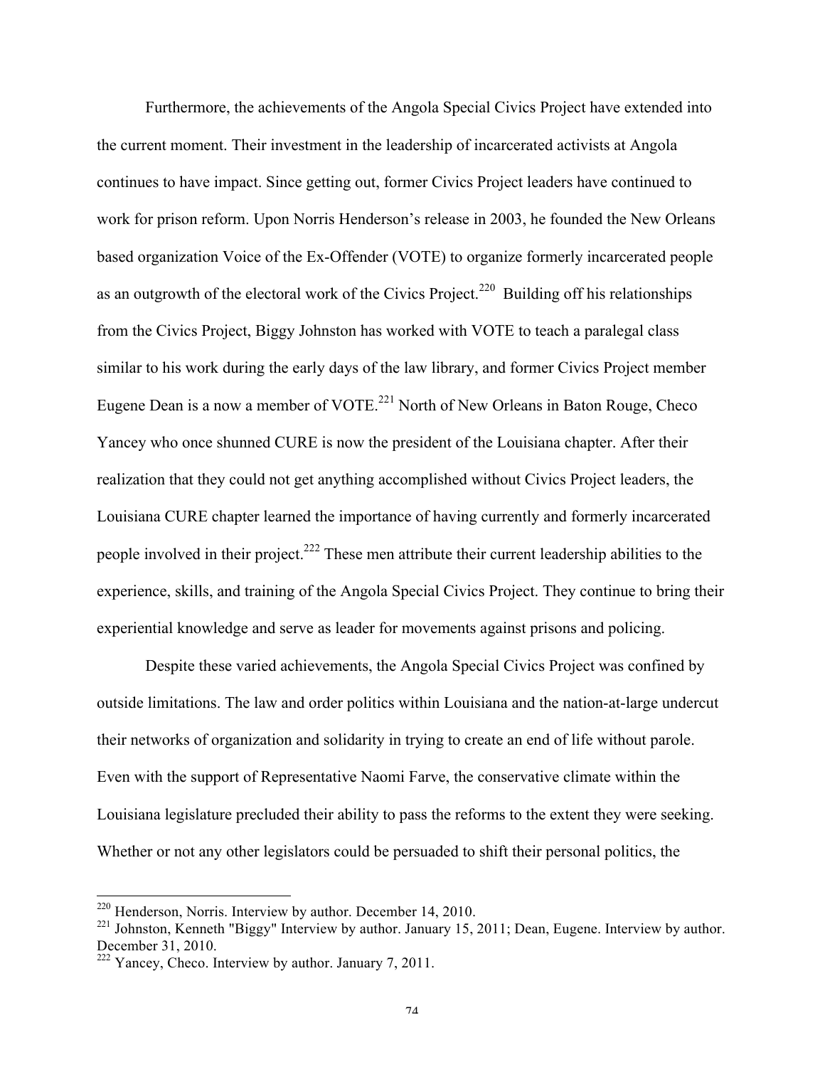Furthermore, the achievements of the Angola Special Civics Project have extended into the current moment. Their investment in the leadership of incarcerated activists at Angola continues to have impact. Since getting out, former Civics Project leaders have continued to work for prison reform. Upon Norris Henderson's release in 2003, he founded the New Orleans based organization Voice of the Ex-Offender (VOTE) to organize formerly incarcerated people as an outgrowth of the electoral work of the Civics Project.[220] Building off his relationships from the Civics Project, Biggy Johnston has worked with VOTE to teach a paralegal class similar to his work during the early days of the law library, and former Civics Project member Eugene Dean is a now a member of VOTE.[221] North of New Orleans in Baton Rouge, Checo Yancey who once shunned CURE is now the president of the Louisiana chapter. After their realization that they could not get anything accomplished without Civics Project leaders, the Louisiana CURE chapter learned the importance of having currently and formerly incarcerated people involved in their project.[222] These men attribute their current leadership abilities to the experience, skills, and training of the Angola Special Civics Project. They continue to bring their experiential knowledge and serve as leader for movements against prisons and policing.

Despite these varied achievements, the Angola Special Civics Project was confined by outside limitations. The law and order politics within Louisiana and the nation-at-large undercut their networks of organization and solidarity in trying to create an end of life without parole. Even with the support of Representative Naomi Farve, the conservative climate within the Louisiana legislature precluded their ability to pass the reforms to the extent they were seeking. Whether or not any other legislators could be persuaded to shift their personal politics, the

---

[220] Henderson, Norris. Interview by author. December 14, 2010.

[221] Johnston, Kenneth "Biggy" Interview by author. January 15, 2011; Dean, Eugene. Interview by author. December 31, 2010.

[222] Yancey, Checo. Interview by author. January 7, 2011.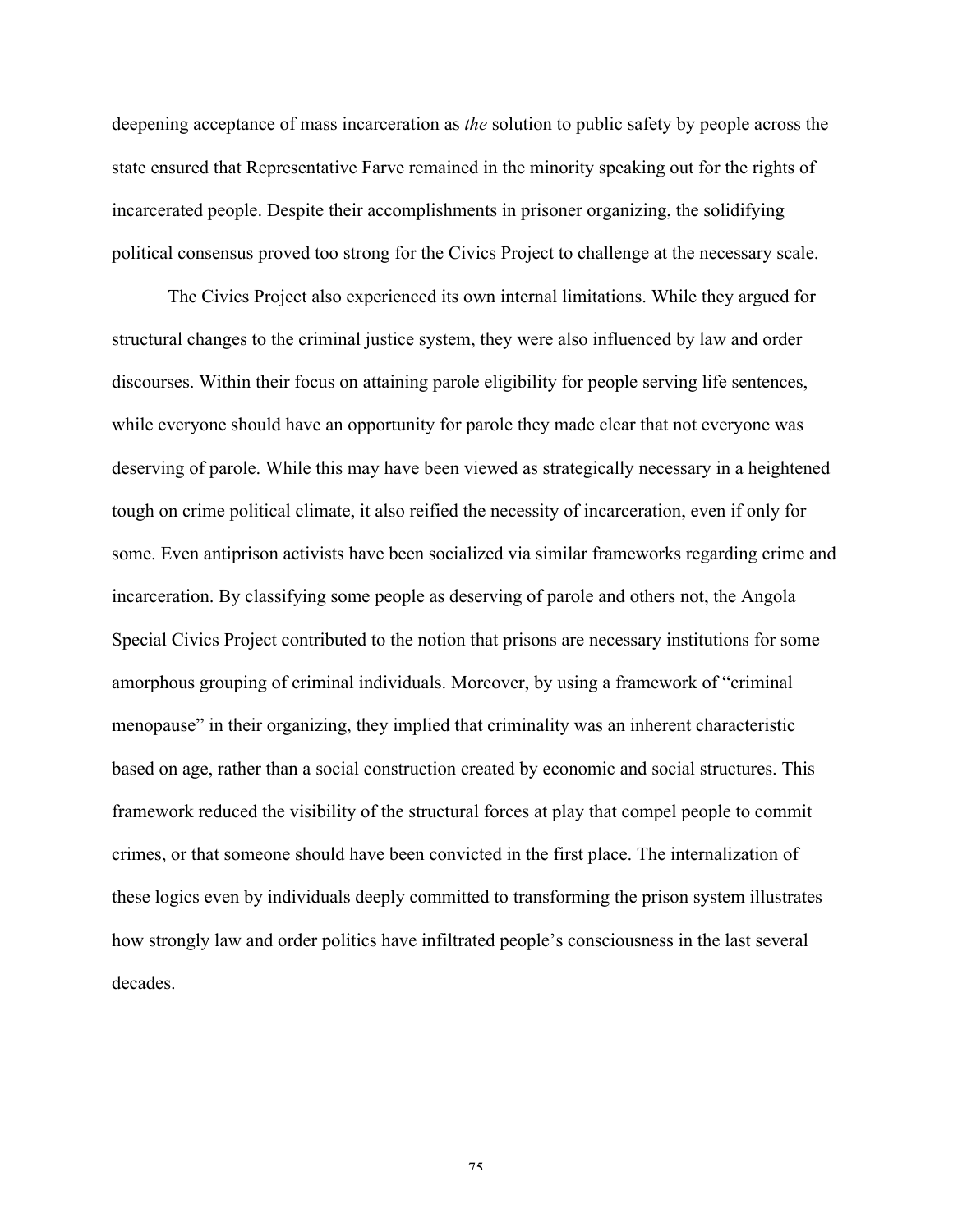deepening acceptance of mass incarceration as *the* solution to public safety by people across the state ensured that Representative Farve remained in the minority speaking out for the rights of incarcerated people. Despite their accomplishments in prisoner organizing, the solidifying political consensus proved too strong for the Civics Project to challenge at the necessary scale.

The Civics Project also experienced its own internal limitations. While they argued for structural changes to the criminal justice system, they were also influenced by law and order discourses. Within their focus on attaining parole eligibility for people serving life sentences, while everyone should have an opportunity for parole they made clear that not everyone was deserving of parole. While this may have been viewed as strategically necessary in a heightened tough on crime political climate, it also reified the necessity of incarceration, even if only for some. Even antiprison activists have been socialized via similar frameworks regarding crime and incarceration. By classifying some people as deserving of parole and others not, the Angola Special Civics Project contributed to the notion that prisons are necessary institutions for some amorphous grouping of criminal individuals. Moreover, by using a framework of "criminal menopause" in their organizing, they implied that criminality was an inherent characteristic based on age, rather than a social construction created by economic and social structures. This framework reduced the visibility of the structural forces at play that compel people to commit crimes, or that someone should have been convicted in the first place. The internalization of these logics even by individuals deeply committed to transforming the prison system illustrates how strongly law and order politics have infiltrated people's consciousness in the last several decades.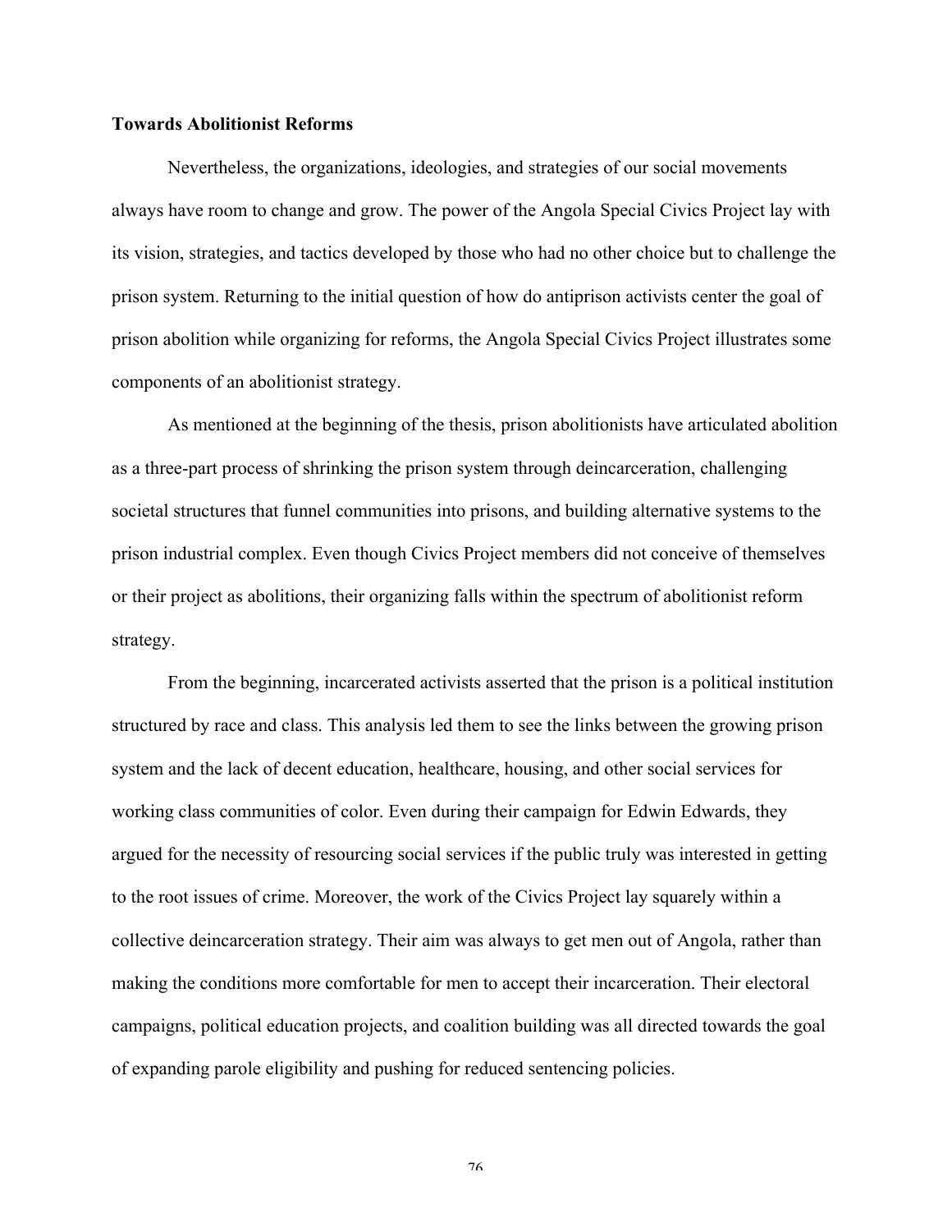**Towards Abolitionist Reforms**

Nevertheless, the organizations, ideologies, and strategies of our social movements always have room to change and grow. The power of the Angola Special Civics Project lay with its vision, strategies, and tactics developed by those who had no other choice but to challenge the prison system. Returning to the initial question of how do antiprison activists center the goal of prison abolition while organizing for reforms, the Angola Special Civics Project illustrates some components of an abolitionist strategy.

As mentioned at the beginning of the thesis, prison abolitionists have articulated abolition as a three-part process of shrinking the prison system through deincarceration, challenging societal structures that funnel communities into prisons, and building alternative systems to the prison industrial complex. Even though Civics Project members did not conceive of themselves or their project as abolitions, their organizing falls within the spectrum of abolitionist reform strategy.

From the beginning, incarcerated activists asserted that the prison is a political institution structured by race and class. This analysis led them to see the links between the growing prison system and the lack of decent education, healthcare, housing, and other social services for working class communities of color. Even during their campaign for Edwin Edwards, they argued for the necessity of resourcing social services if the public truly was interested in getting to the root issues of crime. Moreover, the work of the Civics Project lay squarely within a collective deincarceration strategy. Their aim was always to get men out of Angola, rather than making the conditions more comfortable for men to accept their incarceration. Their electoral campaigns, political education projects, and coalition building was all directed towards the goal of expanding parole eligibility and pushing for reduced sentencing policies.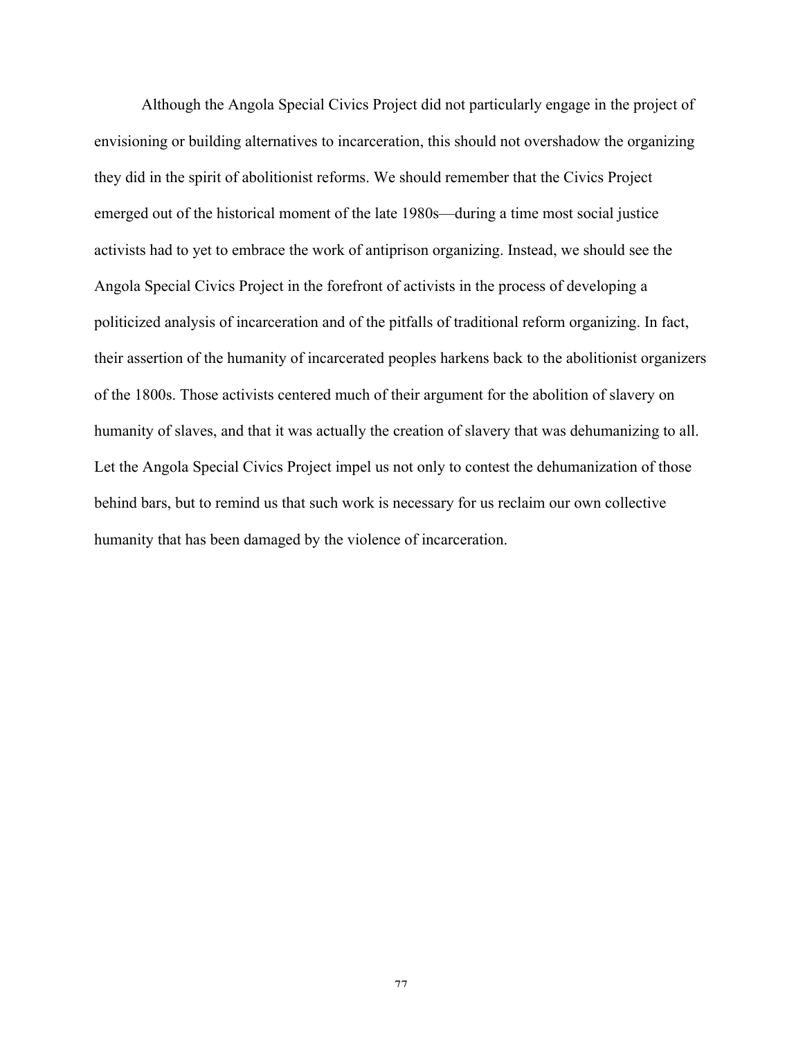Although the Angola Special Civics Project did not particularly engage in the project of envisioning or building alternatives to incarceration, this should not overshadow the organizing they did in the spirit of abolitionist reforms. We should remember that the Civics Project emerged out of the historical moment of the late 1980s—during a time most social justice activists had to yet to embrace the work of antiprison organizing. Instead, we should see the Angola Special Civics Project in the forefront of activists in the process of developing a politicized analysis of incarceration and of the pitfalls of traditional reform organizing. In fact, their assertion of the humanity of incarcerated peoples harkens back to the abolitionist organizers of the 1800s. Those activists centered much of their argument for the abolition of slavery on humanity of slaves, and that it was actually the creation of slavery that was dehumanizing to all. Let the Angola Special Civics Project impel us not only to contest the dehumanization of those behind bars, but to remind us that such work is necessary for us reclaim our own collective humanity that has been damaged by the violence of incarceration.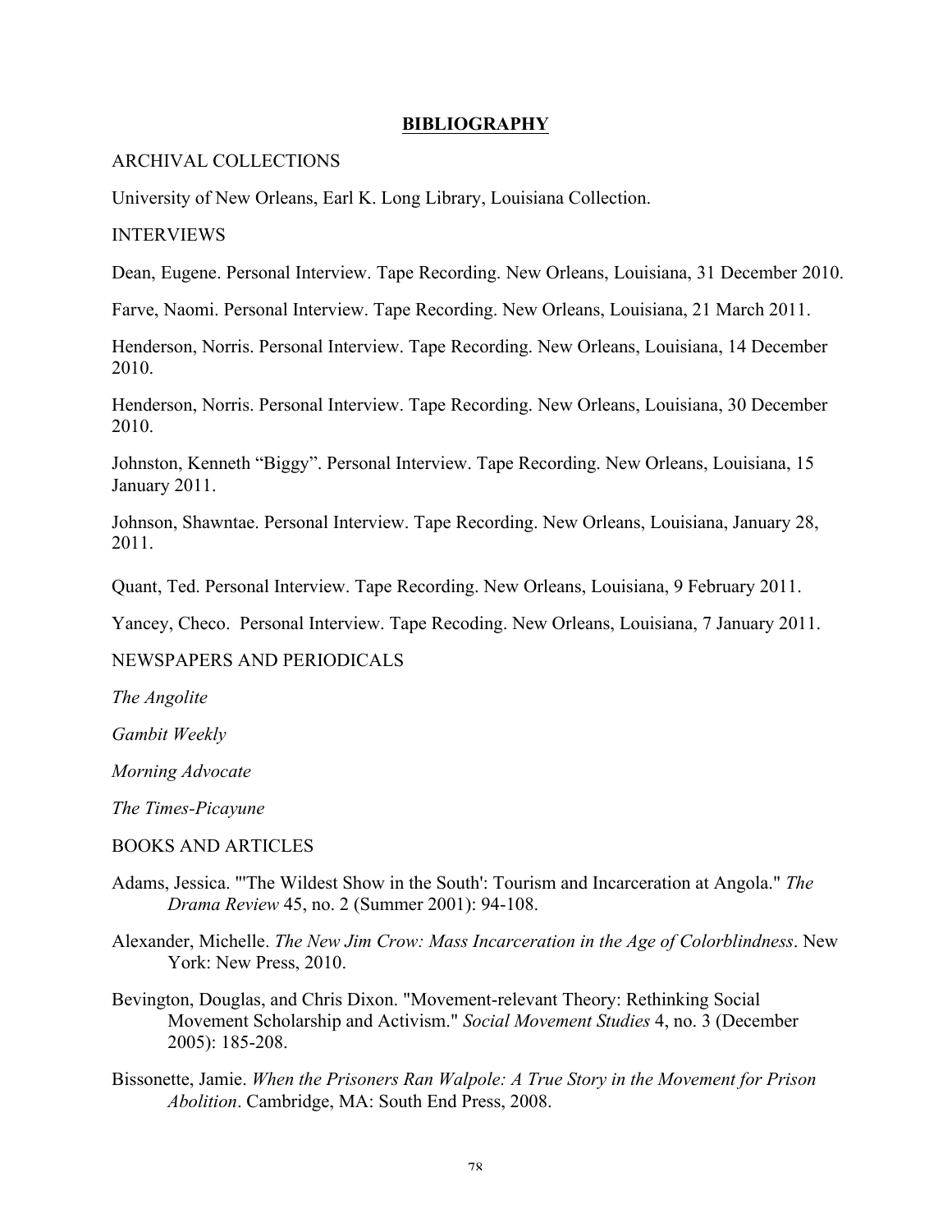# **BIBLIOGRAPHY**

ARCHIVAL COLLECTIONS

University of New Orleans, Earl K. Long Library, Louisiana Collection.

INTERVIEWS

Dean, Eugene. Personal Interview. Tape Recording. New Orleans, Louisiana, 31 December 2010.

Farve, Naomi. Personal Interview. Tape Recording. New Orleans, Louisiana, 21 March 2011.

Henderson, Norris. Personal Interview. Tape Recording. New Orleans, Louisiana, 14 December 2010.

Henderson, Norris. Personal Interview. Tape Recording. New Orleans, Louisiana, 30 December 2010.

Johnston, Kenneth "Biggy". Personal Interview. Tape Recording. New Orleans, Louisiana, 15 January 2011.

Johnson, Shawntae. Personal Interview. Tape Recording. New Orleans, Louisiana, January 28, 2011.

Quant, Ted. Personal Interview. Tape Recording. New Orleans, Louisiana, 9 February 2011.

Yancey, Checo. Personal Interview. Tape Recoding. New Orleans, Louisiana, 7 January 2011.

NEWSPAPERS AND PERIODICALS

*The Angolite*

*Gambit Weekly*

*Morning Advocate*

*The Times-Picayune*

BOOKS AND ARTICLES

Adams, Jessica. "'The Wildest Show in the South': Tourism and Incarceration at Angola." *The Drama Review* 45, no. 2 (Summer 2001): 94-108.

Alexander, Michelle. *The New Jim Crow: Mass Incarceration in the Age of Colorblindness*. New York: New Press, 2010.

Bevington, Douglas, and Chris Dixon. "Movement-relevant Theory: Rethinking Social Movement Scholarship and Activism." *Social Movement Studies* 4, no. 3 (December 2005): 185-208.

Bissonette, Jamie. *When the Prisoners Ran Walpole: A True Story in the Movement for Prison Abolition*. Cambridge, MA: South End Press, 2008.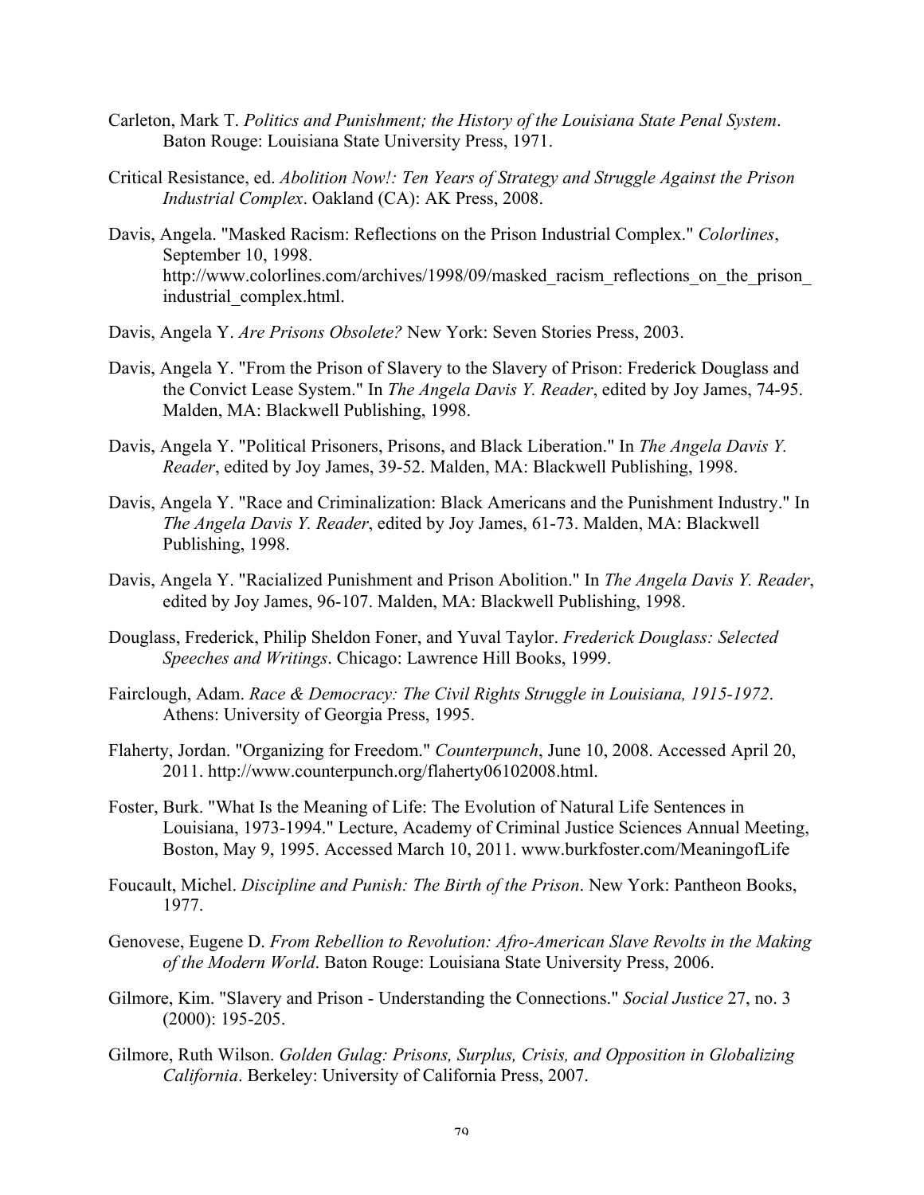Carleton, Mark T. *Politics and Punishment; the History of the Louisiana State Penal System*. Baton Rouge: Louisiana State University Press, 1971.

Critical Resistance, ed. *Abolition Now!: Ten Years of Strategy and Struggle Against the Prison Industrial Complex*. Oakland (CA): AK Press, 2008.

Davis, Angela. "Masked Racism: Reflections on the Prison Industrial Complex." *Colorlines*, September 10, 1998. http://www.colorlines.com/archives/1998/09/masked_racism_reflections_on_the_prison_industrial_complex.html.

Davis, Angela Y. *Are Prisons Obsolete?* New York: Seven Stories Press, 2003.

Davis, Angela Y. "From the Prison of Slavery to the Slavery of Prison: Frederick Douglass and the Convict Lease System." In *The Angela Davis Y. Reader*, edited by Joy James, 74-95. Malden, MA: Blackwell Publishing, 1998.

Davis, Angela Y. "Political Prisoners, Prisons, and Black Liberation." In *The Angela Davis Y. Reader*, edited by Joy James, 39-52. Malden, MA: Blackwell Publishing, 1998.

Davis, Angela Y. "Race and Criminalization: Black Americans and the Punishment Industry." In *The Angela Davis Y. Reader*, edited by Joy James, 61-73. Malden, MA: Blackwell Publishing, 1998.

Davis, Angela Y. "Racialized Punishment and Prison Abolition." In *The Angela Davis Y. Reader*, edited by Joy James, 96-107. Malden, MA: Blackwell Publishing, 1998.

Douglass, Frederick, Philip Sheldon Foner, and Yuval Taylor. *Frederick Douglass: Selected Speeches and Writings*. Chicago: Lawrence Hill Books, 1999.

Fairclough, Adam. *Race & Democracy: The Civil Rights Struggle in Louisiana, 1915-1972*. Athens: University of Georgia Press, 1995.

Flaherty, Jordan. "Organizing for Freedom." *Counterpunch*, June 10, 2008. Accessed April 20, 2011. http://www.counterpunch.org/flaherty06102008.html.

Foster, Burk. "What Is the Meaning of Life: The Evolution of Natural Life Sentences in Louisiana, 1973-1994." Lecture, Academy of Criminal Justice Sciences Annual Meeting, Boston, May 9, 1995. Accessed March 10, 2011. www.burkfoster.com/MeaningofLife

Foucault, Michel. *Discipline and Punish: The Birth of the Prison*. New York: Pantheon Books, 1977.

Genovese, Eugene D. *From Rebellion to Revolution: Afro-American Slave Revolts in the Making of the Modern World*. Baton Rouge: Louisiana State University Press, 2006.

Gilmore, Kim. "Slavery and Prison - Understanding the Connections." *Social Justice* 27, no. 3 (2000): 195-205.

Gilmore, Ruth Wilson. *Golden Gulag: Prisons, Surplus, Crisis, and Opposition in Globalizing California*. Berkeley: University of California Press, 2007.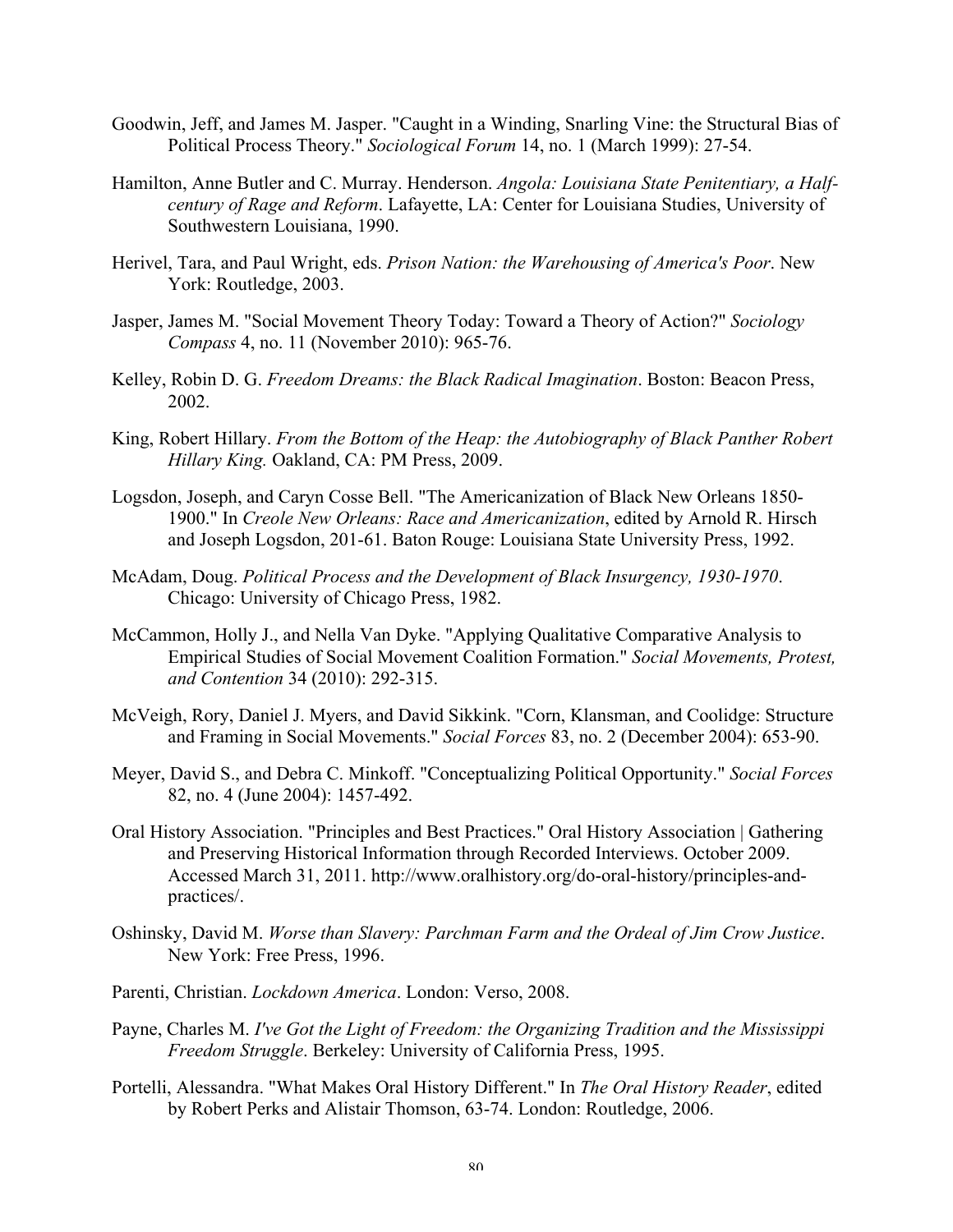Goodwin, Jeff, and James M. Jasper. "Caught in a Winding, Snarling Vine: the Structural Bias of Political Process Theory." *Sociological Forum* 14, no. 1 (March 1999): 27-54.

Hamilton, Anne Butler and C. Murray. Henderson. *Angola: Louisiana State Penitentiary, a Half-century of Rage and Reform*. Lafayette, LA: Center for Louisiana Studies, University of Southwestern Louisiana, 1990.

Herivel, Tara, and Paul Wright, eds. *Prison Nation: the Warehousing of America's Poor*. New York: Routledge, 2003.

Jasper, James M. "Social Movement Theory Today: Toward a Theory of Action?" *Sociology Compass* 4, no. 11 (November 2010): 965-76.

Kelley, Robin D. G. *Freedom Dreams: the Black Radical Imagination*. Boston: Beacon Press, 2002.

King, Robert Hillary. *From the Bottom of the Heap: the Autobiography of Black Panther Robert Hillary King.* Oakland, CA: PM Press, 2009.

Logsdon, Joseph, and Caryn Cosse Bell. "The Americanization of Black New Orleans 1850-1900." In *Creole New Orleans: Race and Americanization*, edited by Arnold R. Hirsch and Joseph Logsdon, 201-61. Baton Rouge: Louisiana State University Press, 1992.

McAdam, Doug. *Political Process and the Development of Black Insurgency, 1930-1970*. Chicago: University of Chicago Press, 1982.

McCammon, Holly J., and Nella Van Dyke. "Applying Qualitative Comparative Analysis to Empirical Studies of Social Movement Coalition Formation." *Social Movements, Protest, and Contention* 34 (2010): 292-315.

McVeigh, Rory, Daniel J. Myers, and David Sikkink. "Corn, Klansman, and Coolidge: Structure and Framing in Social Movements." *Social Forces* 83, no. 2 (December 2004): 653-90.

Meyer, David S., and Debra C. Minkoff. "Conceptualizing Political Opportunity." *Social Forces* 82, no. 4 (June 2004): 1457-492.

Oral History Association. "Principles and Best Practices." Oral History Association | Gathering and Preserving Historical Information through Recorded Interviews. October 2009. Accessed March 31, 2011. http://www.oralhistory.org/do-oral-history/principles-and-practices/.

Oshinsky, David M. *Worse than Slavery: Parchman Farm and the Ordeal of Jim Crow Justice*. New York: Free Press, 1996.

Parenti, Christian. *Lockdown America*. London: Verso, 2008.

Payne, Charles M. *I've Got the Light of Freedom: the Organizing Tradition and the Mississippi Freedom Struggle*. Berkeley: University of California Press, 1995.

Portelli, Alessandra. "What Makes Oral History Different." In *The Oral History Reader*, edited by Robert Perks and Alistair Thomson, 63-74. London: Routledge, 2006.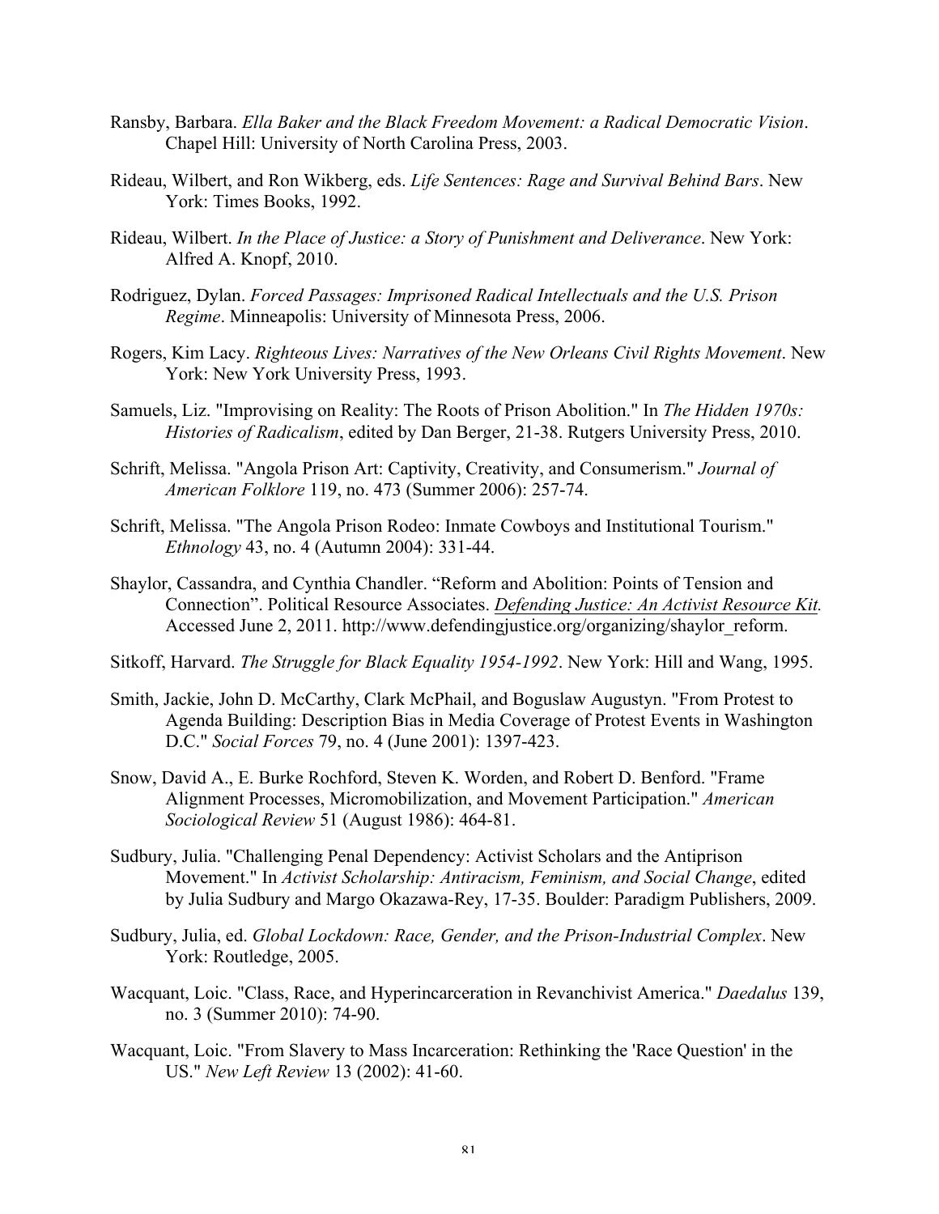Ransby, Barbara. *Ella Baker and the Black Freedom Movement: a Radical Democratic Vision*. Chapel Hill: University of North Carolina Press, 2003.

Rideau, Wilbert, and Ron Wikberg, eds. *Life Sentences: Rage and Survival Behind Bars*. New York: Times Books, 1992.

Rideau, Wilbert. *In the Place of Justice: a Story of Punishment and Deliverance*. New York: Alfred A. Knopf, 2010.

Rodriguez, Dylan. *Forced Passages: Imprisoned Radical Intellectuals and the U.S. Prison Regime*. Minneapolis: University of Minnesota Press, 2006.

Rogers, Kim Lacy. *Righteous Lives: Narratives of the New Orleans Civil Rights Movement*. New York: New York University Press, 1993.

Samuels, Liz. "Improvising on Reality: The Roots of Prison Abolition." In *The Hidden 1970s: Histories of Radicalism*, edited by Dan Berger, 21-38. Rutgers University Press, 2010.

Schrift, Melissa. "Angola Prison Art: Captivity, Creativity, and Consumerism." *Journal of American Folklore* 119, no. 473 (Summer 2006): 257-74.

Schrift, Melissa. "The Angola Prison Rodeo: Inmate Cowboys and Institutional Tourism." *Ethnology* 43, no. 4 (Autumn 2004): 331-44.

Shaylor, Cassandra, and Cynthia Chandler. "Reform and Abolition: Points of Tension and Connection". Political Resource Associates. *Defending Justice: An Activist Resource Kit.* Accessed June 2, 2011. http://www.defendingjustice.org/organizing/shaylor_reform.

Sitkoff, Harvard. *The Struggle for Black Equality 1954-1992*. New York: Hill and Wang, 1995.

Smith, Jackie, John D. McCarthy, Clark McPhail, and Boguslaw Augustyn. "From Protest to Agenda Building: Description Bias in Media Coverage of Protest Events in Washington D.C." *Social Forces* 79, no. 4 (June 2001): 1397-423.

Snow, David A., E. Burke Rochford, Steven K. Worden, and Robert D. Benford. "Frame Alignment Processes, Micromobilization, and Movement Participation." *American Sociological Review* 51 (August 1986): 464-81.

Sudbury, Julia. "Challenging Penal Dependency: Activist Scholars and the Antiprison Movement." In *Activist Scholarship: Antiracism, Feminism, and Social Change*, edited by Julia Sudbury and Margo Okazawa-Rey, 17-35. Boulder: Paradigm Publishers, 2009.

Sudbury, Julia, ed. *Global Lockdown: Race, Gender, and the Prison-Industrial Complex*. New York: Routledge, 2005.

Wacquant, Loic. "Class, Race, and Hyperincarceration in Revanchivist America." *Daedalus* 139, no. 3 (Summer 2010): 74-90.

Wacquant, Loic. "From Slavery to Mass Incarceration: Rethinking the 'Race Question' in the US." *New Left Review* 13 (2002): 41-60.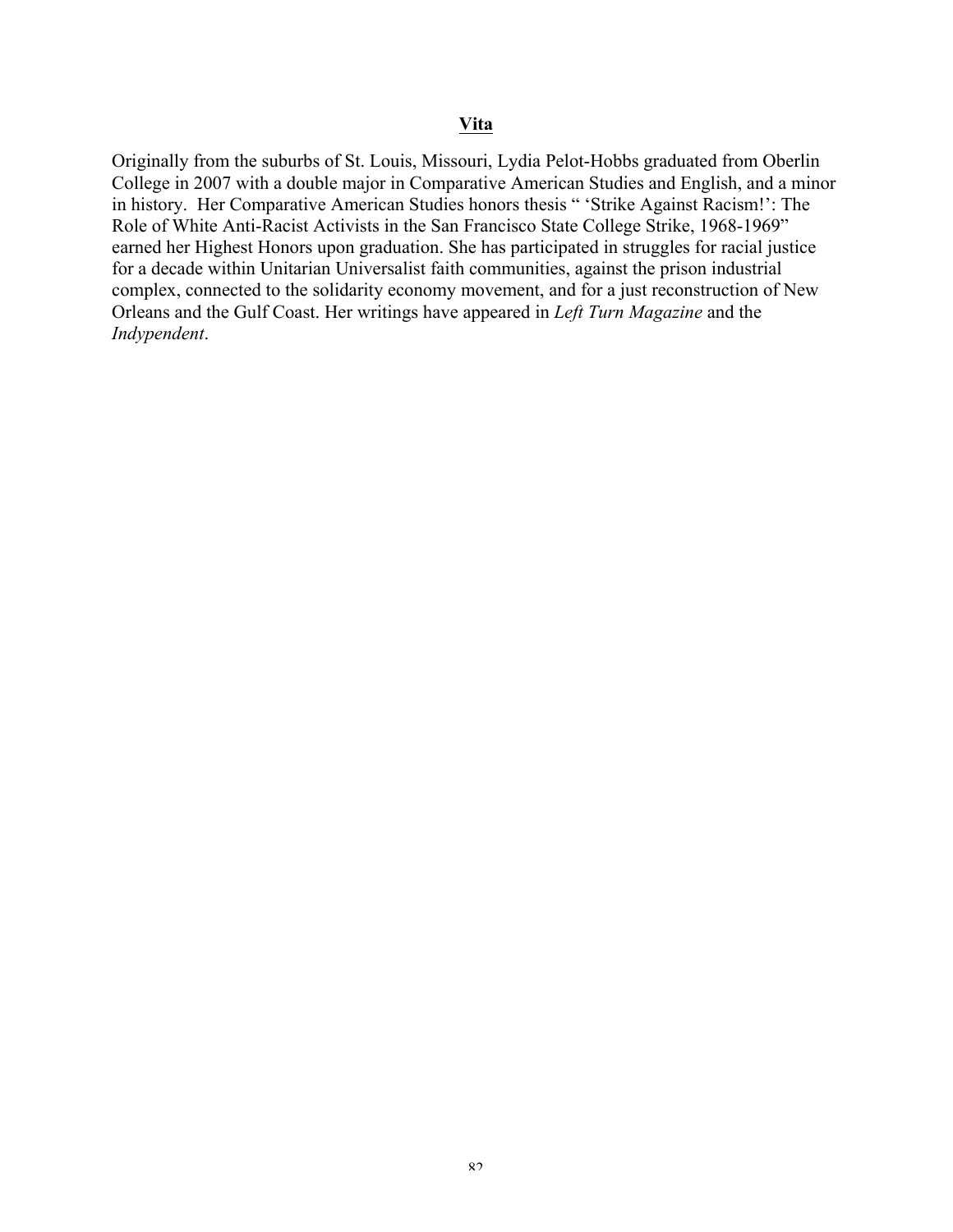## Vita

Originally from the suburbs of St. Louis, Missouri, Lydia Pelot-Hobbs graduated from Oberlin College in 2007 with a double major in Comparative American Studies and English, and a minor in history. Her Comparative American Studies honors thesis " 'Strike Against Racism!': The Role of White Anti-Racist Activists in the San Francisco State College Strike, 1968-1969" earned her Highest Honors upon graduation. She has participated in struggles for racial justice for a decade within Unitarian Universalist faith communities, against the prison industrial complex, connected to the solidarity economy movement, and for a just reconstruction of New Orleans and the Gulf Coast. Her writings have appeared in *Left Turn Magazine* and the *Indypendent*.